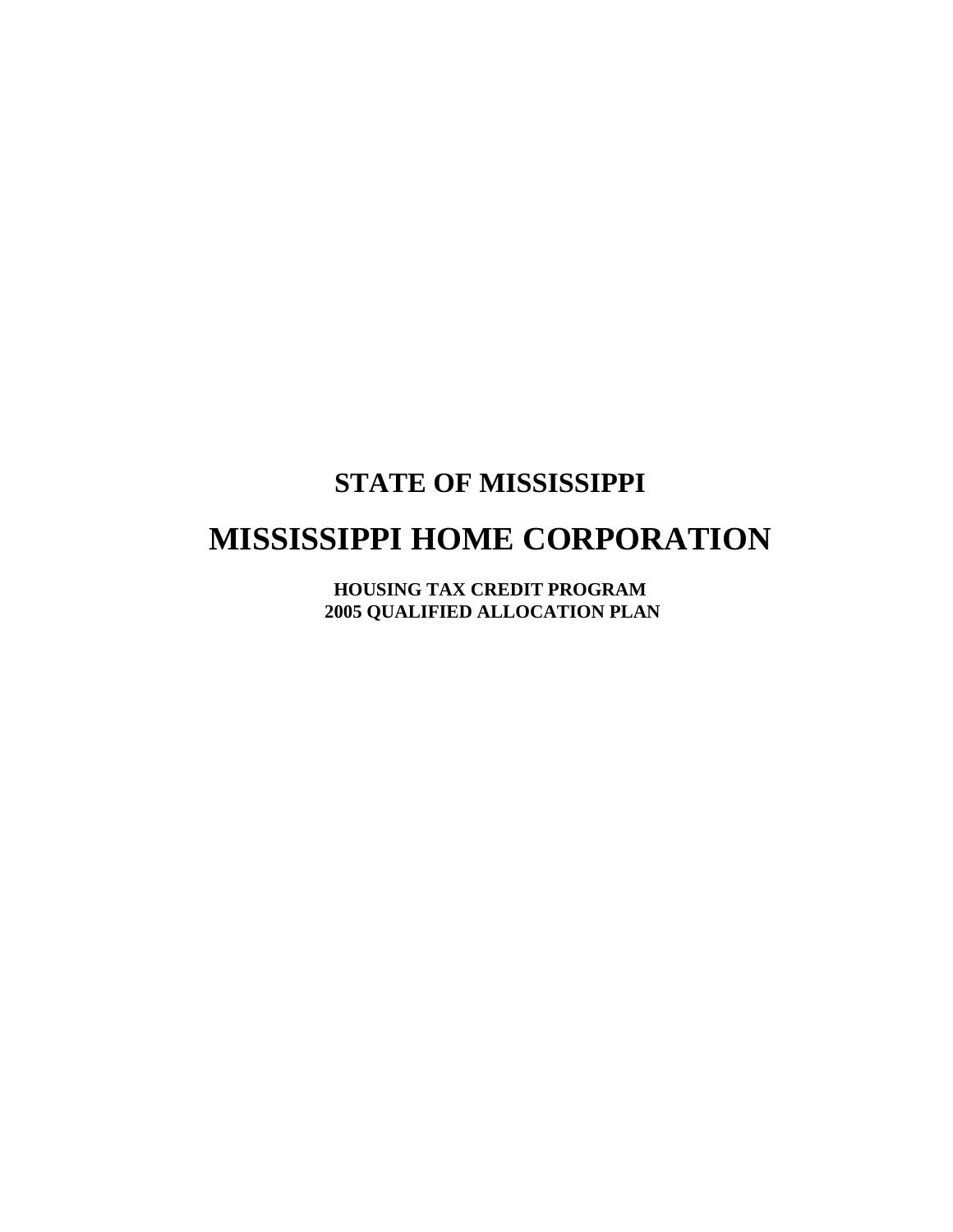# STATE OF MISSISSIPPI

# MISSISSIPPI HOME CORPORATION

**HOUSING TAX CREDIT PROGRAM**
**2005 QUALIFIED ALLOCATION PLAN**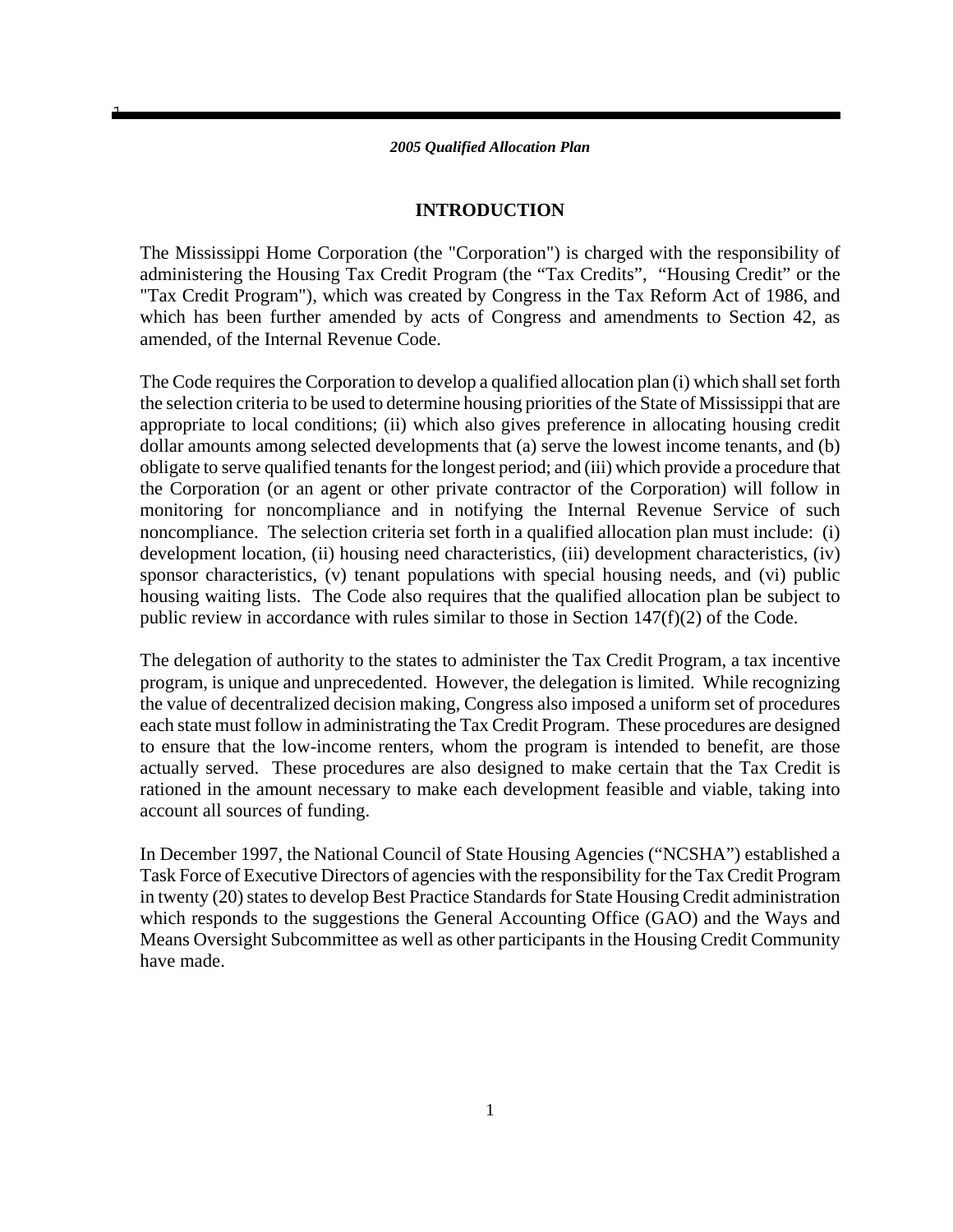## INTRODUCTION

The Mississippi Home Corporation (the "Corporation") is charged with the responsibility of administering the Housing Tax Credit Program (the "Tax Credits", "Housing Credit" or the "Tax Credit Program"), which was created by Congress in the Tax Reform Act of 1986, and which has been further amended by acts of Congress and amendments to Section 42, as amended, of the Internal Revenue Code.

The Code requires the Corporation to develop a qualified allocation plan (i) which shall set forth the selection criteria to be used to determine housing priorities of the State of Mississippi that are appropriate to local conditions; (ii) which also gives preference in allocating housing credit dollar amounts among selected developments that (a) serve the lowest income tenants, and (b) obligate to serve qualified tenants for the longest period; and (iii) which provide a procedure that the Corporation (or an agent or other private contractor of the Corporation) will follow in monitoring for noncompliance and in notifying the Internal Revenue Service of such noncompliance. The selection criteria set forth in a qualified allocation plan must include: (i) development location, (ii) housing need characteristics, (iii) development characteristics, (iv) sponsor characteristics, (v) tenant populations with special housing needs, and (vi) public housing waiting lists. The Code also requires that the qualified allocation plan be subject to public review in accordance with rules similar to those in Section 147(f)(2) of the Code.

The delegation of authority to the states to administer the Tax Credit Program, a tax incentive program, is unique and unprecedented. However, the delegation is limited. While recognizing the value of decentralized decision making, Congress also imposed a uniform set of procedures each state must follow in administrating the Tax Credit Program. These procedures are designed to ensure that the low-income renters, whom the program is intended to benefit, are those actually served. These procedures are also designed to make certain that the Tax Credit is rationed in the amount necessary to make each development feasible and viable, taking into account all sources of funding.

In December 1997, the National Council of State Housing Agencies ("NCSHA") established a Task Force of Executive Directors of agencies with the responsibility for the Tax Credit Program in twenty (20) states to develop Best Practice Standards for State Housing Credit administration which responds to the suggestions the General Accounting Office (GAO) and the Ways and Means Oversight Subcommittee as well as other participants in the Housing Credit Community have made.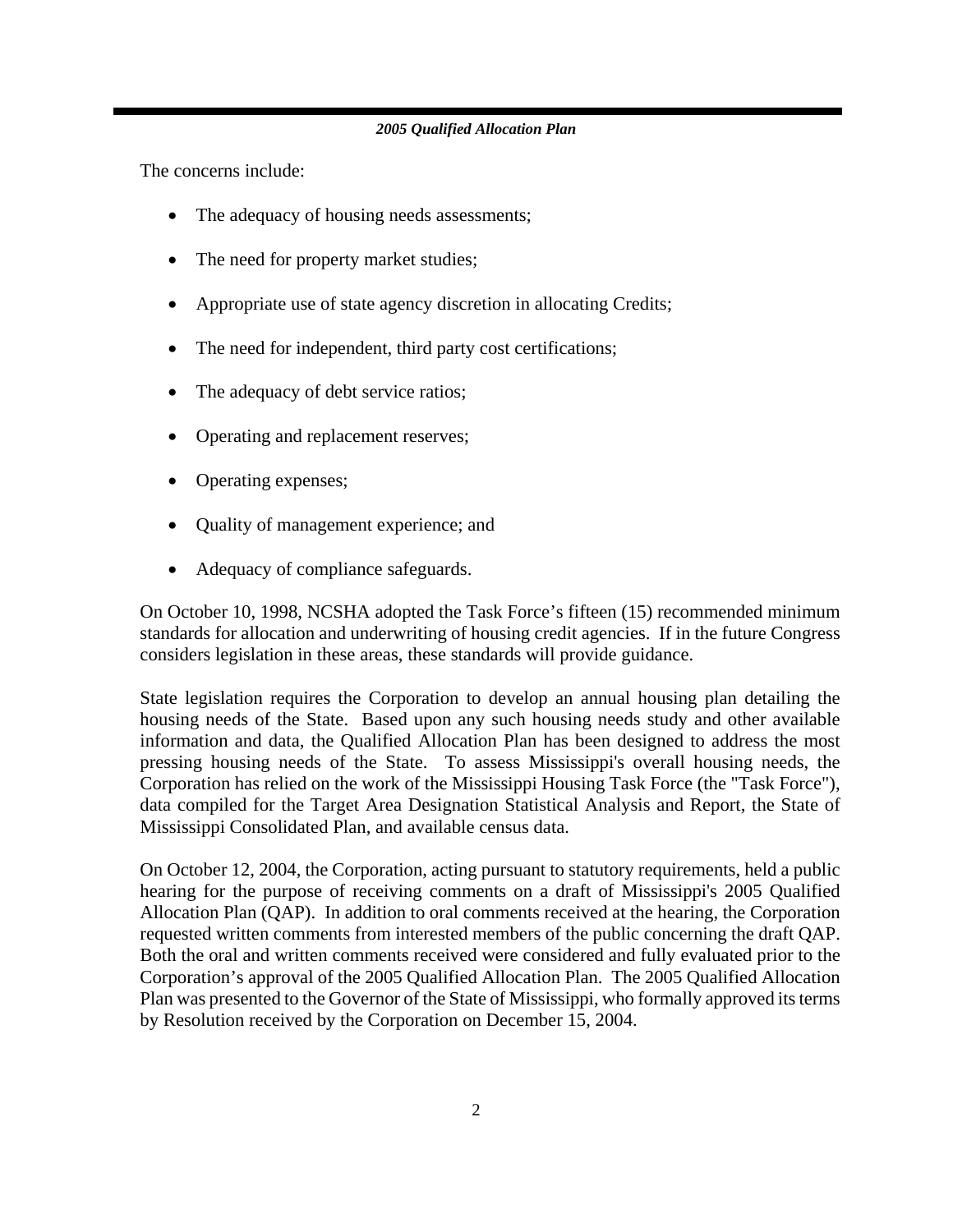The concerns include:

- The adequacy of housing needs assessments;
- The need for property market studies;
- Appropriate use of state agency discretion in allocating Credits;
- The need for independent, third party cost certifications;
- The adequacy of debt service ratios;
- Operating and replacement reserves;
- Operating expenses;
- Quality of management experience; and
- Adequacy of compliance safeguards.

On October 10, 1998, NCSHA adopted the Task Force's fifteen (15) recommended minimum standards for allocation and underwriting of housing credit agencies. If in the future Congress considers legislation in these areas, these standards will provide guidance.

State legislation requires the Corporation to develop an annual housing plan detailing the housing needs of the State. Based upon any such housing needs study and other available information and data, the Qualified Allocation Plan has been designed to address the most pressing housing needs of the State. To assess Mississippi's overall housing needs, the Corporation has relied on the work of the Mississippi Housing Task Force (the "Task Force"), data compiled for the Target Area Designation Statistical Analysis and Report, the State of Mississippi Consolidated Plan, and available census data.

On October 12, 2004, the Corporation, acting pursuant to statutory requirements, held a public hearing for the purpose of receiving comments on a draft of Mississippi's 2005 Qualified Allocation Plan (QAP). In addition to oral comments received at the hearing, the Corporation requested written comments from interested members of the public concerning the draft QAP. Both the oral and written comments received were considered and fully evaluated prior to the Corporation's approval of the 2005 Qualified Allocation Plan. The 2005 Qualified Allocation Plan was presented to the Governor of the State of Mississippi, who formally approved its terms by Resolution received by the Corporation on December 15, 2004.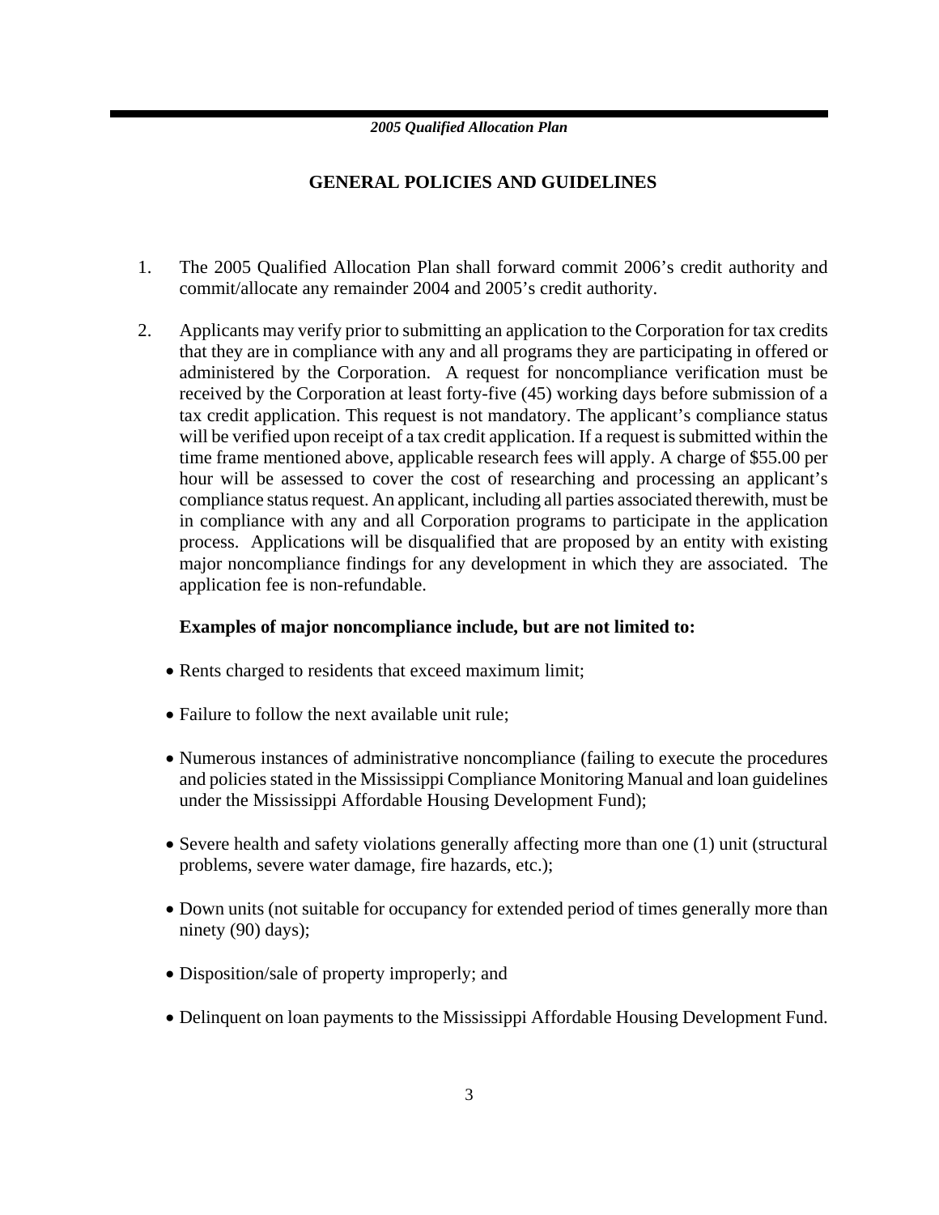## GENERAL POLICIES AND GUIDELINES

1. The 2005 Qualified Allocation Plan shall forward commit 2006's credit authority and commit/allocate any remainder 2004 and 2005's credit authority.

2. Applicants may verify prior to submitting an application to the Corporation for tax credits that they are in compliance with any and all programs they are participating in offered or administered by the Corporation. A request for noncompliance verification must be received by the Corporation at least forty-five (45) working days before submission of a tax credit application. This request is not mandatory. The applicant's compliance status will be verified upon receipt of a tax credit application. If a request is submitted within the time frame mentioned above, applicable research fees will apply. A charge of $55.00 per hour will be assessed to cover the cost of researching and processing an applicant's compliance status request. An applicant, including all parties associated therewith, must be in compliance with any and all Corporation programs to participate in the application process. Applications will be disqualified that are proposed by an entity with existing major noncompliance findings for any development in which they are associated. The application fee is non-refundable.

   **Examples of major noncompliance include, but are not limited to:**

   - Rents charged to residents that exceed maximum limit;
   - Failure to follow the next available unit rule;
   - Numerous instances of administrative noncompliance (failing to execute the procedures and policies stated in the Mississippi Compliance Monitoring Manual and loan guidelines under the Mississippi Affordable Housing Development Fund);
   - Severe health and safety violations generally affecting more than one (1) unit (structural problems, severe water damage, fire hazards, etc.);
   - Down units (not suitable for occupancy for extended period of times generally more than ninety (90) days);
   - Disposition/sale of property improperly; and
   - Delinquent on loan payments to the Mississippi Affordable Housing Development Fund.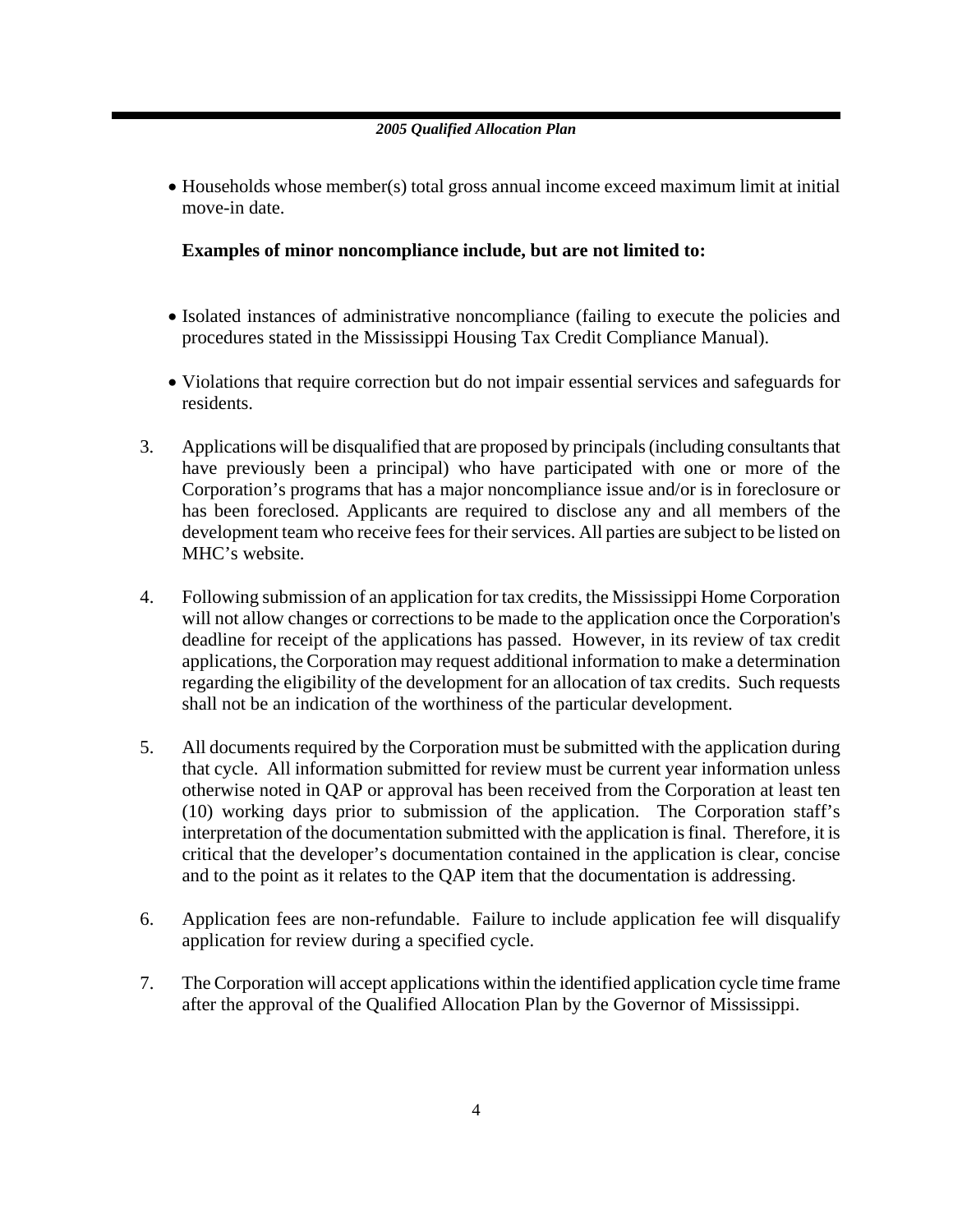- Households whose member(s) total gross annual income exceed maximum limit at initial move-in date.

**Examples of minor noncompliance include, but are not limited to:**

- Isolated instances of administrative noncompliance (failing to execute the policies and procedures stated in the Mississippi Housing Tax Credit Compliance Manual).
- Violations that require correction but do not impair essential services and safeguards for residents.

3. Applications will be disqualified that are proposed by principals (including consultants that have previously been a principal) who have participated with one or more of the Corporation's programs that has a major noncompliance issue and/or is in foreclosure or has been foreclosed. Applicants are required to disclose any and all members of the development team who receive fees for their services. All parties are subject to be listed on MHC's website.

4. Following submission of an application for tax credits, the Mississippi Home Corporation will not allow changes or corrections to be made to the application once the Corporation's deadline for receipt of the applications has passed. However, in its review of tax credit applications, the Corporation may request additional information to make a determination regarding the eligibility of the development for an allocation of tax credits. Such requests shall not be an indication of the worthiness of the particular development.

5. All documents required by the Corporation must be submitted with the application during that cycle. All information submitted for review must be current year information unless otherwise noted in QAP or approval has been received from the Corporation at least ten (10) working days prior to submission of the application. The Corporation staff's interpretation of the documentation submitted with the application is final. Therefore, it is critical that the developer's documentation contained in the application is clear, concise and to the point as it relates to the QAP item that the documentation is addressing.

6. Application fees are non-refundable. Failure to include application fee will disqualify application for review during a specified cycle.

7. The Corporation will accept applications within the identified application cycle time frame after the approval of the Qualified Allocation Plan by the Governor of Mississippi.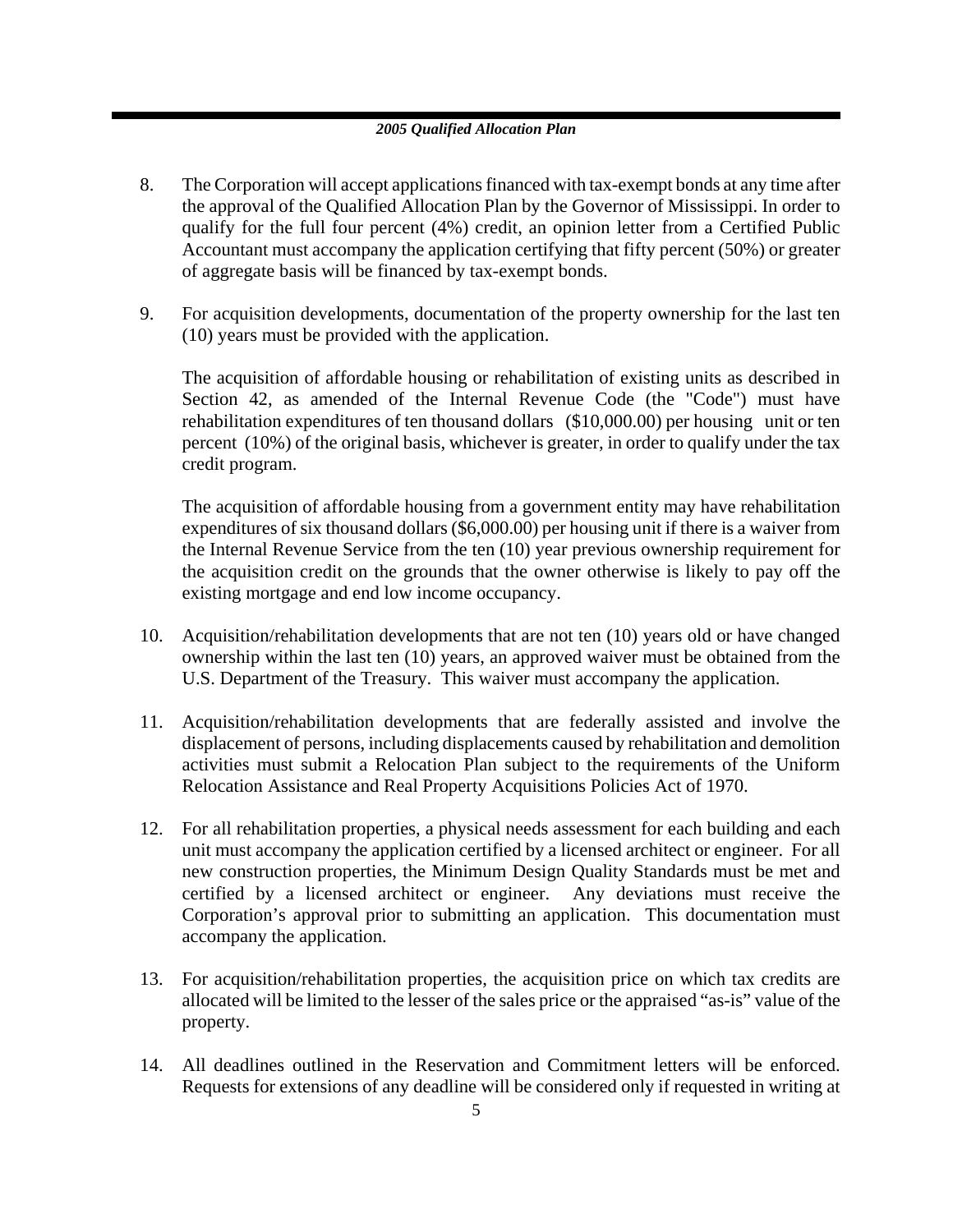8. The Corporation will accept applications financed with tax-exempt bonds at any time after the approval of the Qualified Allocation Plan by the Governor of Mississippi. In order to qualify for the full four percent (4%) credit, an opinion letter from a Certified Public Accountant must accompany the application certifying that fifty percent (50%) or greater of aggregate basis will be financed by tax-exempt bonds.

9. For acquisition developments, documentation of the property ownership for the last ten (10) years must be provided with the application.

   The acquisition of affordable housing or rehabilitation of existing units as described in Section 42, as amended of the Internal Revenue Code (the "Code") must have rehabilitation expenditures of ten thousand dollars ($10,000.00) per housing unit or ten percent (10%) of the original basis, whichever is greater, in order to qualify under the tax credit program.

   The acquisition of affordable housing from a government entity may have rehabilitation expenditures of six thousand dollars ($6,000.00) per housing unit if there is a waiver from the Internal Revenue Service from the ten (10) year previous ownership requirement for the acquisition credit on the grounds that the owner otherwise is likely to pay off the existing mortgage and end low income occupancy.

10. Acquisition/rehabilitation developments that are not ten (10) years old or have changed ownership within the last ten (10) years, an approved waiver must be obtained from the U.S. Department of the Treasury. This waiver must accompany the application.

11. Acquisition/rehabilitation developments that are federally assisted and involve the displacement of persons, including displacements caused by rehabilitation and demolition activities must submit a Relocation Plan subject to the requirements of the Uniform Relocation Assistance and Real Property Acquisitions Policies Act of 1970.

12. For all rehabilitation properties, a physical needs assessment for each building and each unit must accompany the application certified by a licensed architect or engineer. For all new construction properties, the Minimum Design Quality Standards must be met and certified by a licensed architect or engineer. Any deviations must receive the Corporation's approval prior to submitting an application. This documentation must accompany the application.

13. For acquisition/rehabilitation properties, the acquisition price on which tax credits are allocated will be limited to the lesser of the sales price or the appraised "as-is" value of the property.

14. All deadlines outlined in the Reservation and Commitment letters will be enforced. Requests for extensions of any deadline will be considered only if requested in writing at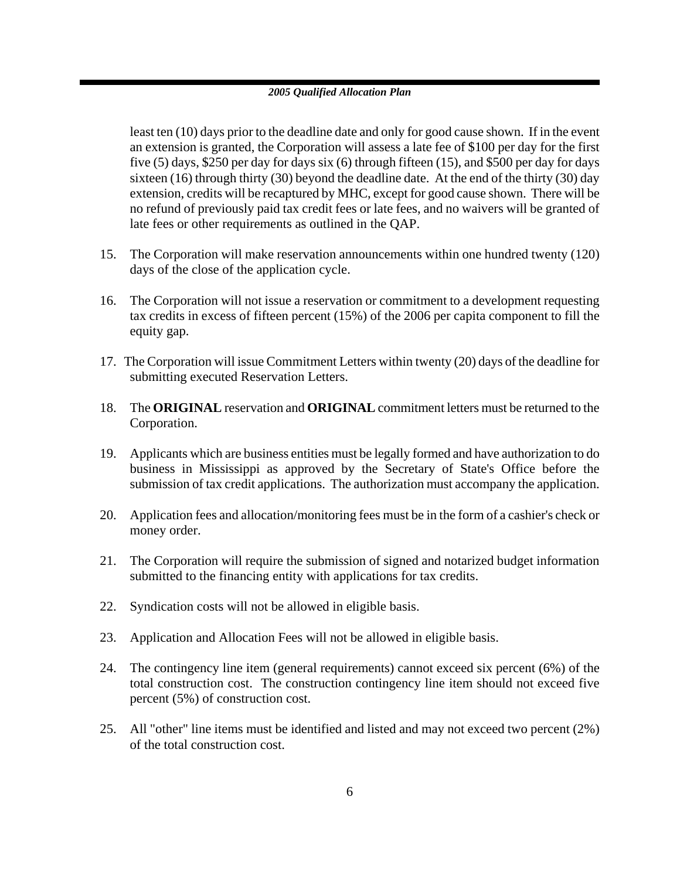least ten (10) days prior to the deadline date and only for good cause shown. If in the event an extension is granted, the Corporation will assess a late fee of $100 per day for the first five (5) days, $250 per day for days six (6) through fifteen (15), and $500 per day for days sixteen (16) through thirty (30) beyond the deadline date. At the end of the thirty (30) day extension, credits will be recaptured by MHC, except for good cause shown. There will be no refund of previously paid tax credit fees or late fees, and no waivers will be granted of late fees or other requirements as outlined in the QAP.

15. The Corporation will make reservation announcements within one hundred twenty (120) days of the close of the application cycle.

16. The Corporation will not issue a reservation or commitment to a development requesting tax credits in excess of fifteen percent (15%) of the 2006 per capita component to fill the equity gap.

17. The Corporation will issue Commitment Letters within twenty (20) days of the deadline for submitting executed Reservation Letters.

18. The **ORIGINAL** reservation and **ORIGINAL** commitment letters must be returned to the Corporation.

19. Applicants which are business entities must be legally formed and have authorization to do business in Mississippi as approved by the Secretary of State's Office before the submission of tax credit applications. The authorization must accompany the application.

20. Application fees and allocation/monitoring fees must be in the form of a cashier's check or money order.

21. The Corporation will require the submission of signed and notarized budget information submitted to the financing entity with applications for tax credits.

22. Syndication costs will not be allowed in eligible basis.

23. Application and Allocation Fees will not be allowed in eligible basis.

24. The contingency line item (general requirements) cannot exceed six percent (6%) of the total construction cost. The construction contingency line item should not exceed five percent (5%) of construction cost.

25. All "other" line items must be identified and listed and may not exceed two percent (2%) of the total construction cost.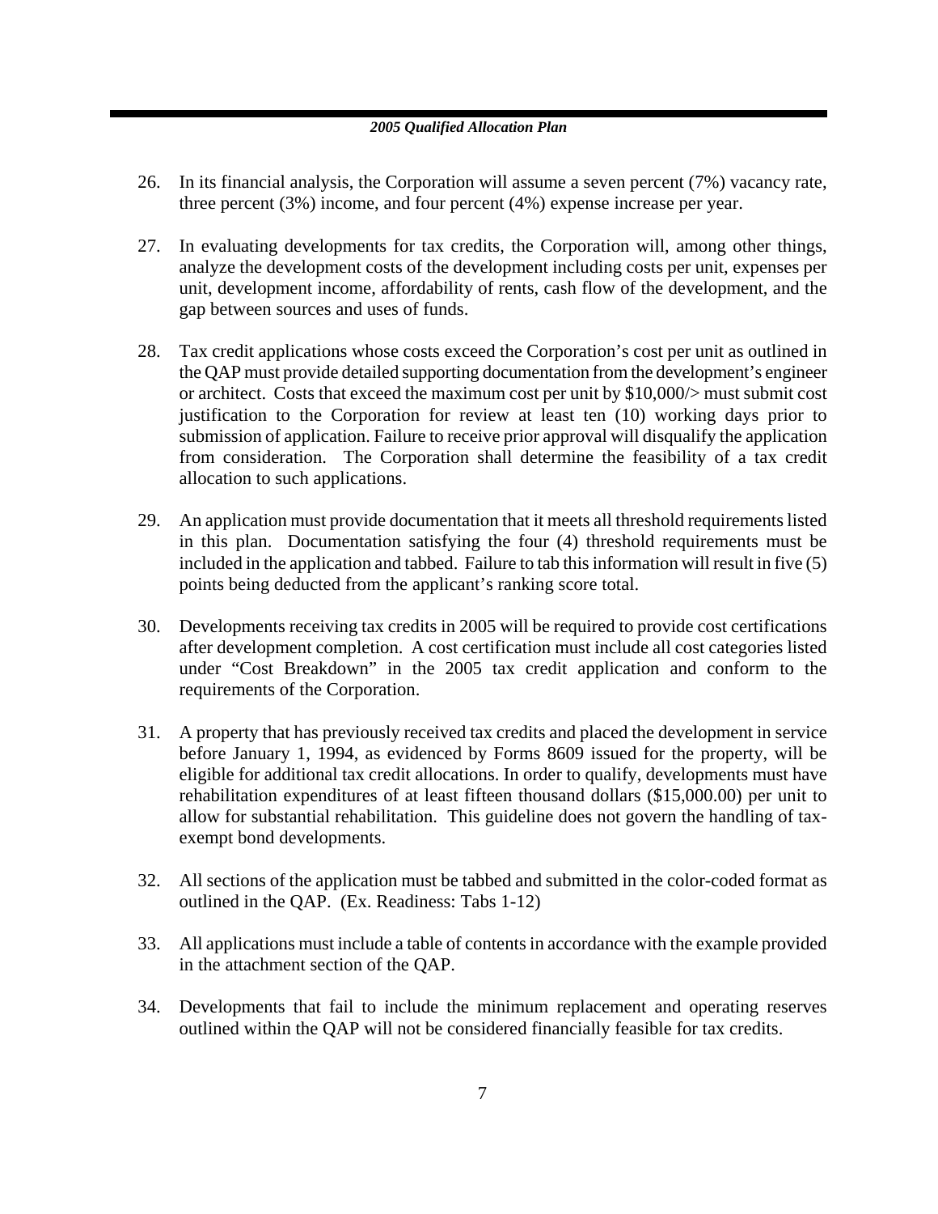26. In its financial analysis, the Corporation will assume a seven percent (7%) vacancy rate, three percent (3%) income, and four percent (4%) expense increase per year.

27. In evaluating developments for tax credits, the Corporation will, among other things, analyze the development costs of the development including costs per unit, expenses per unit, development income, affordability of rents, cash flow of the development, and the gap between sources and uses of funds.

28. Tax credit applications whose costs exceed the Corporation's cost per unit as outlined in the QAP must provide detailed supporting documentation from the development's engineer or architect. Costs that exceed the maximum cost per unit by $10,000/> must submit cost justification to the Corporation for review at least ten (10) working days prior to submission of application. Failure to receive prior approval will disqualify the application from consideration. The Corporation shall determine the feasibility of a tax credit allocation to such applications.

29. An application must provide documentation that it meets all threshold requirements listed in this plan. Documentation satisfying the four (4) threshold requirements must be included in the application and tabbed. Failure to tab this information will result in five (5) points being deducted from the applicant's ranking score total.

30. Developments receiving tax credits in 2005 will be required to provide cost certifications after development completion. A cost certification must include all cost categories listed under "Cost Breakdown" in the 2005 tax credit application and conform to the requirements of the Corporation.

31. A property that has previously received tax credits and placed the development in service before January 1, 1994, as evidenced by Forms 8609 issued for the property, will be eligible for additional tax credit allocations. In order to qualify, developments must have rehabilitation expenditures of at least fifteen thousand dollars ($15,000.00) per unit to allow for substantial rehabilitation. This guideline does not govern the handling of tax-exempt bond developments.

32. All sections of the application must be tabbed and submitted in the color-coded format as outlined in the QAP. (Ex. Readiness: Tabs 1-12)

33. All applications must include a table of contents in accordance with the example provided in the attachment section of the QAP.

34. Developments that fail to include the minimum replacement and operating reserves outlined within the QAP will not be considered financially feasible for tax credits.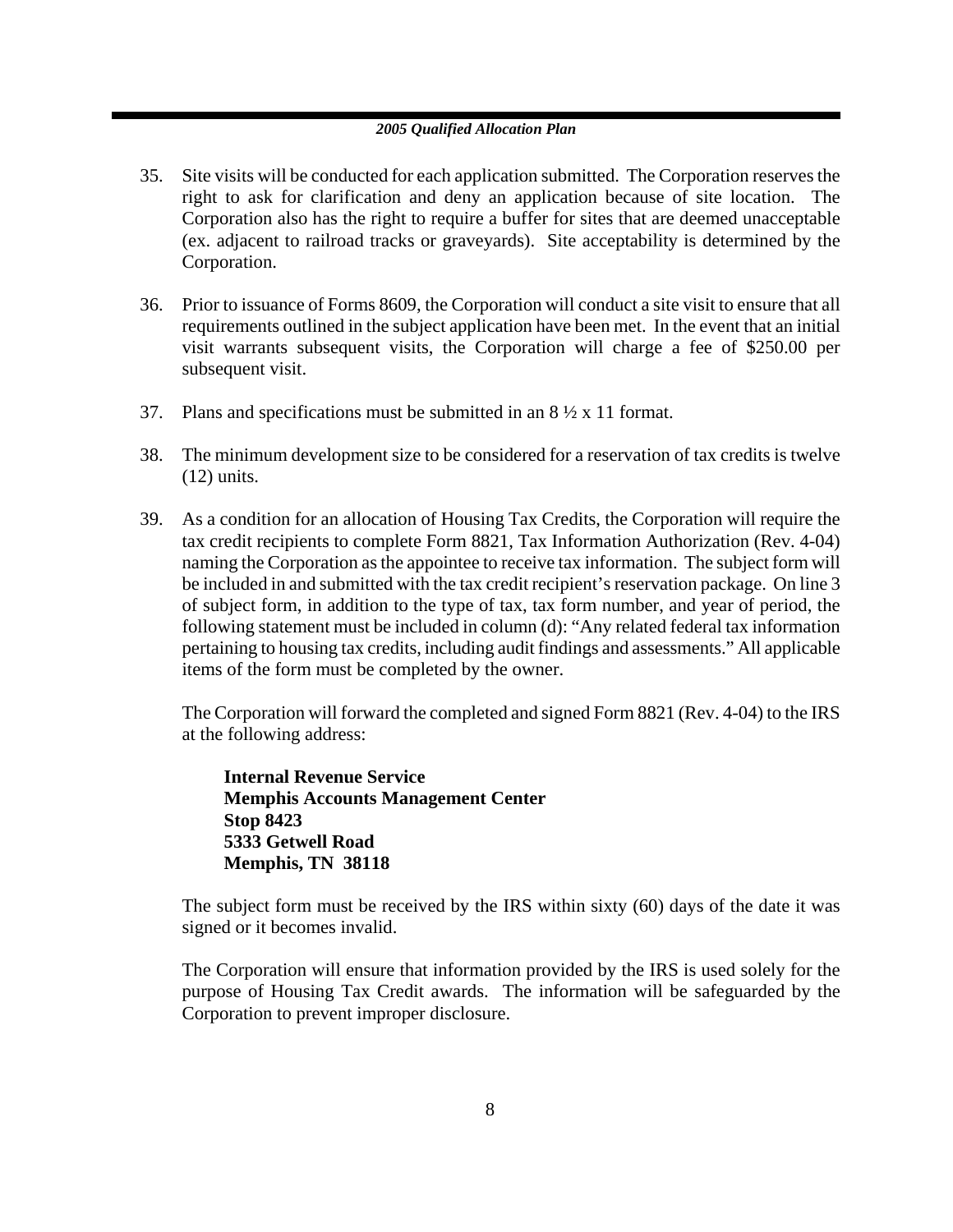35. Site visits will be conducted for each application submitted. The Corporation reserves the right to ask for clarification and deny an application because of site location. The Corporation also has the right to require a buffer for sites that are deemed unacceptable (ex. adjacent to railroad tracks or graveyards). Site acceptability is determined by the Corporation.

36. Prior to issuance of Forms 8609, the Corporation will conduct a site visit to ensure that all requirements outlined in the subject application have been met. In the event that an initial visit warrants subsequent visits, the Corporation will charge a fee of $250.00 per subsequent visit.

37. Plans and specifications must be submitted in an 8 ½ x 11 format.

38. The minimum development size to be considered for a reservation of tax credits is twelve (12) units.

39. As a condition for an allocation of Housing Tax Credits, the Corporation will require the tax credit recipients to complete Form 8821, Tax Information Authorization (Rev. 4-04) naming the Corporation as the appointee to receive tax information. The subject form will be included in and submitted with the tax credit recipient's reservation package. On line 3 of subject form, in addition to the type of tax, tax form number, and year of period, the following statement must be included in column (d): "Any related federal tax information pertaining to housing tax credits, including audit findings and assessments." All applicable items of the form must be completed by the owner.

    The Corporation will forward the completed and signed Form 8821 (Rev. 4-04) to the IRS at the following address:

    **Internal Revenue Service**
    **Memphis Accounts Management Center**
    **Stop 8423**
    **5333 Getwell Road**
    **Memphis, TN 38118**

    The subject form must be received by the IRS within sixty (60) days of the date it was signed or it becomes invalid.

    The Corporation will ensure that information provided by the IRS is used solely for the purpose of Housing Tax Credit awards. The information will be safeguarded by the Corporation to prevent improper disclosure.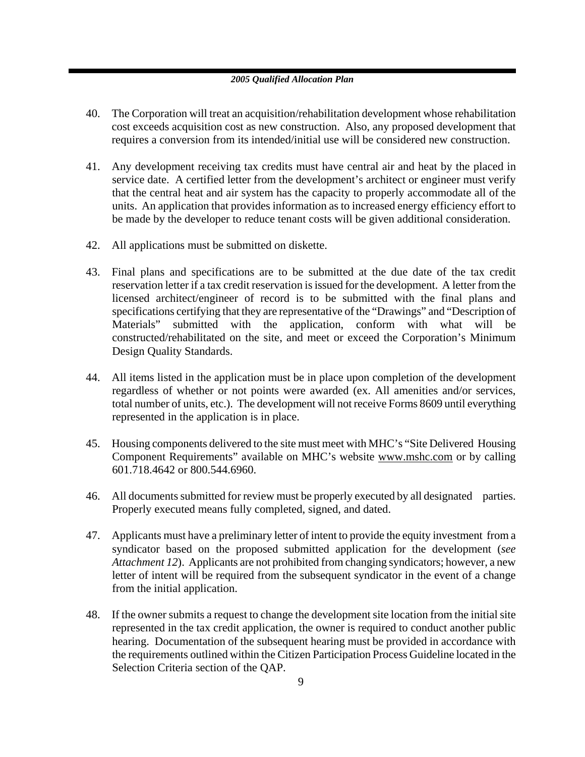40. The Corporation will treat an acquisition/rehabilitation development whose rehabilitation cost exceeds acquisition cost as new construction. Also, any proposed development that requires a conversion from its intended/initial use will be considered new construction.

41. Any development receiving tax credits must have central air and heat by the placed in service date. A certified letter from the development's architect or engineer must verify that the central heat and air system has the capacity to properly accommodate all of the units. An application that provides information as to increased energy efficiency effort to be made by the developer to reduce tenant costs will be given additional consideration.

42. All applications must be submitted on diskette.

43. Final plans and specifications are to be submitted at the due date of the tax credit reservation letter if a tax credit reservation is issued for the development. A letter from the licensed architect/engineer of record is to be submitted with the final plans and specifications certifying that they are representative of the "Drawings" and "Description of Materials" submitted with the application, conform with what will be constructed/rehabilitated on the site, and meet or exceed the Corporation's Minimum Design Quality Standards.

44. All items listed in the application must be in place upon completion of the development regardless of whether or not points were awarded (ex. All amenities and/or services, total number of units, etc.). The development will not receive Forms 8609 until everything represented in the application is in place.

45. Housing components delivered to the site must meet with MHC's "Site Delivered Housing Component Requirements" available on MHC's website www.mshc.com or by calling 601.718.4642 or 800.544.6960.

46. All documents submitted for review must be properly executed by all designated parties. Properly executed means fully completed, signed, and dated.

47. Applicants must have a preliminary letter of intent to provide the equity investment from a syndicator based on the proposed submitted application for the development (*see Attachment 12*). Applicants are not prohibited from changing syndicators; however, a new letter of intent will be required from the subsequent syndicator in the event of a change from the initial application.

48. If the owner submits a request to change the development site location from the initial site represented in the tax credit application, the owner is required to conduct another public hearing. Documentation of the subsequent hearing must be provided in accordance with the requirements outlined within the Citizen Participation Process Guideline located in the Selection Criteria section of the QAP.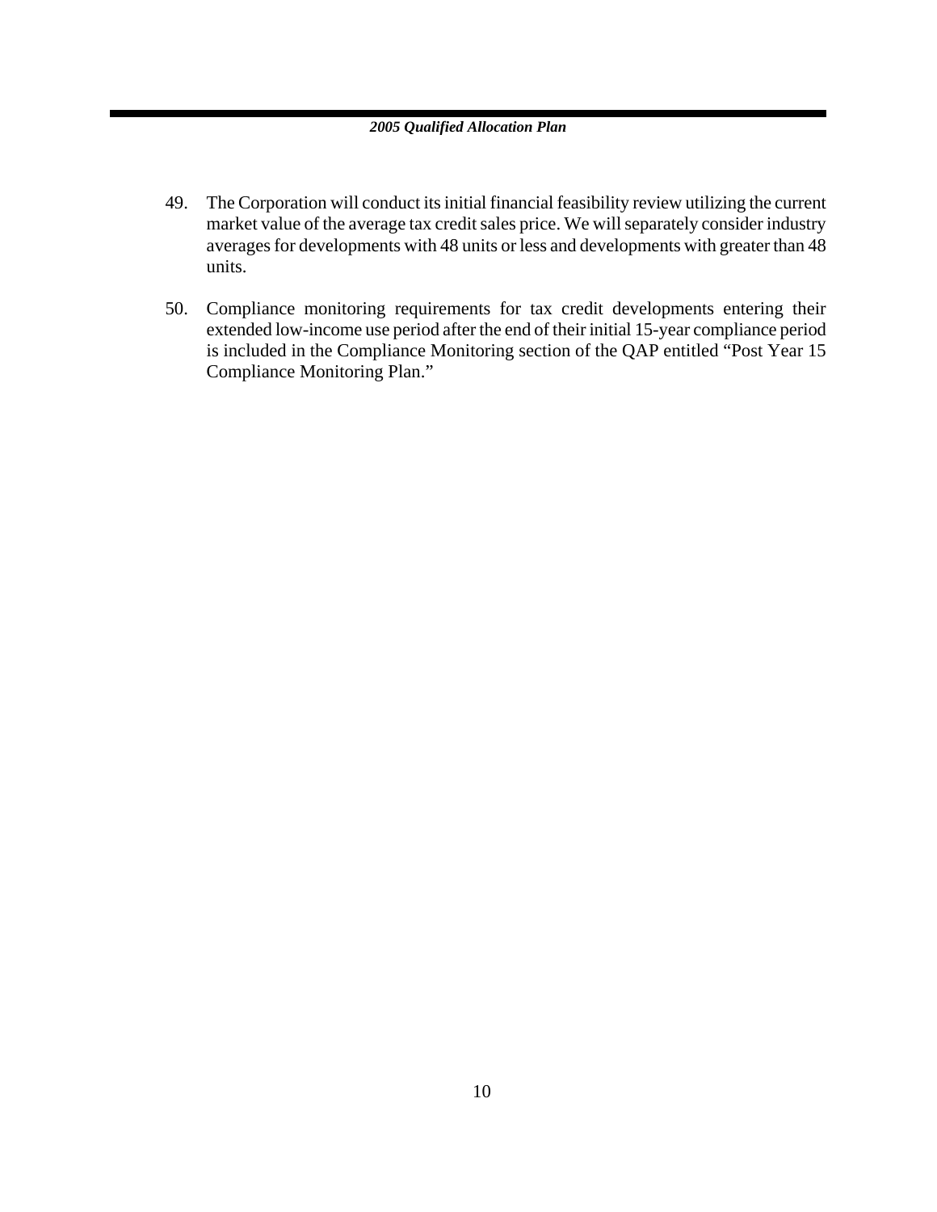49. The Corporation will conduct its initial financial feasibility review utilizing the current market value of the average tax credit sales price. We will separately consider industry averages for developments with 48 units or less and developments with greater than 48 units.

50. Compliance monitoring requirements for tax credit developments entering their extended low-income use period after the end of their initial 15-year compliance period is included in the Compliance Monitoring section of the QAP entitled "Post Year 15 Compliance Monitoring Plan."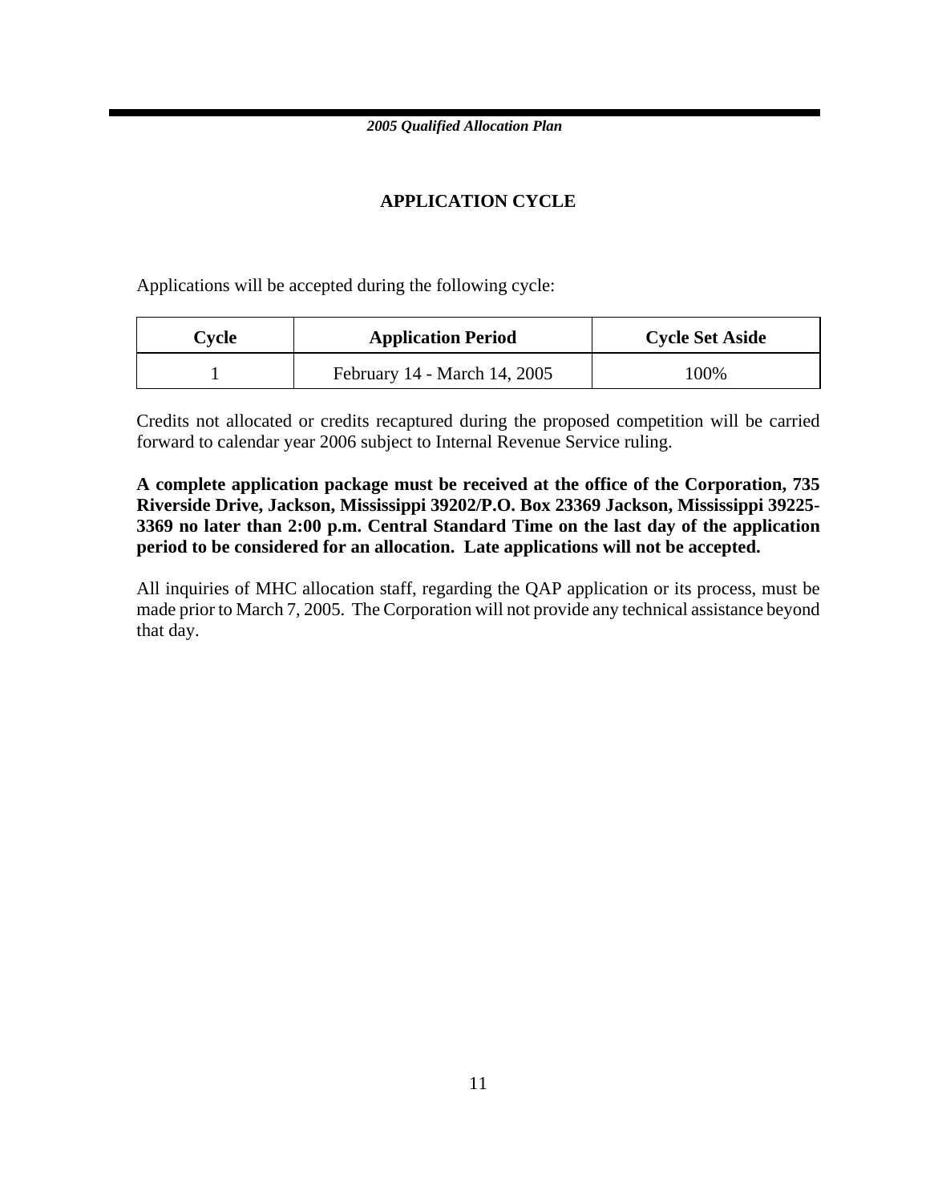## APPLICATION CYCLE

Applications will be accepted during the following cycle:

| Cycle | Application Period | Cycle Set Aside |
|---|---|---|
| 1 | February 14 - March 14, 2005 | 100% |

Credits not allocated or credits recaptured during the proposed competition will be carried forward to calendar year 2006 subject to Internal Revenue Service ruling.

**A complete application package must be received at the office of the Corporation, 735 Riverside Drive, Jackson, Mississippi 39202/P.O. Box 23369 Jackson, Mississippi 39225-3369 no later than 2:00 p.m. Central Standard Time on the last day of the application period to be considered for an allocation. Late applications will not be accepted.**

All inquiries of MHC allocation staff, regarding the QAP application or its process, must be made prior to March 7, 2005. The Corporation will not provide any technical assistance beyond that day.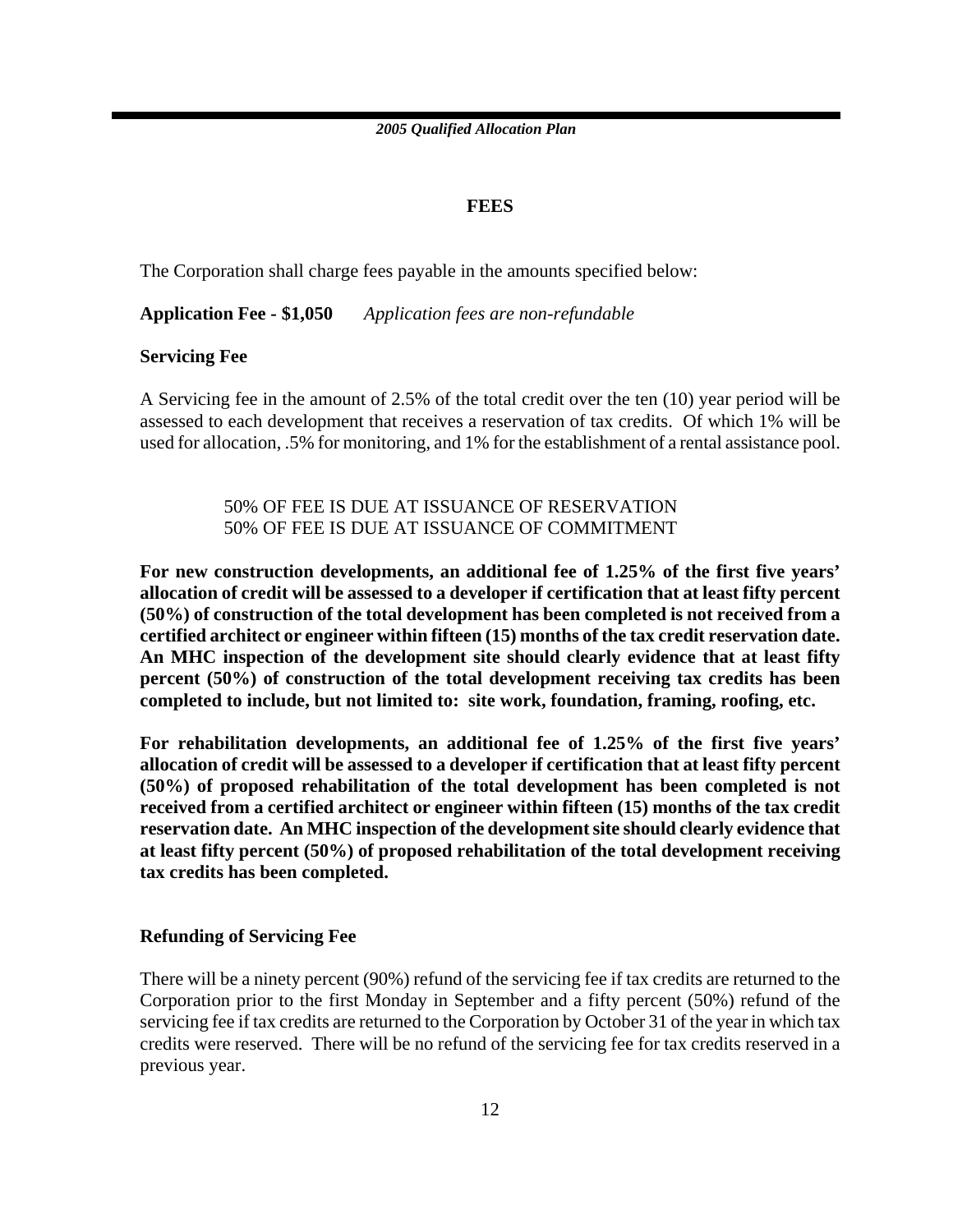## FEES

The Corporation shall charge fees payable in the amounts specified below:

**Application Fee - $1,050** *Application fees are non-refundable*

**Servicing Fee**

A Servicing fee in the amount of 2.5% of the total credit over the ten (10) year period will be assessed to each development that receives a reservation of tax credits. Of which 1% will be used for allocation, .5% for monitoring, and 1% for the establishment of a rental assistance pool.

50% OF FEE IS DUE AT ISSUANCE OF RESERVATION
50% OF FEE IS DUE AT ISSUANCE OF COMMITMENT

**For new construction developments, an additional fee of 1.25% of the first five years' allocation of credit will be assessed to a developer if certification that at least fifty percent (50%) of construction of the total development has been completed is not received from a certified architect or engineer within fifteen (15) months of the tax credit reservation date. An MHC inspection of the development site should clearly evidence that at least fifty percent (50%) of construction of the total development receiving tax credits has been completed to include, but not limited to: site work, foundation, framing, roofing, etc.**

**For rehabilitation developments, an additional fee of 1.25% of the first five years' allocation of credit will be assessed to a developer if certification that at least fifty percent (50%) of proposed rehabilitation of the total development has been completed is not received from a certified architect or engineer within fifteen (15) months of the tax credit reservation date. An MHC inspection of the development site should clearly evidence that at least fifty percent (50%) of proposed rehabilitation of the total development receiving tax credits has been completed.**

**Refunding of Servicing Fee**

There will be a ninety percent (90%) refund of the servicing fee if tax credits are returned to the Corporation prior to the first Monday in September and a fifty percent (50%) refund of the servicing fee if tax credits are returned to the Corporation by October 31 of the year in which tax credits were reserved. There will be no refund of the servicing fee for tax credits reserved in a previous year.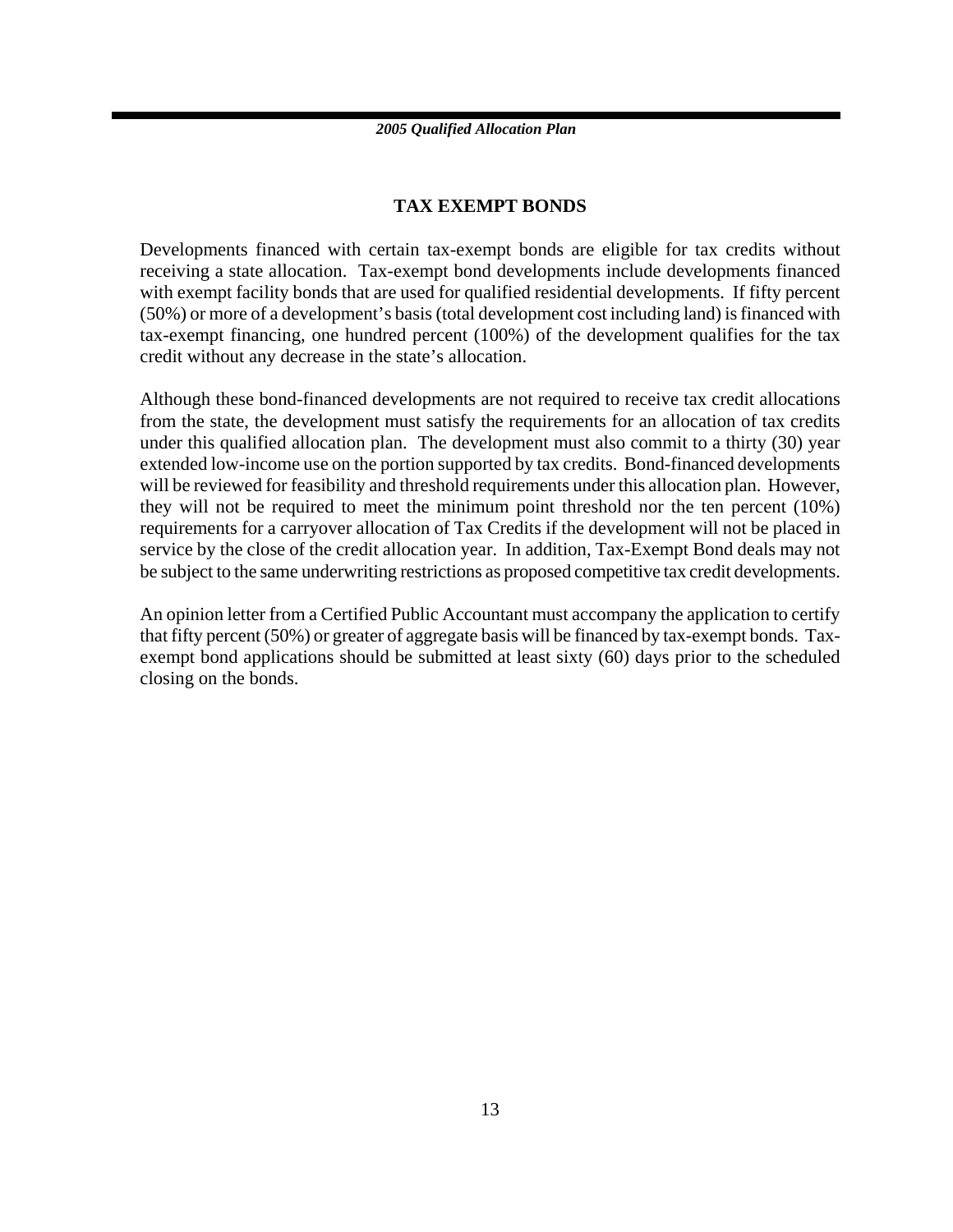## TAX EXEMPT BONDS

Developments financed with certain tax-exempt bonds are eligible for tax credits without receiving a state allocation. Tax-exempt bond developments include developments financed with exempt facility bonds that are used for qualified residential developments. If fifty percent (50%) or more of a development's basis (total development cost including land) is financed with tax-exempt financing, one hundred percent (100%) of the development qualifies for the tax credit without any decrease in the state's allocation.

Although these bond-financed developments are not required to receive tax credit allocations from the state, the development must satisfy the requirements for an allocation of tax credits under this qualified allocation plan. The development must also commit to a thirty (30) year extended low-income use on the portion supported by tax credits. Bond-financed developments will be reviewed for feasibility and threshold requirements under this allocation plan. However, they will not be required to meet the minimum point threshold nor the ten percent (10%) requirements for a carryover allocation of Tax Credits if the development will not be placed in service by the close of the credit allocation year. In addition, Tax-Exempt Bond deals may not be subject to the same underwriting restrictions as proposed competitive tax credit developments.

An opinion letter from a Certified Public Accountant must accompany the application to certify that fifty percent (50%) or greater of aggregate basis will be financed by tax-exempt bonds. Tax-exempt bond applications should be submitted at least sixty (60) days prior to the scheduled closing on the bonds.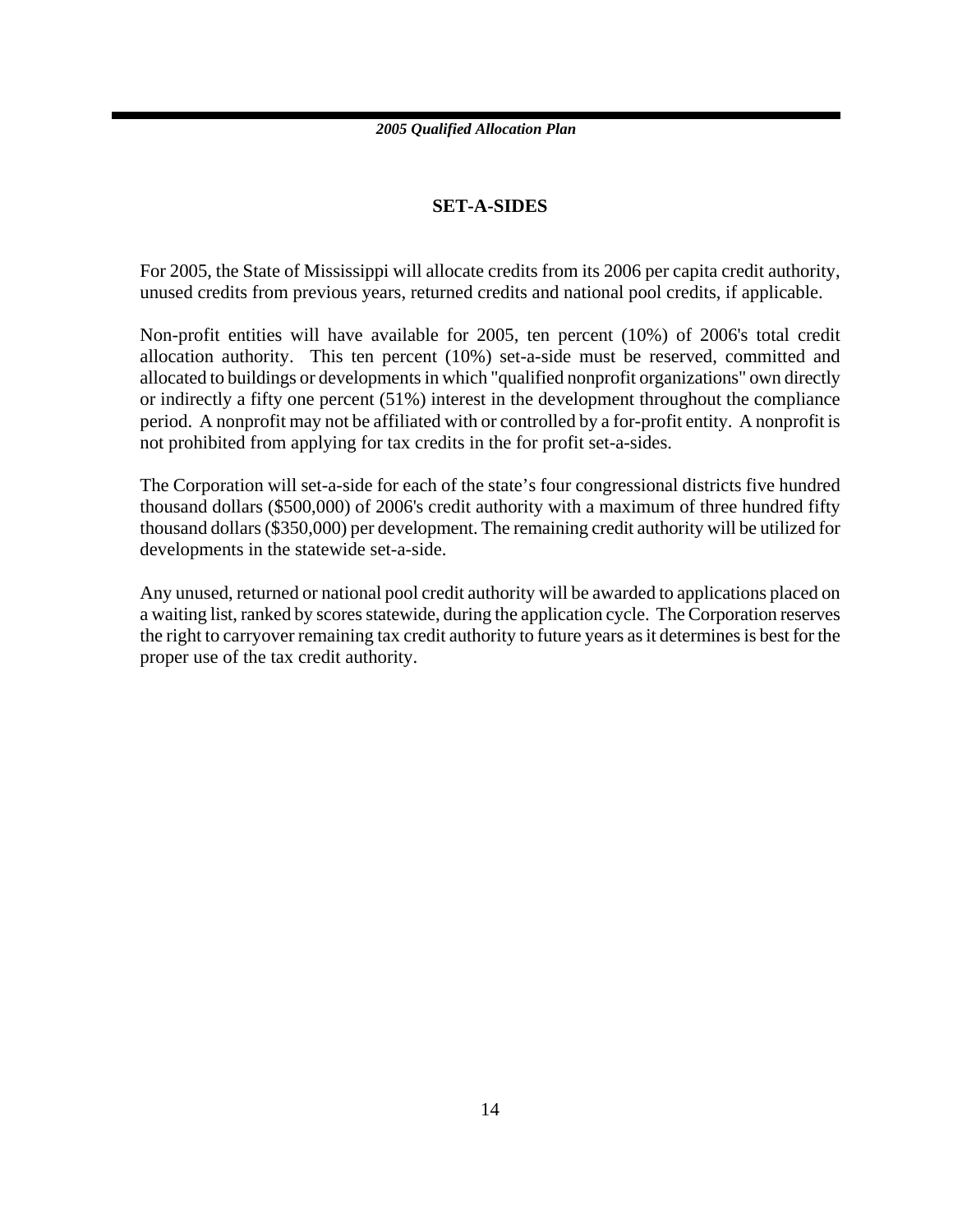## SET-A-SIDES

For 2005, the State of Mississippi will allocate credits from its 2006 per capita credit authority, unused credits from previous years, returned credits and national pool credits, if applicable.

Non-profit entities will have available for 2005, ten percent (10%) of 2006's total credit allocation authority. This ten percent (10%) set-a-side must be reserved, committed and allocated to buildings or developments in which "qualified nonprofit organizations" own directly or indirectly a fifty one percent (51%) interest in the development throughout the compliance period. A nonprofit may not be affiliated with or controlled by a for-profit entity. A nonprofit is not prohibited from applying for tax credits in the for profit set-a-sides.

The Corporation will set-a-side for each of the state's four congressional districts five hundred thousand dollars ($500,000) of 2006's credit authority with a maximum of three hundred fifty thousand dollars ($350,000) per development. The remaining credit authority will be utilized for developments in the statewide set-a-side.

Any unused, returned or national pool credit authority will be awarded to applications placed on a waiting list, ranked by scores statewide, during the application cycle. The Corporation reserves the right to carryover remaining tax credit authority to future years as it determines is best for the proper use of the tax credit authority.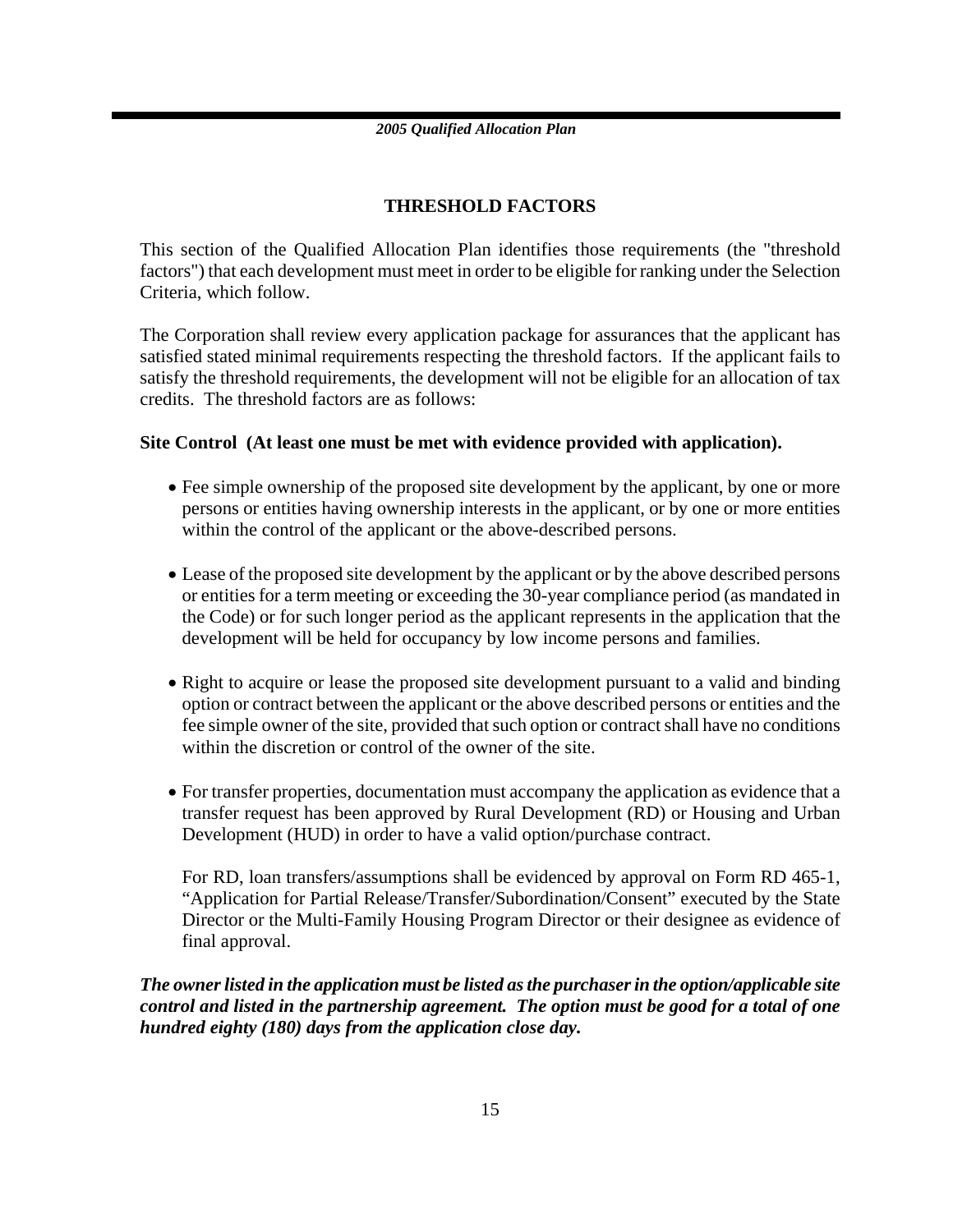## THRESHOLD FACTORS

This section of the Qualified Allocation Plan identifies those requirements (the "threshold factors") that each development must meet in order to be eligible for ranking under the Selection Criteria, which follow.

The Corporation shall review every application package for assurances that the applicant has satisfied stated minimal requirements respecting the threshold factors. If the applicant fails to satisfy the threshold requirements, the development will not be eligible for an allocation of tax credits. The threshold factors are as follows:

**Site Control (At least one must be met with evidence provided with application).**

- Fee simple ownership of the proposed site development by the applicant, by one or more persons or entities having ownership interests in the applicant, or by one or more entities within the control of the applicant or the above-described persons.
- Lease of the proposed site development by the applicant or by the above described persons or entities for a term meeting or exceeding the 30-year compliance period (as mandated in the Code) or for such longer period as the applicant represents in the application that the development will be held for occupancy by low income persons and families.
- Right to acquire or lease the proposed site development pursuant to a valid and binding option or contract between the applicant or the above described persons or entities and the fee simple owner of the site, provided that such option or contract shall have no conditions within the discretion or control of the owner of the site.
- For transfer properties, documentation must accompany the application as evidence that a transfer request has been approved by Rural Development (RD) or Housing and Urban Development (HUD) in order to have a valid option/purchase contract.

  For RD, loan transfers/assumptions shall be evidenced by approval on Form RD 465-1, "Application for Partial Release/Transfer/Subordination/Consent" executed by the State Director or the Multi-Family Housing Program Director or their designee as evidence of final approval.

***The owner listed in the application must be listed as the purchaser in the option/applicable site control and listed in the partnership agreement. The option must be good for a total of one hundred eighty (180) days from the application close day.***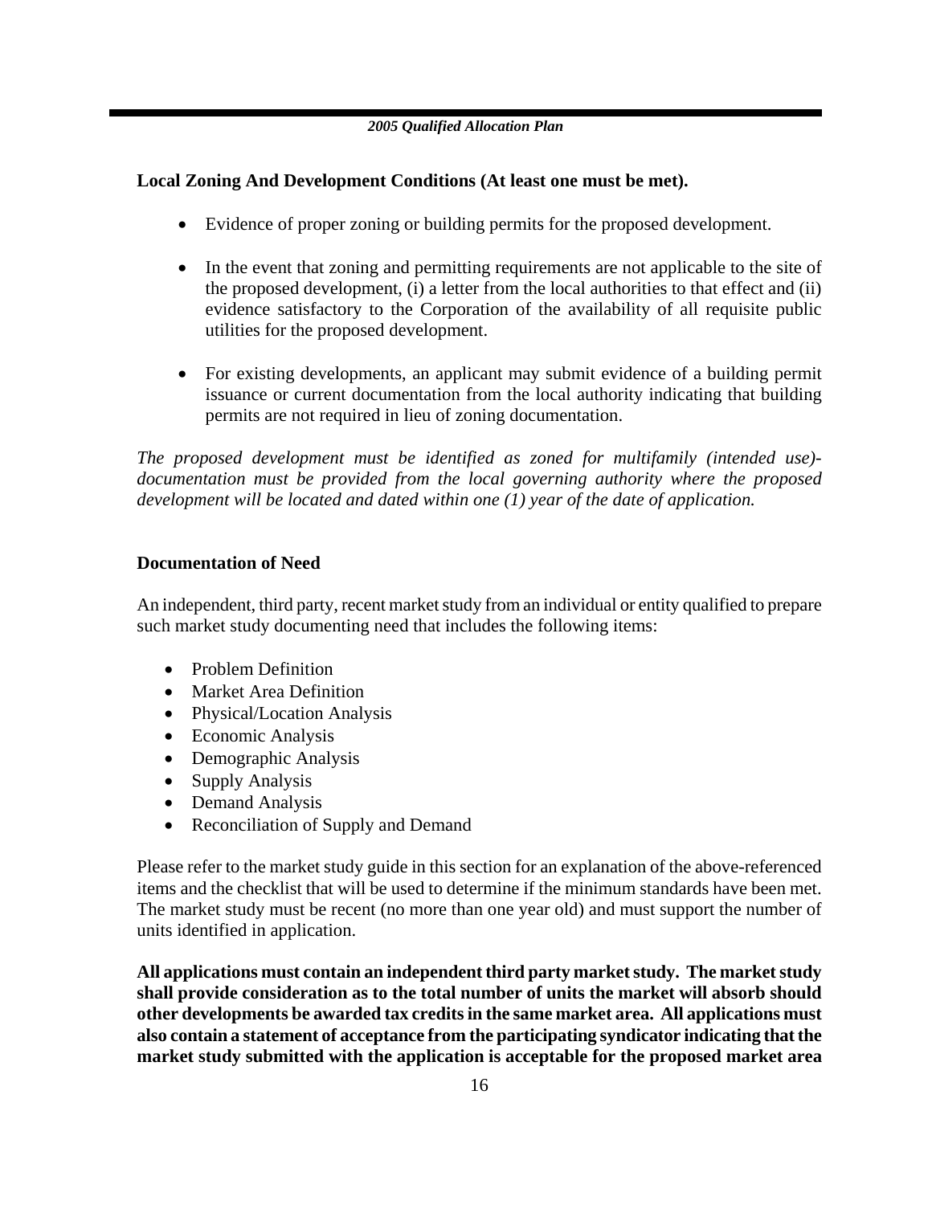**Local Zoning And Development Conditions (At least one must be met).**

- Evidence of proper zoning or building permits for the proposed development.
- In the event that zoning and permitting requirements are not applicable to the site of the proposed development, (i) a letter from the local authorities to that effect and (ii) evidence satisfactory to the Corporation of the availability of all requisite public utilities for the proposed development.
- For existing developments, an applicant may submit evidence of a building permit issuance or current documentation from the local authority indicating that building permits are not required in lieu of zoning documentation.

*The proposed development must be identified as zoned for multifamily (intended use)-documentation must be provided from the local governing authority where the proposed development will be located and dated within one (1) year of the date of application.*

**Documentation of Need**

An independent, third party, recent market study from an individual or entity qualified to prepare such market study documenting need that includes the following items:

- Problem Definition
- Market Area Definition
- Physical/Location Analysis
- Economic Analysis
- Demographic Analysis
- Supply Analysis
- Demand Analysis
- Reconciliation of Supply and Demand

Please refer to the market study guide in this section for an explanation of the above-referenced items and the checklist that will be used to determine if the minimum standards have been met. The market study must be recent (no more than one year old) and must support the number of units identified in application.

**All applications must contain an independent third party market study. The market study shall provide consideration as to the total number of units the market will absorb should other developments be awarded tax credits in the same market area. All applications must also contain a statement of acceptance from the participating syndicator indicating that the market study submitted with the application is acceptable for the proposed market area**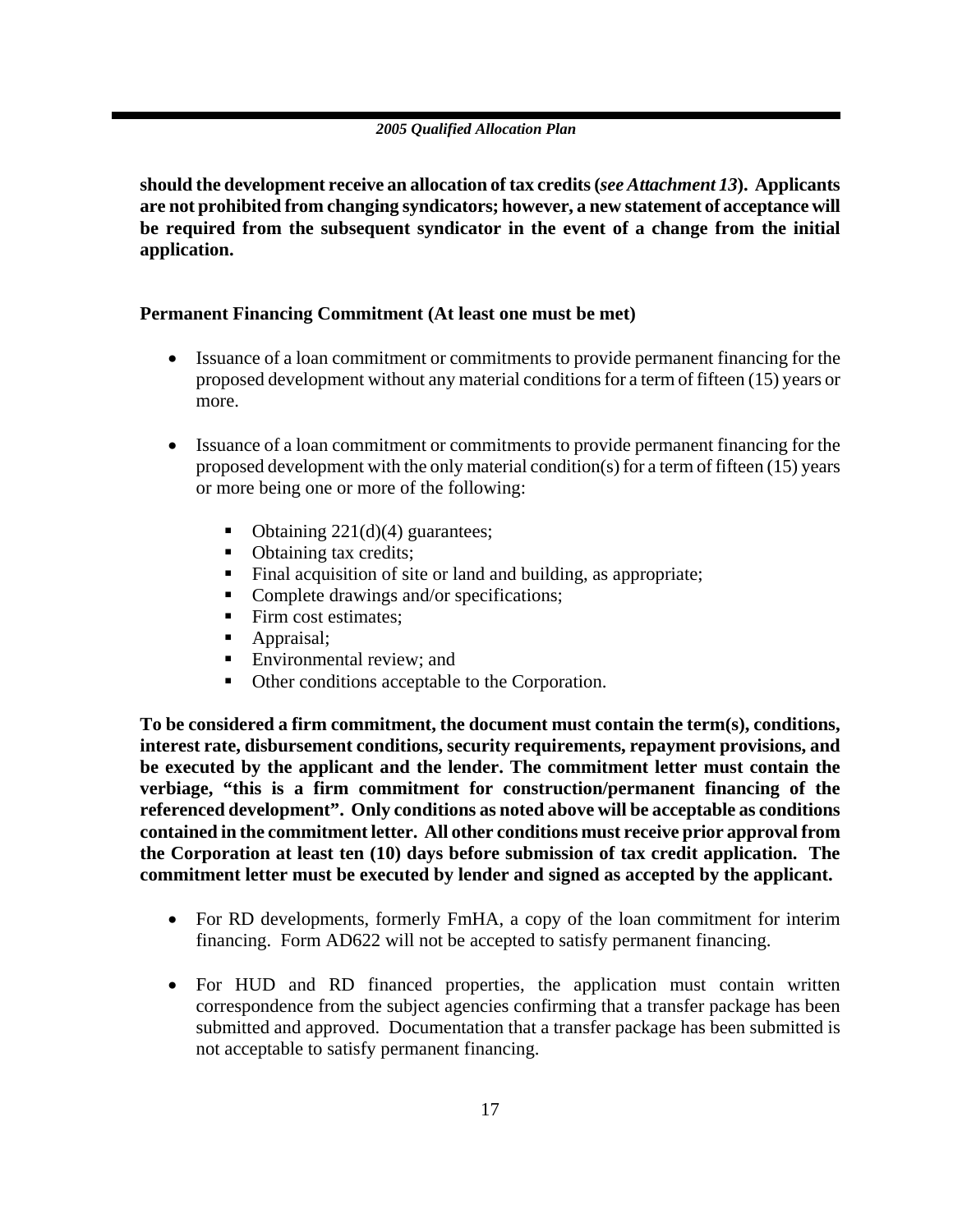**should the development receive an allocation of tax credits (*see Attachment 13*). Applicants are not prohibited from changing syndicators; however, a new statement of acceptance will be required from the subsequent syndicator in the event of a change from the initial application.**

**Permanent Financing Commitment (At least one must be met)**

- Issuance of a loan commitment or commitments to provide permanent financing for the proposed development without any material conditions for a term of fifteen (15) years or more.

- Issuance of a loan commitment or commitments to provide permanent financing for the proposed development with the only material condition(s) for a term of fifteen (15) years or more being one or more of the following:

  - Obtaining 221(d)(4) guarantees;
  - Obtaining tax credits;
  - Final acquisition of site or land and building, as appropriate;
  - Complete drawings and/or specifications;
  - Firm cost estimates;
  - Appraisal;
  - Environmental review; and
  - Other conditions acceptable to the Corporation.

**To be considered a firm commitment, the document must contain the term(s), conditions, interest rate, disbursement conditions, security requirements, repayment provisions, and be executed by the applicant and the lender. The commitment letter must contain the verbiage, "this is a firm commitment for construction/permanent financing of the referenced development". Only conditions as noted above will be acceptable as conditions contained in the commitment letter. All other conditions must receive prior approval from the Corporation at least ten (10) days before submission of tax credit application. The commitment letter must be executed by lender and signed as accepted by the applicant.**

- For RD developments, formerly FmHA, a copy of the loan commitment for interim financing. Form AD622 will not be accepted to satisfy permanent financing.

- For HUD and RD financed properties, the application must contain written correspondence from the subject agencies confirming that a transfer package has been submitted and approved. Documentation that a transfer package has been submitted is not acceptable to satisfy permanent financing.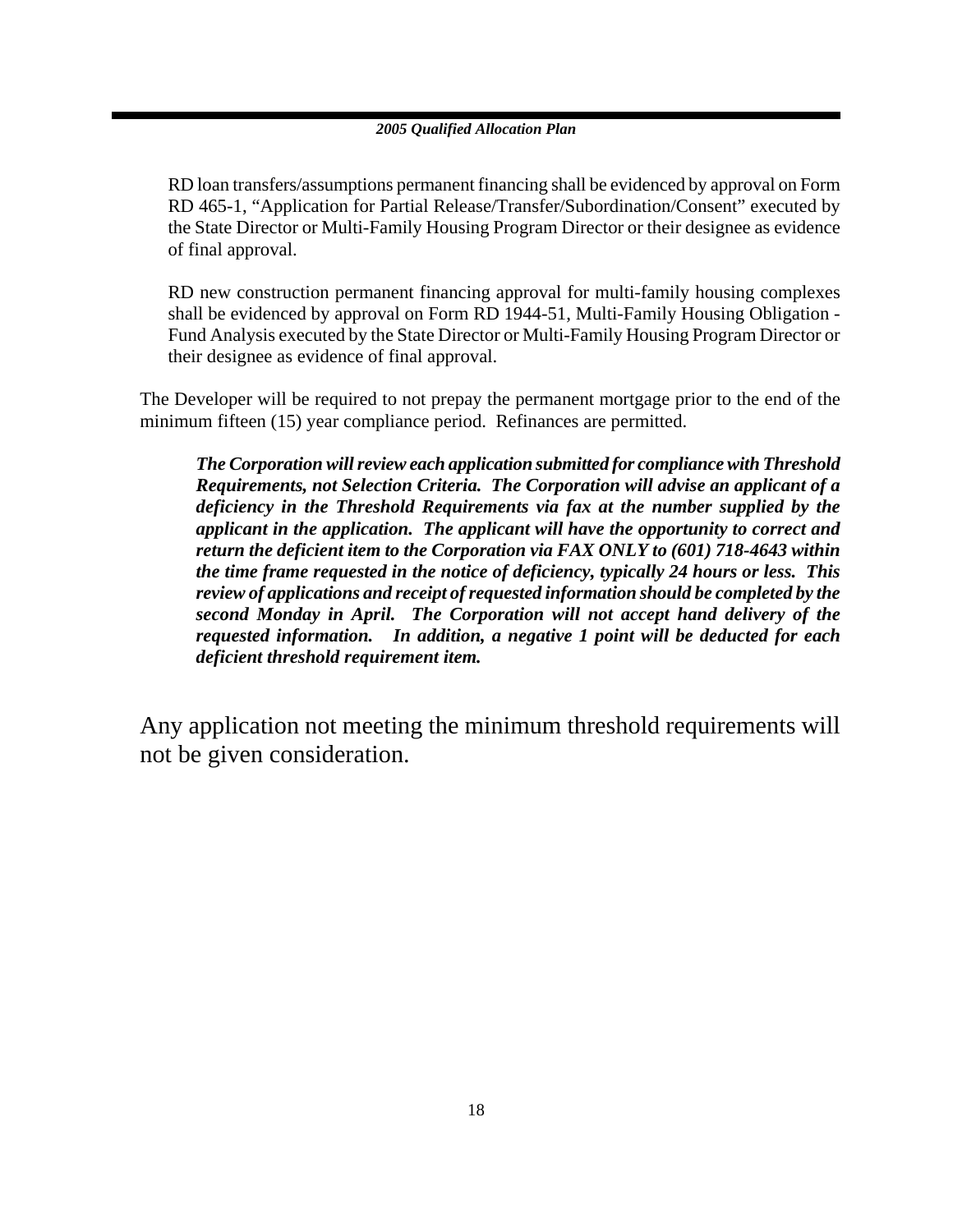RD loan transfers/assumptions permanent financing shall be evidenced by approval on Form RD 465-1, "Application for Partial Release/Transfer/Subordination/Consent" executed by the State Director or Multi-Family Housing Program Director or their designee as evidence of final approval.

RD new construction permanent financing approval for multi-family housing complexes shall be evidenced by approval on Form RD 1944-51, Multi-Family Housing Obligation - Fund Analysis executed by the State Director or Multi-Family Housing Program Director or their designee as evidence of final approval.

The Developer will be required to not prepay the permanent mortgage prior to the end of the minimum fifteen (15) year compliance period. Refinances are permitted.

***The Corporation will review each application submitted for compliance with Threshold Requirements, not Selection Criteria. The Corporation will advise an applicant of a deficiency in the Threshold Requirements via fax at the number supplied by the applicant in the application. The applicant will have the opportunity to correct and return the deficient item to the Corporation via FAX ONLY to (601) 718-4643 within the time frame requested in the notice of deficiency, typically 24 hours or less. This review of applications and receipt of requested information should be completed by the second Monday in April. The Corporation will not accept hand delivery of the requested information. In addition, a negative 1 point will be deducted for each deficient threshold requirement item.***

Any application not meeting the minimum threshold requirements will not be given consideration.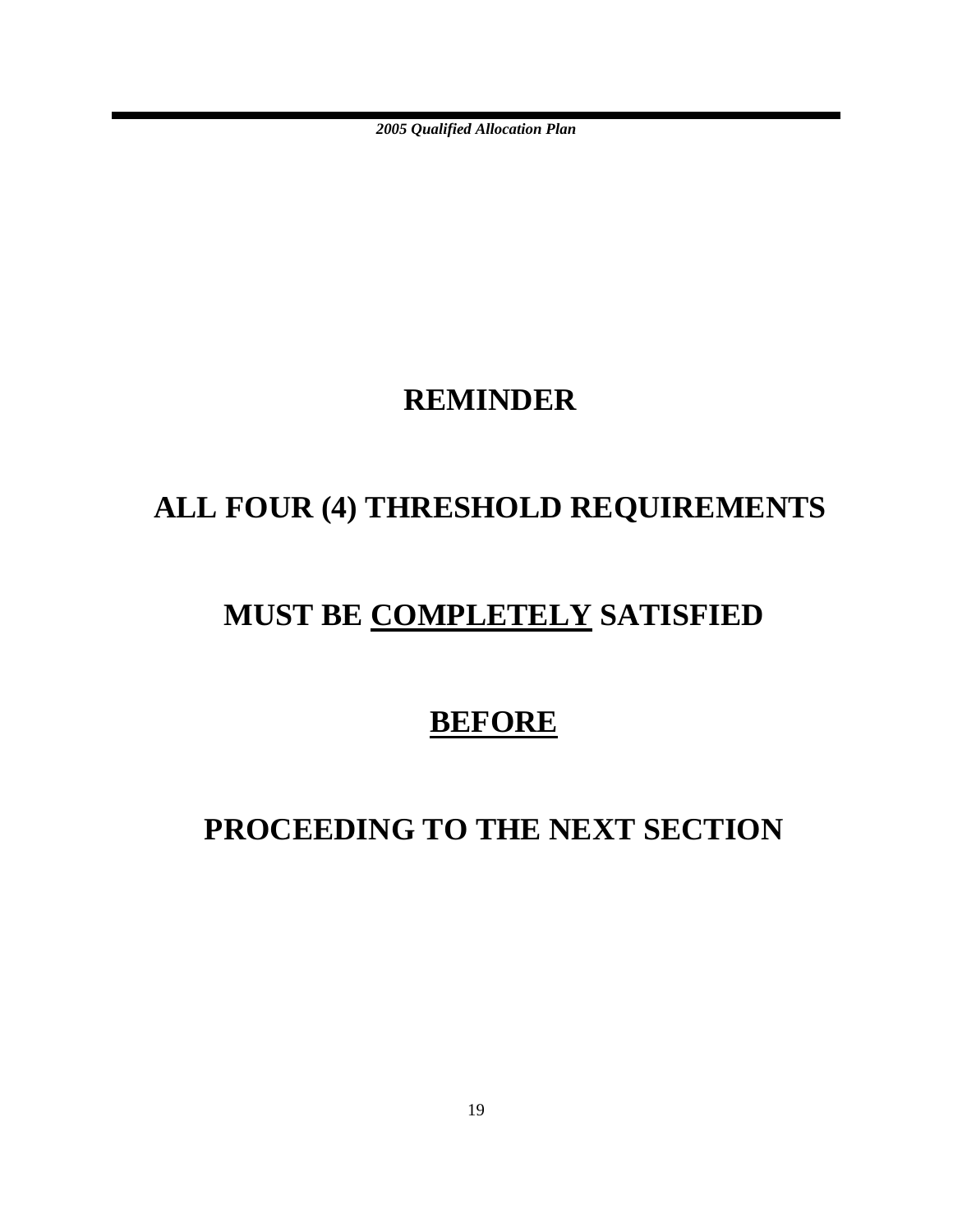# REMINDER

# ALL FOUR (4) THRESHOLD REQUIREMENTS

# MUST BE <u>COMPLETELY</u> SATISFIED

# <u>BEFORE</u>

# PROCEEDING TO THE NEXT SECTION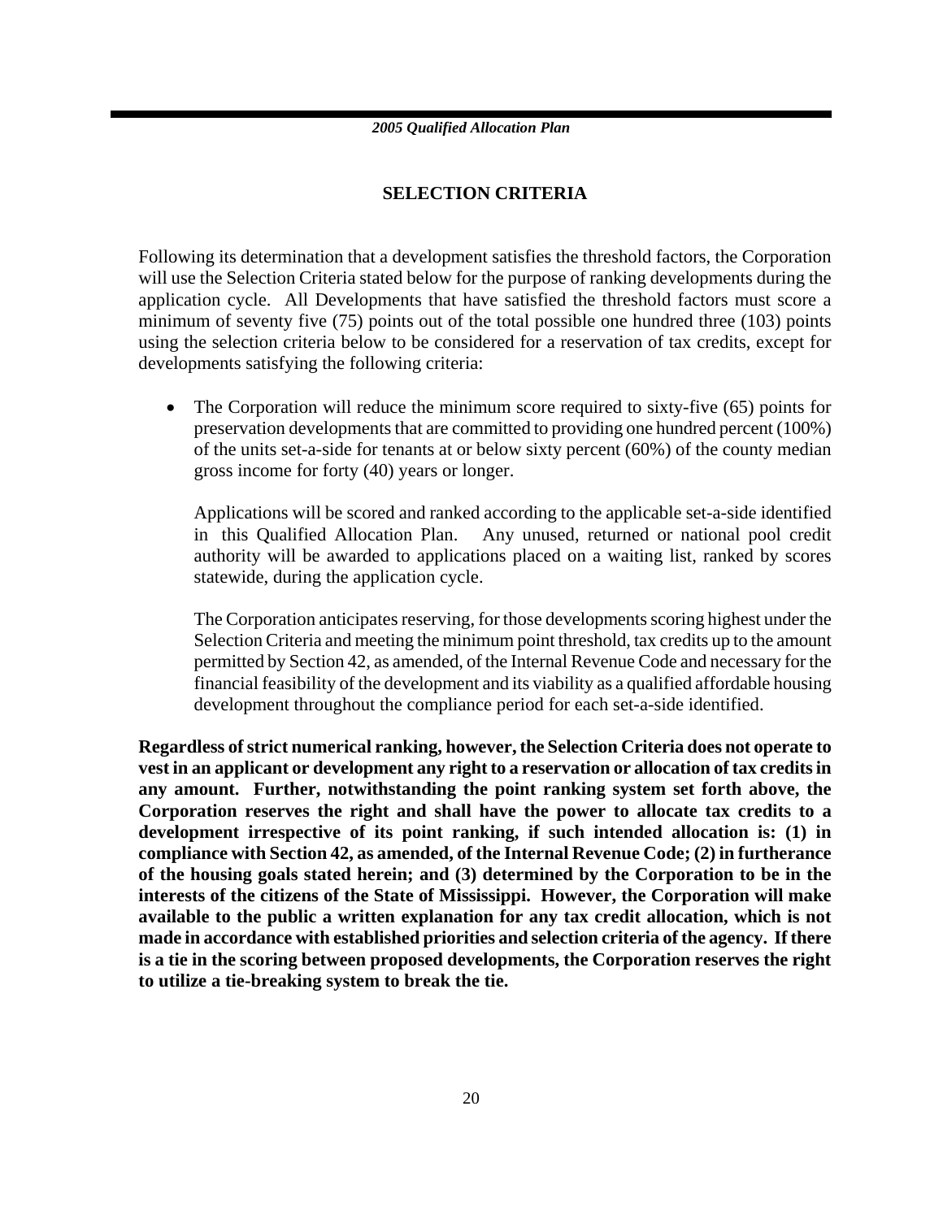## SELECTION CRITERIA

Following its determination that a development satisfies the threshold factors, the Corporation will use the Selection Criteria stated below for the purpose of ranking developments during the application cycle. All Developments that have satisfied the threshold factors must score a minimum of seventy five (75) points out of the total possible one hundred three (103) points using the selection criteria below to be considered for a reservation of tax credits, except for developments satisfying the following criteria:

- The Corporation will reduce the minimum score required to sixty-five (65) points for preservation developments that are committed to providing one hundred percent (100%) of the units set-a-side for tenants at or below sixty percent (60%) of the county median gross income for forty (40) years or longer.

  Applications will be scored and ranked according to the applicable set-a-side identified in this Qualified Allocation Plan. Any unused, returned or national pool credit authority will be awarded to applications placed on a waiting list, ranked by scores statewide, during the application cycle.

  The Corporation anticipates reserving, for those developments scoring highest under the Selection Criteria and meeting the minimum point threshold, tax credits up to the amount permitted by Section 42, as amended, of the Internal Revenue Code and necessary for the financial feasibility of the development and its viability as a qualified affordable housing development throughout the compliance period for each set-a-side identified.

**Regardless of strict numerical ranking, however, the Selection Criteria does not operate to vest in an applicant or development any right to a reservation or allocation of tax credits in any amount. Further, notwithstanding the point ranking system set forth above, the Corporation reserves the right and shall have the power to allocate tax credits to a development irrespective of its point ranking, if such intended allocation is: (1) in compliance with Section 42, as amended, of the Internal Revenue Code; (2) in furtherance of the housing goals stated herein; and (3) determined by the Corporation to be in the interests of the citizens of the State of Mississippi. However, the Corporation will make available to the public a written explanation for any tax credit allocation, which is not made in accordance with established priorities and selection criteria of the agency. If there is a tie in the scoring between proposed developments, the Corporation reserves the right to utilize a tie-breaking system to break the tie.**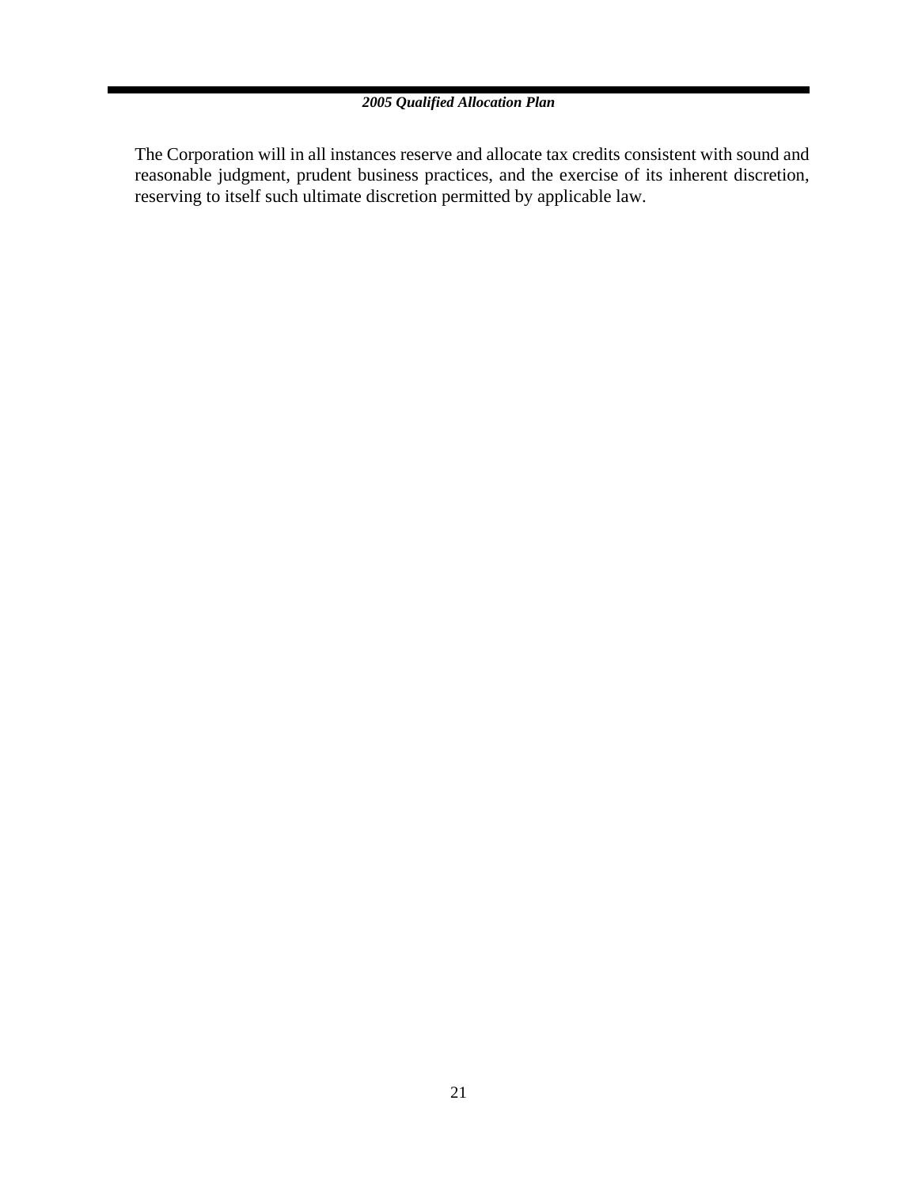The Corporation will in all instances reserve and allocate tax credits consistent with sound and reasonable judgment, prudent business practices, and the exercise of its inherent discretion, reserving to itself such ultimate discretion permitted by applicable law.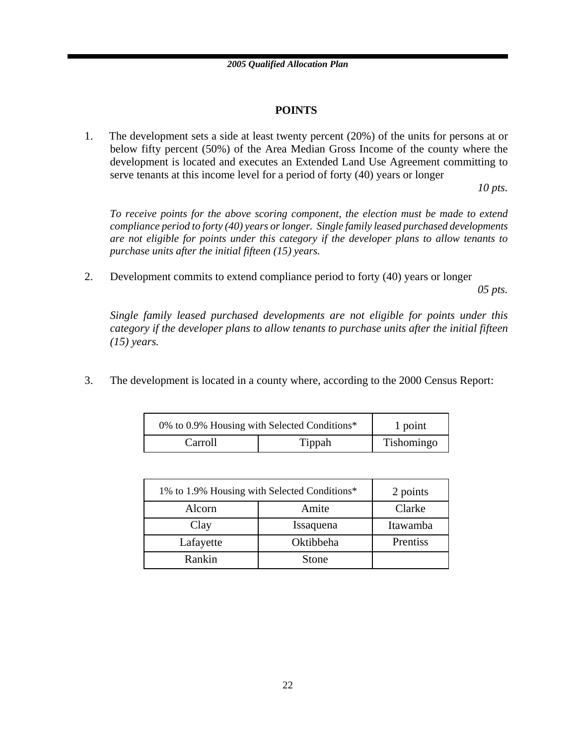## POINTS

1. The development sets a side at least twenty percent (20%) of the units for persons at or below fifty percent (50%) of the Area Median Gross Income of the county where the development is located and executes an Extended Land Use Agreement committing to serve tenants at this income level for a period of forty (40) years or longer

   *10 pts.*

   *To receive points for the above scoring component, the election must be made to extend compliance period to forty (40) years or longer. Single family leased purchased developments are not eligible for points under this category if the developer plans to allow tenants to purchase units after the initial fifteen (15) years.*

2. Development commits to extend compliance period to forty (40) years or longer

   *05 pts.*

   *Single family leased purchased developments are not eligible for points under this category if the developer plans to allow tenants to purchase units after the initial fifteen (15) years.*

3. The development is located in a county where, according to the 2000 Census Report:

| 0% to 0.9% Housing with Selected Conditions* | | 1 point |
|---|---|---|
| Carroll | Tippah | Tishomingo |

| 1% to 1.9% Housing with Selected Conditions* | | 2 points |
|---|---|---|
| Alcorn | Amite | Clarke |
| Clay | Issaquena | Itawamba |
| Lafayette | Oktibbeha | Prentiss |
| Rankin | Stone | |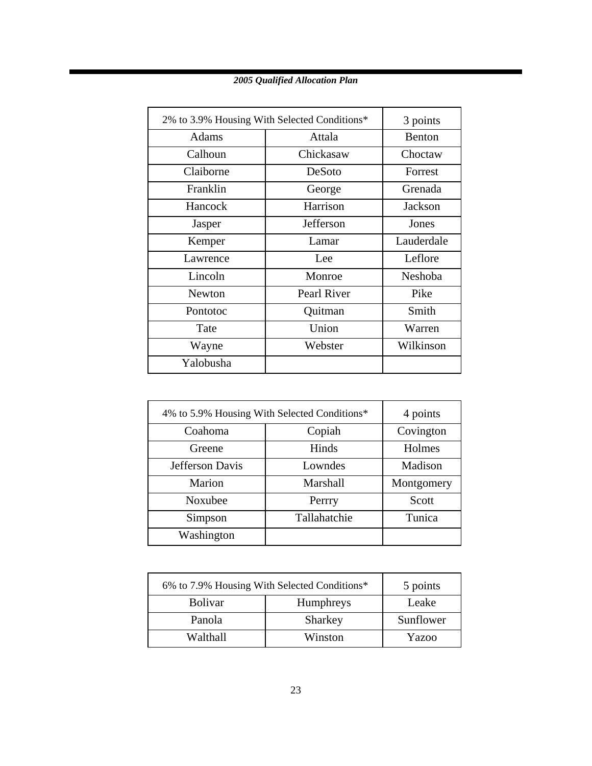| 2% to 3.9% Housing With Selected Conditions* | | 3 points |
|---|---|---|
| Adams | Attala | Benton |
| Calhoun | Chickasaw | Choctaw |
| Claiborne | DeSoto | Forrest |
| Franklin | George | Grenada |
| Hancock | Harrison | Jackson |
| Jasper | Jefferson | Jones |
| Kemper | Lamar | Lauderdale |
| Lawrence | Lee | Leflore |
| Lincoln | Monroe | Neshoba |
| Newton | Pearl River | Pike |
| Pontotoc | Quitman | Smith |
| Tate | Union | Warren |
| Wayne | Webster | Wilkinson |
| Yalobusha | | |

| 4% to 5.9% Housing With Selected Conditions* | | 4 points |
|---|---|---|
| Coahoma | Copiah | Covington |
| Greene | Hinds | Holmes |
| Jefferson Davis | Lowndes | Madison |
| Marion | Marshall | Montgomery |
| Noxubee | Perrry | Scott |
| Simpson | Tallahatchie | Tunica |
| Washington | | |

| 6% to 7.9% Housing With Selected Conditions* | | 5 points |
|---|---|---|
| Bolivar | Humphreys | Leake |
| Panola | Sharkey | Sunflower |
| Walthall | Winston | Yazoo |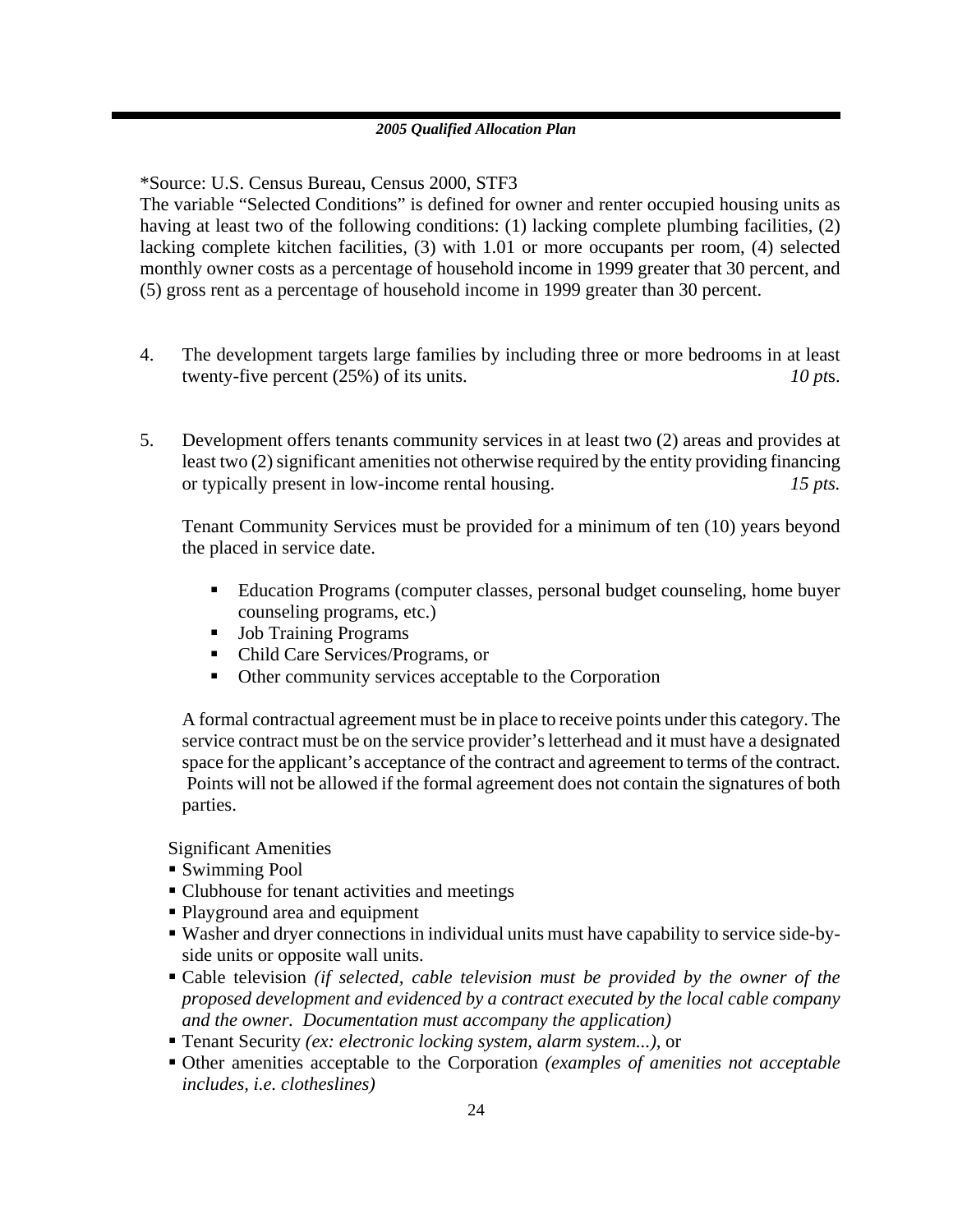*Source: U.S. Census Bureau, Census 2000, STF3

The variable "Selected Conditions" is defined for owner and renter occupied housing units as having at least two of the following conditions: (1) lacking complete plumbing facilities, (2) lacking complete kitchen facilities, (3) with 1.01 or more occupants per room, (4) selected monthly owner costs as a percentage of household income in 1999 greater that 30 percent, and (5) gross rent as a percentage of household income in 1999 greater than 30 percent.

4. The development targets large families by including three or more bedrooms in at least twenty-five percent (25%) of its units. *10 pt*s.

5. Development offers tenants community services in at least two (2) areas and provides at least two (2) significant amenities not otherwise required by the entity providing financing or typically present in low-income rental housing. *15 pts.*

   Tenant Community Services must be provided for a minimum of ten (10) years beyond the placed in service date.

   - Education Programs (computer classes, personal budget counseling, home buyer counseling programs, etc.)
   - Job Training Programs
   - Child Care Services/Programs, or
   - Other community services acceptable to the Corporation

   A formal contractual agreement must be in place to receive points under this category. The service contract must be on the service provider's letterhead and it must have a designated space for the applicant's acceptance of the contract and agreement to terms of the contract. Points will not be allowed if the formal agreement does not contain the signatures of both parties.

   Significant Amenities

   - Swimming Pool
   - Clubhouse for tenant activities and meetings
   - Playground area and equipment
   - Washer and dryer connections in individual units must have capability to service side-by-side units or opposite wall units.
   - Cable television *(if selected, cable television must be provided by the owner of the proposed development and evidenced by a contract executed by the local cable company and the owner. Documentation must accompany the application)*
   - Tenant Security *(ex: electronic locking system, alarm system...),* or
   - Other amenities acceptable to the Corporation *(examples of amenities not acceptable includes, i.e. clotheslines)*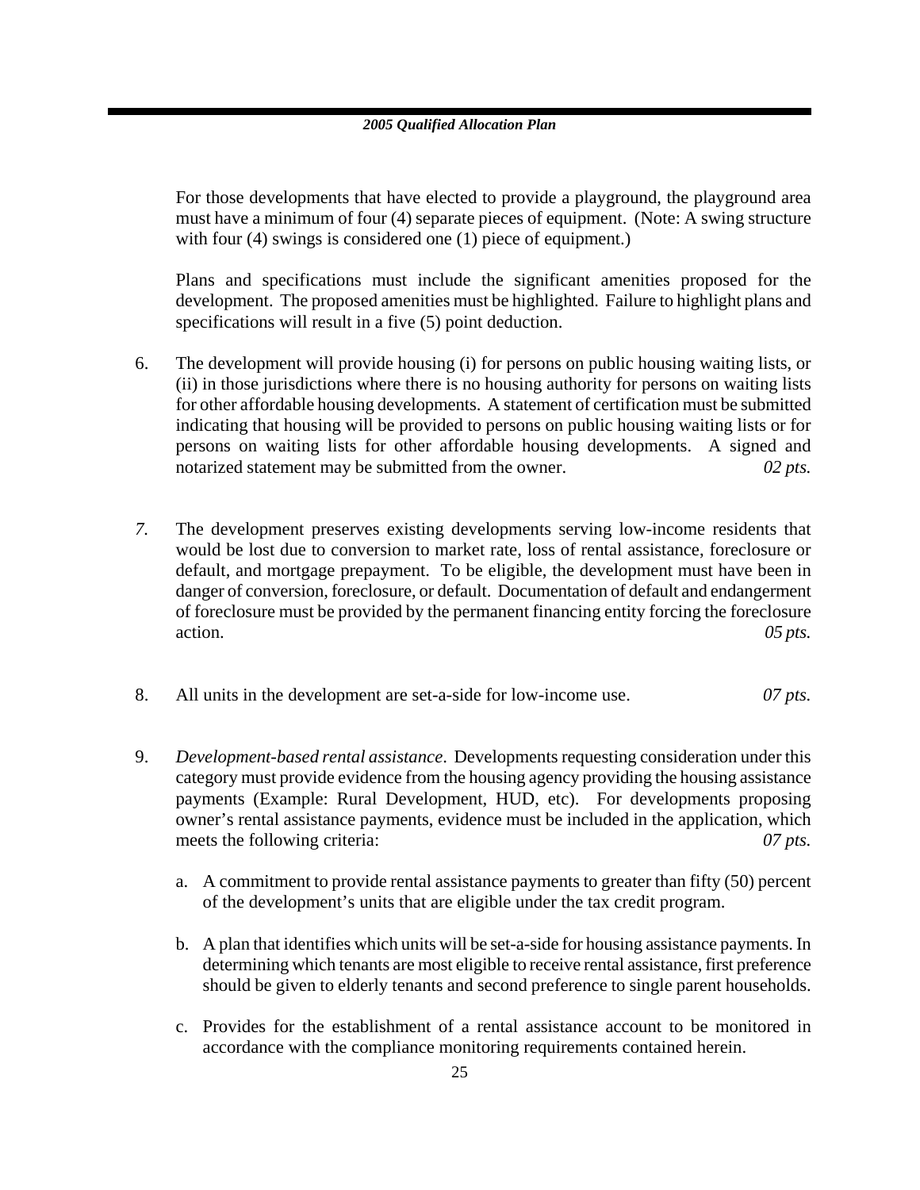For those developments that have elected to provide a playground, the playground area must have a minimum of four (4) separate pieces of equipment. (Note: A swing structure with four (4) swings is considered one (1) piece of equipment.)

Plans and specifications must include the significant amenities proposed for the development. The proposed amenities must be highlighted. Failure to highlight plans and specifications will result in a five (5) point deduction.

6. The development will provide housing (i) for persons on public housing waiting lists, or (ii) in those jurisdictions where there is no housing authority for persons on waiting lists for other affordable housing developments. A statement of certification must be submitted indicating that housing will be provided to persons on public housing waiting lists or for persons on waiting lists for other affordable housing developments. A signed and notarized statement may be submitted from the owner. *02 pts.*

7. The development preserves existing developments serving low-income residents that would be lost due to conversion to market rate, loss of rental assistance, foreclosure or default, and mortgage prepayment. To be eligible, the development must have been in danger of conversion, foreclosure, or default. Documentation of default and endangerment of foreclosure must be provided by the permanent financing entity forcing the foreclosure action. *05 pts.*

8. All units in the development are set-a-side for low-income use. *07 pts.*

9. *Development-based rental assistance*. Developments requesting consideration under this category must provide evidence from the housing agency providing the housing assistance payments (Example: Rural Development, HUD, etc). For developments proposing owner's rental assistance payments, evidence must be included in the application, which meets the following criteria: *07 pts.*

   a. A commitment to provide rental assistance payments to greater than fifty (50) percent of the development's units that are eligible under the tax credit program.

   b. A plan that identifies which units will be set-a-side for housing assistance payments. In determining which tenants are most eligible to receive rental assistance, first preference should be given to elderly tenants and second preference to single parent households.

   c. Provides for the establishment of a rental assistance account to be monitored in accordance with the compliance monitoring requirements contained herein.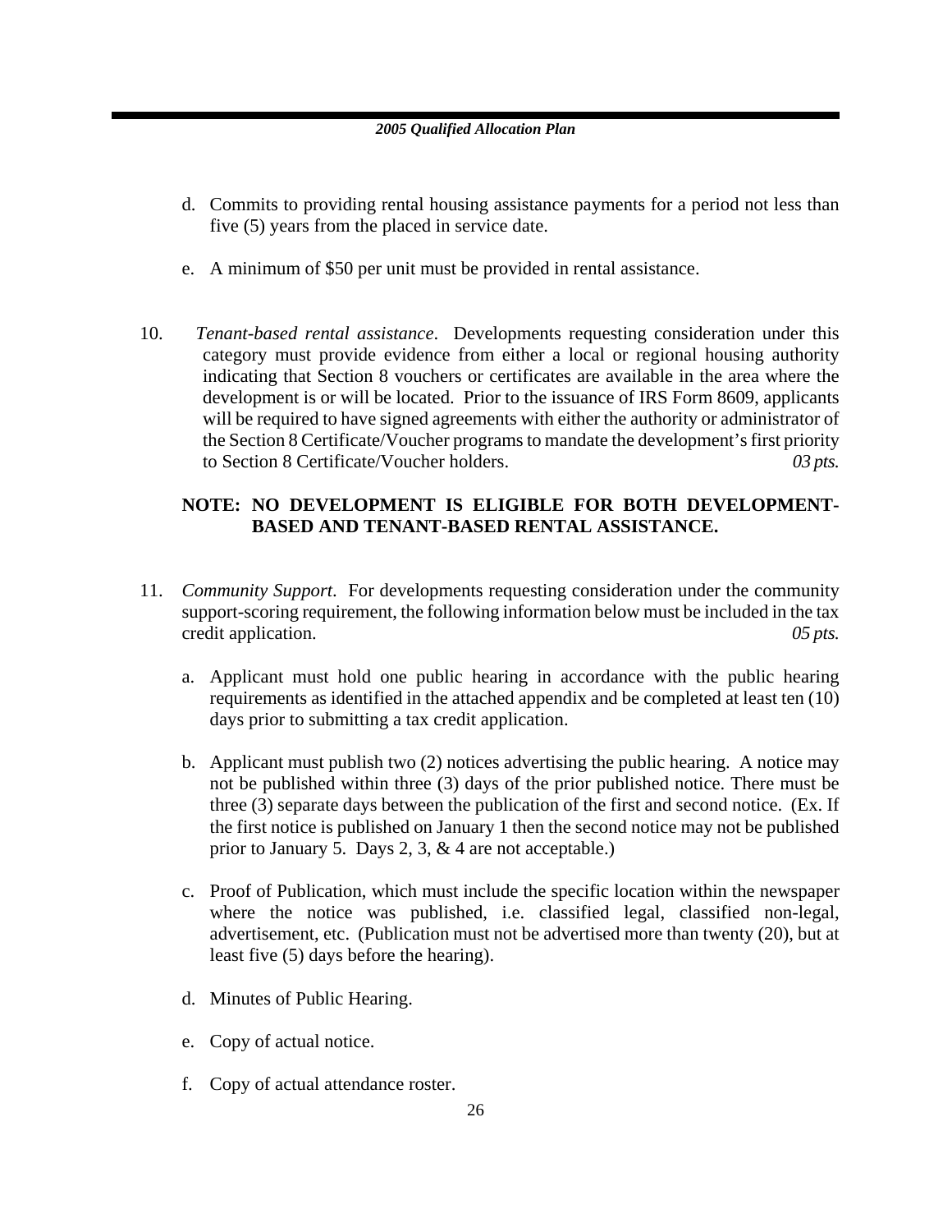d. Commits to providing rental housing assistance payments for a period not less than five (5) years from the placed in service date.

e. A minimum of $50 per unit must be provided in rental assistance.

10. *Tenant-based rental assistance*. Developments requesting consideration under this category must provide evidence from either a local or regional housing authority indicating that Section 8 vouchers or certificates are available in the area where the development is or will be located. Prior to the issuance of IRS Form 8609, applicants will be required to have signed agreements with either the authority or administrator of the Section 8 Certificate/Voucher programs to mandate the development's first priority to Section 8 Certificate/Voucher holders. *03 pts.*

**NOTE: NO DEVELOPMENT IS ELIGIBLE FOR BOTH DEVELOPMENT-BASED AND TENANT-BASED RENTAL ASSISTANCE.**

11. *Community Support*. For developments requesting consideration under the community support-scoring requirement, the following information below must be included in the tax credit application. *05 pts.*

    a. Applicant must hold one public hearing in accordance with the public hearing requirements as identified in the attached appendix and be completed at least ten (10) days prior to submitting a tax credit application.

    b. Applicant must publish two (2) notices advertising the public hearing. A notice may not be published within three (3) days of the prior published notice. There must be three (3) separate days between the publication of the first and second notice. (Ex. If the first notice is published on January 1 then the second notice may not be published prior to January 5. Days 2, 3, & 4 are not acceptable.)

    c. Proof of Publication, which must include the specific location within the newspaper where the notice was published, i.e. classified legal, classified non-legal, advertisement, etc. (Publication must not be advertised more than twenty (20), but at least five (5) days before the hearing).

    d. Minutes of Public Hearing.

    e. Copy of actual notice.

    f. Copy of actual attendance roster.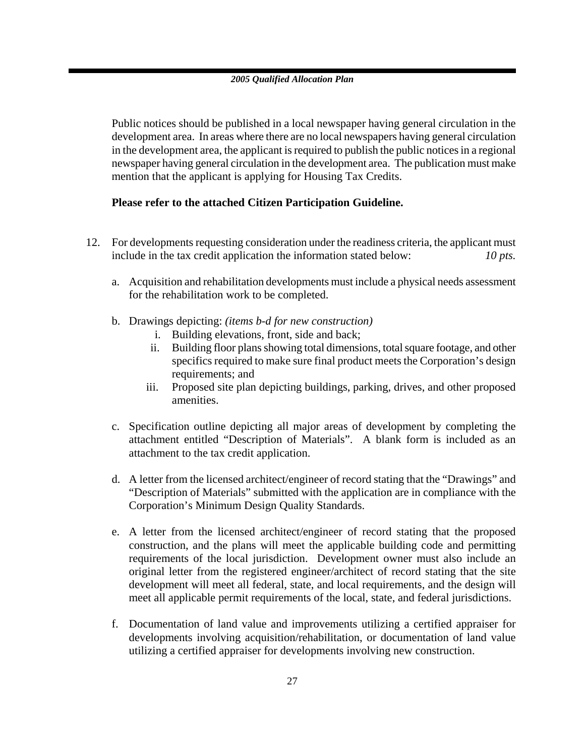Public notices should be published in a local newspaper having general circulation in the development area. In areas where there are no local newspapers having general circulation in the development area, the applicant is required to publish the public notices in a regional newspaper having general circulation in the development area. The publication must make mention that the applicant is applying for Housing Tax Credits.

**Please refer to the attached Citizen Participation Guideline.**

12. For developments requesting consideration under the readiness criteria, the applicant must include in the tax credit application the information stated below: *10 pts.*

    a. Acquisition and rehabilitation developments must include a physical needs assessment for the rehabilitation work to be completed.

    b. Drawings depicting: *(items b-d for new construction)*
       i. Building elevations, front, side and back;
       ii. Building floor plans showing total dimensions, total square footage, and other specifics required to make sure final product meets the Corporation's design requirements; and
       iii. Proposed site plan depicting buildings, parking, drives, and other proposed amenities.

    c. Specification outline depicting all major areas of development by completing the attachment entitled "Description of Materials". A blank form is included as an attachment to the tax credit application.

    d. A letter from the licensed architect/engineer of record stating that the "Drawings" and "Description of Materials" submitted with the application are in compliance with the Corporation's Minimum Design Quality Standards.

    e. A letter from the licensed architect/engineer of record stating that the proposed construction, and the plans will meet the applicable building code and permitting requirements of the local jurisdiction. Development owner must also include an original letter from the registered engineer/architect of record stating that the site development will meet all federal, state, and local requirements, and the design will meet all applicable permit requirements of the local, state, and federal jurisdictions.

    f. Documentation of land value and improvements utilizing a certified appraiser for developments involving acquisition/rehabilitation, or documentation of land value utilizing a certified appraiser for developments involving new construction.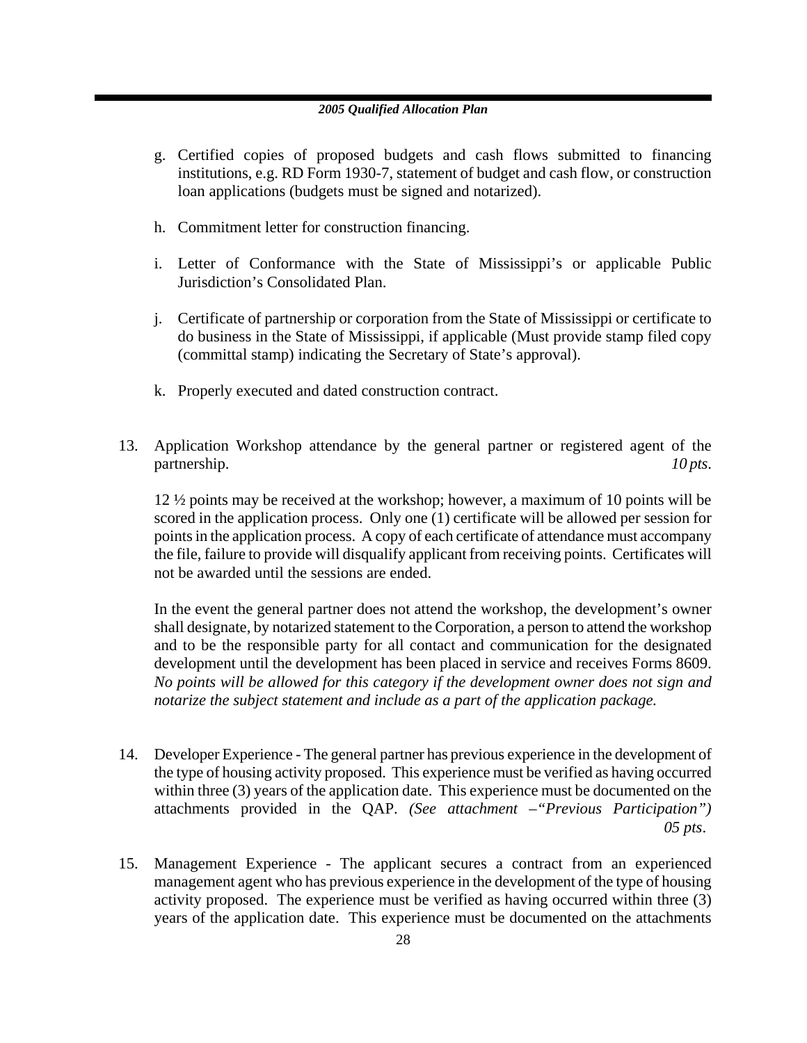g. Certified copies of proposed budgets and cash flows submitted to financing institutions, e.g. RD Form 1930-7, statement of budget and cash flow, or construction loan applications (budgets must be signed and notarized).

h. Commitment letter for construction financing.

i. Letter of Conformance with the State of Mississippi's or applicable Public Jurisdiction's Consolidated Plan.

j. Certificate of partnership or corporation from the State of Mississippi or certificate to do business in the State of Mississippi, if applicable (Must provide stamp filed copy (committal stamp) indicating the Secretary of State's approval).

k. Properly executed and dated construction contract.

13. Application Workshop attendance by the general partner or registered agent of the partnership. *10 pts*.

    12 ½ points may be received at the workshop; however, a maximum of 10 points will be scored in the application process. Only one (1) certificate will be allowed per session for points in the application process. A copy of each certificate of attendance must accompany the file, failure to provide will disqualify applicant from receiving points. Certificates will not be awarded until the sessions are ended.

    In the event the general partner does not attend the workshop, the development's owner shall designate, by notarized statement to the Corporation, a person to attend the workshop and to be the responsible party for all contact and communication for the designated development until the development has been placed in service and receives Forms 8609. *No points will be allowed for this category if the development owner does not sign and notarize the subject statement and include as a part of the application package.*

14. Developer Experience - The general partner has previous experience in the development of the type of housing activity proposed. This experience must be verified as having occurred within three (3) years of the application date. This experience must be documented on the attachments provided in the QAP. *(See attachment –"Previous Participation")* *05 pts*.

15. Management Experience - The applicant secures a contract from an experienced management agent who has previous experience in the development of the type of housing activity proposed. The experience must be verified as having occurred within three (3) years of the application date. This experience must be documented on the attachments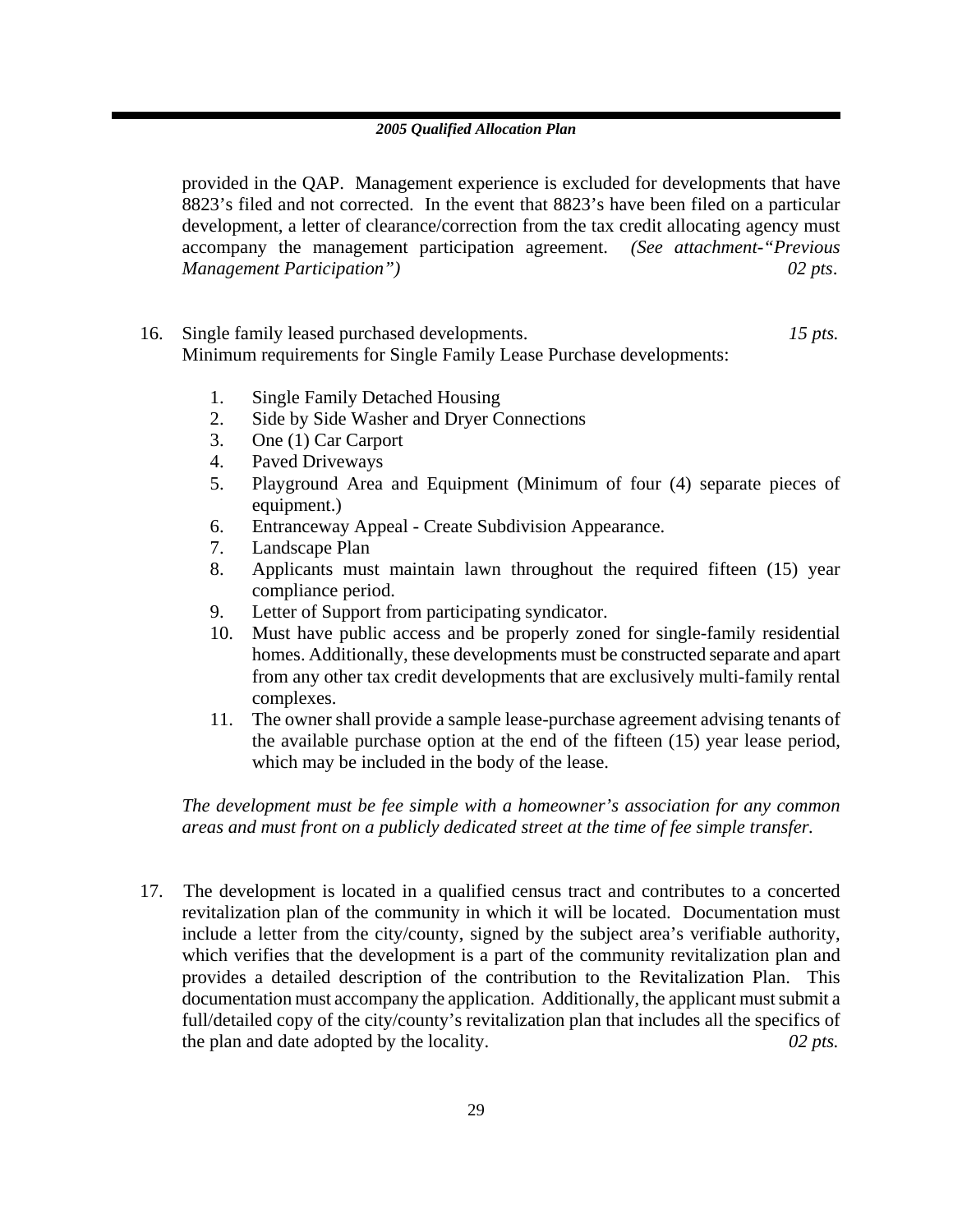provided in the QAP. Management experience is excluded for developments that have 8823's filed and not corrected. In the event that 8823's have been filed on a particular development, a letter of clearance/correction from the tax credit allocating agency must accompany the management participation agreement. *(See attachment-"Previous Management Participation")* *02 pts*.

16. Single family leased purchased developments. *15 pts.*
    Minimum requirements for Single Family Lease Purchase developments:

    1. Single Family Detached Housing
    2. Side by Side Washer and Dryer Connections
    3. One (1) Car Carport
    4. Paved Driveways
    5. Playground Area and Equipment (Minimum of four (4) separate pieces of equipment.)
    6. Entranceway Appeal - Create Subdivision Appearance.
    7. Landscape Plan
    8. Applicants must maintain lawn throughout the required fifteen (15) year compliance period.
    9. Letter of Support from participating syndicator.
    10. Must have public access and be properly zoned for single-family residential homes. Additionally, these developments must be constructed separate and apart from any other tax credit developments that are exclusively multi-family rental complexes.
    11. The owner shall provide a sample lease-purchase agreement advising tenants of the available purchase option at the end of the fifteen (15) year lease period, which may be included in the body of the lease.

    *The development must be fee simple with a homeowner's association for any common areas and must front on a publicly dedicated street at the time of fee simple transfer.*

17. The development is located in a qualified census tract and contributes to a concerted revitalization plan of the community in which it will be located. Documentation must include a letter from the city/county, signed by the subject area's verifiable authority, which verifies that the development is a part of the community revitalization plan and provides a detailed description of the contribution to the Revitalization Plan. This documentation must accompany the application. Additionally, the applicant must submit a full/detailed copy of the city/county's revitalization plan that includes all the specifics of the plan and date adopted by the locality. *02 pts.*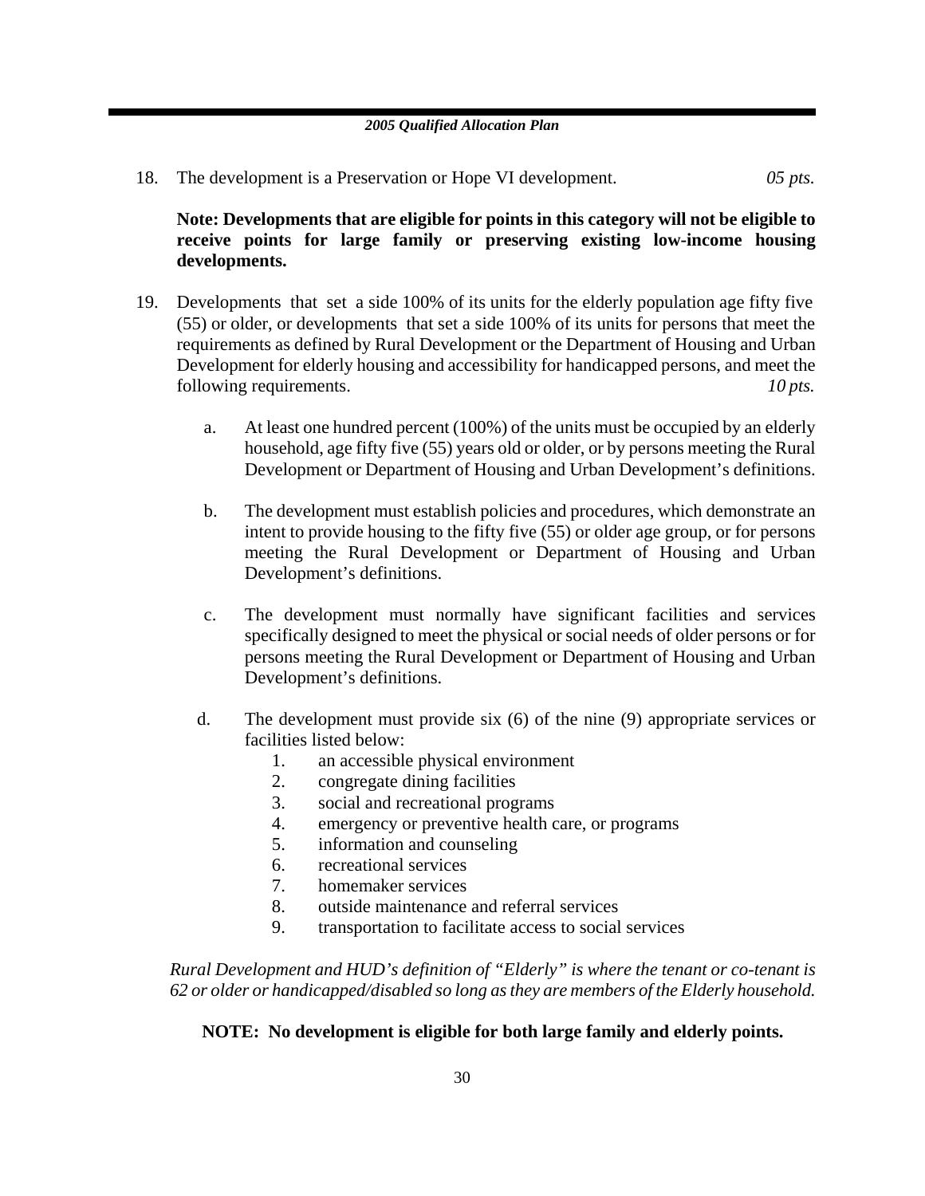18. The development is a Preservation or Hope VI development. *05 pts.*

    **Note: Developments that are eligible for points in this category will not be eligible to receive points for large family or preserving existing low-income housing developments.**

19. Developments that set a side 100% of its units for the elderly population age fifty five (55) or older, or developments that set a side 100% of its units for persons that meet the requirements as defined by Rural Development or the Department of Housing and Urban Development for elderly housing and accessibility for handicapped persons, and meet the following requirements. *10 pts.*

    a. At least one hundred percent (100%) of the units must be occupied by an elderly household, age fifty five (55) years old or older, or by persons meeting the Rural Development or Department of Housing and Urban Development's definitions.

    b. The development must establish policies and procedures, which demonstrate an intent to provide housing to the fifty five (55) or older age group, or for persons meeting the Rural Development or Department of Housing and Urban Development's definitions.

    c. The development must normally have significant facilities and services specifically designed to meet the physical or social needs of older persons or for persons meeting the Rural Development or Department of Housing and Urban Development's definitions.

    d. The development must provide six (6) of the nine (9) appropriate services or facilities listed below:
        1. an accessible physical environment
        2. congregate dining facilities
        3. social and recreational programs
        4. emergency or preventive health care, or programs
        5. information and counseling
        6. recreational services
        7. homemaker services
        8. outside maintenance and referral services
        9. transportation to facilitate access to social services

    *Rural Development and HUD's definition of "Elderly" is where the tenant or co-tenant is 62 or older or handicapped/disabled so long as they are members of the Elderly household.*

    **NOTE: No development is eligible for both large family and elderly points.**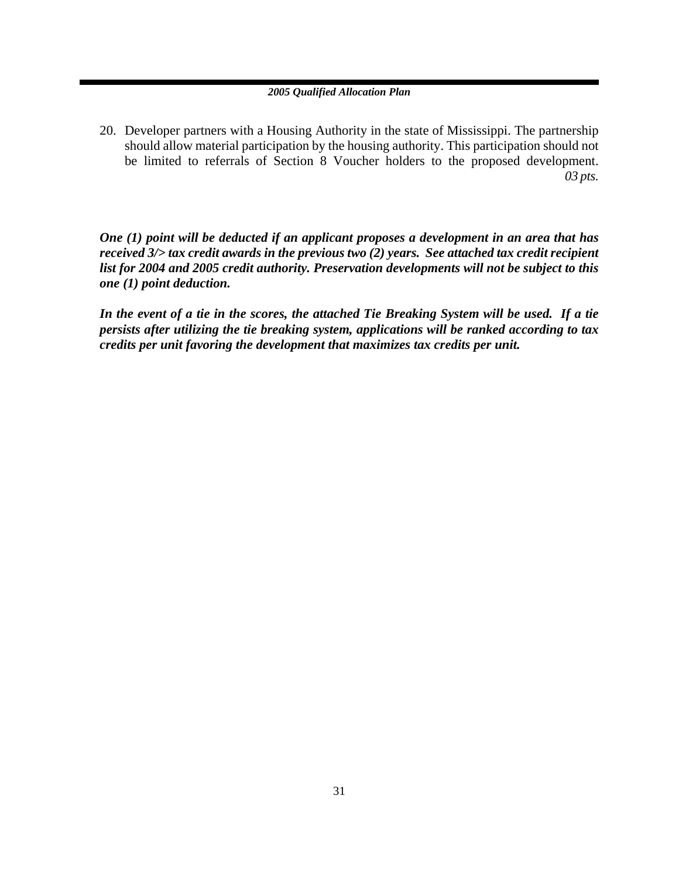20. Developer partners with a Housing Authority in the state of Mississippi. The partnership should allow material participation by the housing authority. This participation should not be limited to referrals of Section 8 Voucher holders to the proposed development. *03 pts.*

***One (1) point will be deducted if an applicant proposes a development in an area that has received 3/> tax credit awards in the previous two (2) years. See attached tax credit recipient list for 2004 and 2005 credit authority. Preservation developments will not be subject to this one (1) point deduction.***

***In the event of a tie in the scores, the attached Tie Breaking System will be used. If a tie persists after utilizing the tie breaking system, applications will be ranked according to tax credits per unit favoring the development that maximizes tax credits per unit.***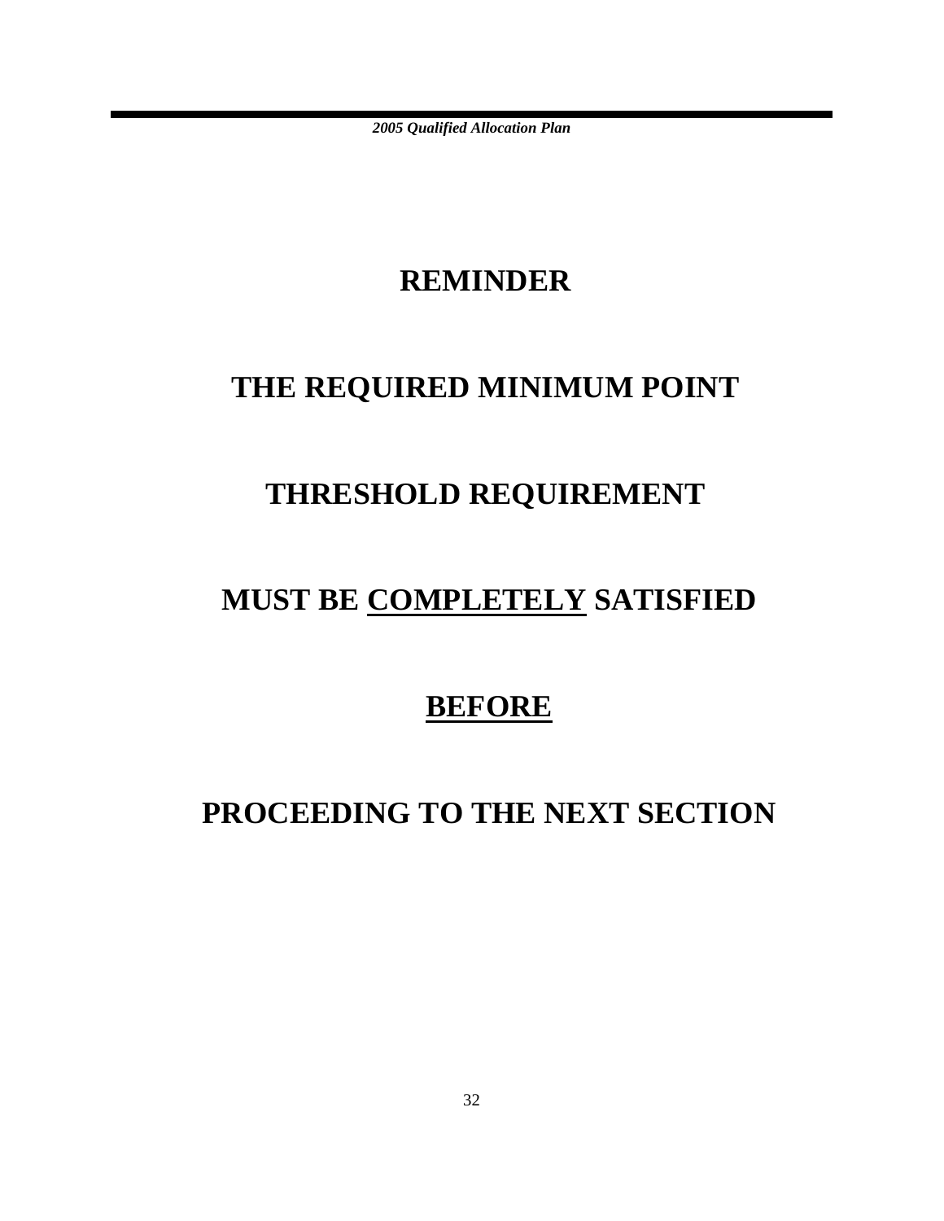# REMINDER

## THE REQUIRED MINIMUM POINT

## THRESHOLD REQUIREMENT

## MUST BE COMPLETELY SATISFIED

## BEFORE

## PROCEEDING TO THE NEXT SECTION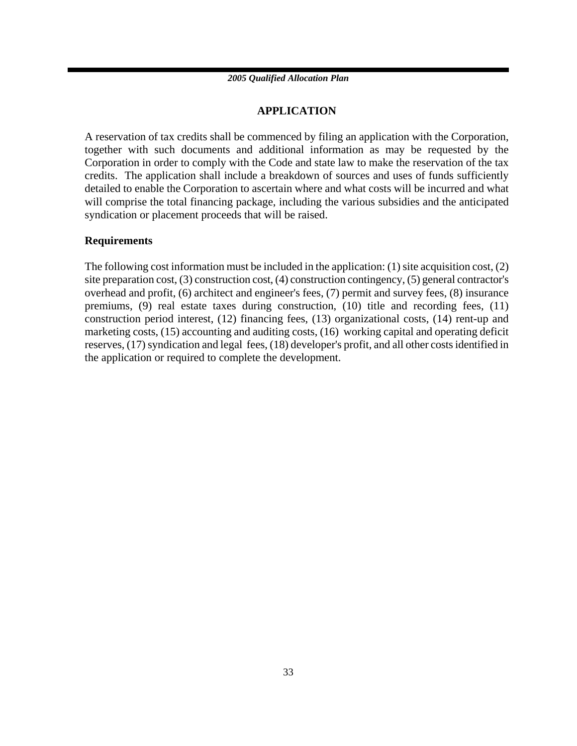## APPLICATION

A reservation of tax credits shall be commenced by filing an application with the Corporation, together with such documents and additional information as may be requested by the Corporation in order to comply with the Code and state law to make the reservation of the tax credits. The application shall include a breakdown of sources and uses of funds sufficiently detailed to enable the Corporation to ascertain where and what costs will be incurred and what will comprise the total financing package, including the various subsidies and the anticipated syndication or placement proceeds that will be raised.

### Requirements

The following cost information must be included in the application: (1) site acquisition cost, (2) site preparation cost, (3) construction cost, (4) construction contingency, (5) general contractor's overhead and profit, (6) architect and engineer's fees, (7) permit and survey fees, (8) insurance premiums, (9) real estate taxes during construction, (10) title and recording fees, (11) construction period interest, (12) financing fees, (13) organizational costs, (14) rent-up and marketing costs, (15) accounting and auditing costs, (16) working capital and operating deficit reserves, (17) syndication and legal fees, (18) developer's profit, and all other costs identified in the application or required to complete the development.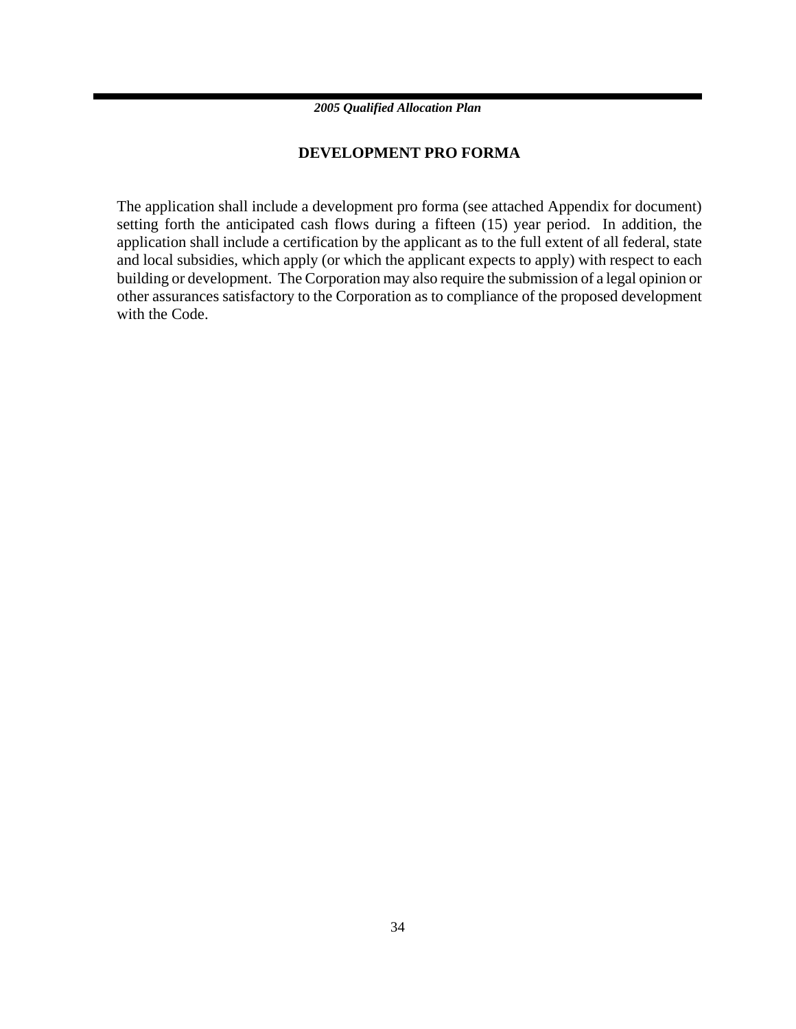## DEVELOPMENT PRO FORMA

The application shall include a development pro forma (see attached Appendix for document) setting forth the anticipated cash flows during a fifteen (15) year period. In addition, the application shall include a certification by the applicant as to the full extent of all federal, state and local subsidies, which apply (or which the applicant expects to apply) with respect to each building or development. The Corporation may also require the submission of a legal opinion or other assurances satisfactory to the Corporation as to compliance of the proposed development with the Code.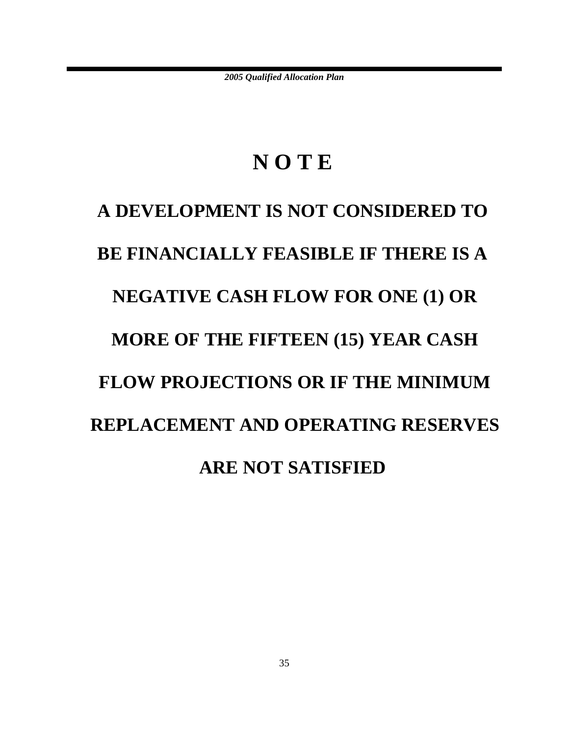# N O T E

**A DEVELOPMENT IS NOT CONSIDERED TO BE FINANCIALLY FEASIBLE IF THERE IS A NEGATIVE CASH FLOW FOR ONE (1) OR MORE OF THE FIFTEEN (15) YEAR CASH FLOW PROJECTIONS OR IF THE MINIMUM REPLACEMENT AND OPERATING RESERVES ARE NOT SATISFIED**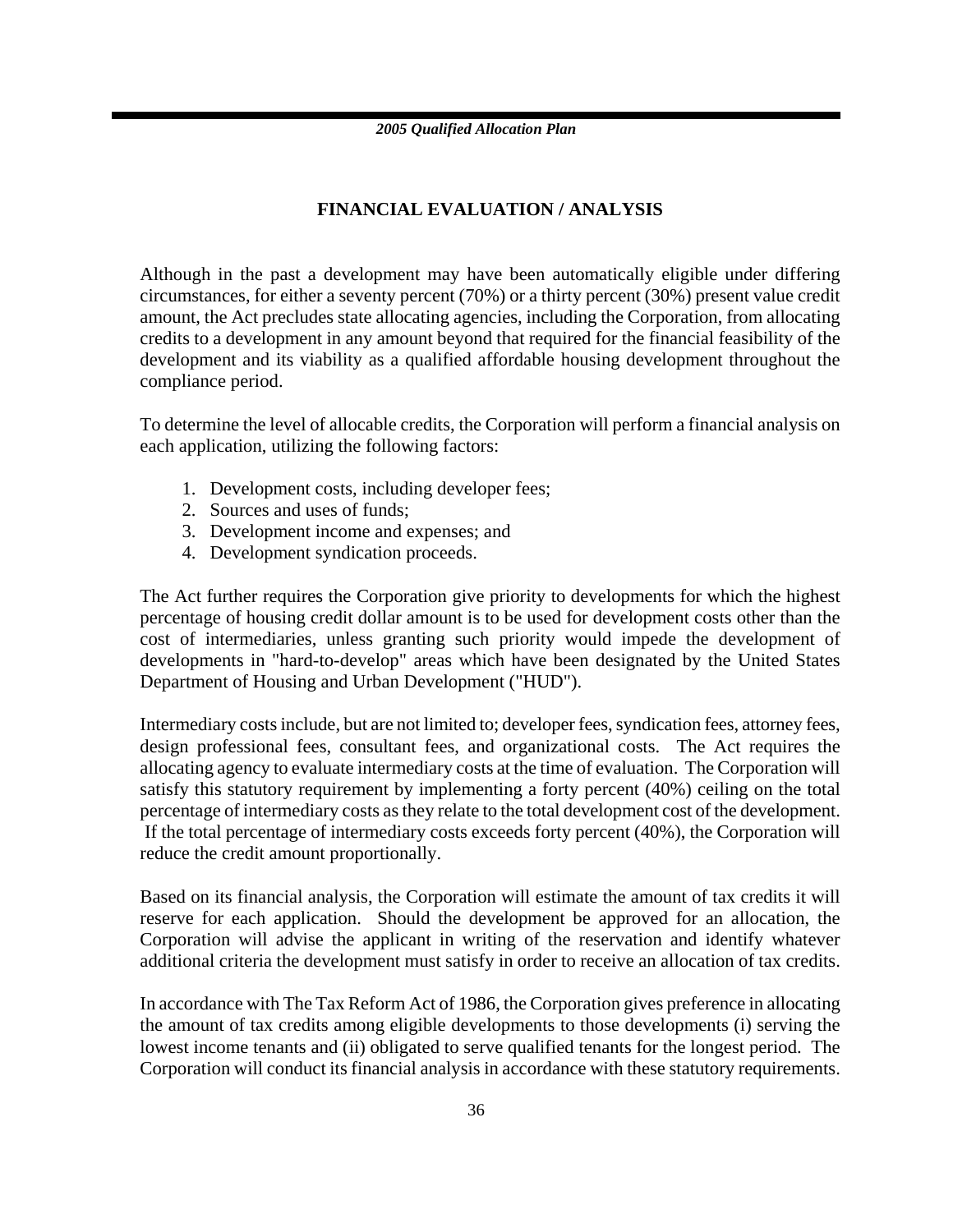## FINANCIAL EVALUATION / ANALYSIS

Although in the past a development may have been automatically eligible under differing circumstances, for either a seventy percent (70%) or a thirty percent (30%) present value credit amount, the Act precludes state allocating agencies, including the Corporation, from allocating credits to a development in any amount beyond that required for the financial feasibility of the development and its viability as a qualified affordable housing development throughout the compliance period.

To determine the level of allocable credits, the Corporation will perform a financial analysis on each application, utilizing the following factors:

1. Development costs, including developer fees;
2. Sources and uses of funds;
3. Development income and expenses; and
4. Development syndication proceeds.

The Act further requires the Corporation give priority to developments for which the highest percentage of housing credit dollar amount is to be used for development costs other than the cost of intermediaries, unless granting such priority would impede the development of developments in "hard-to-develop" areas which have been designated by the United States Department of Housing and Urban Development ("HUD").

Intermediary costs include, but are not limited to; developer fees, syndication fees, attorney fees, design professional fees, consultant fees, and organizational costs. The Act requires the allocating agency to evaluate intermediary costs at the time of evaluation. The Corporation will satisfy this statutory requirement by implementing a forty percent (40%) ceiling on the total percentage of intermediary costs as they relate to the total development cost of the development. If the total percentage of intermediary costs exceeds forty percent (40%), the Corporation will reduce the credit amount proportionally.

Based on its financial analysis, the Corporation will estimate the amount of tax credits it will reserve for each application. Should the development be approved for an allocation, the Corporation will advise the applicant in writing of the reservation and identify whatever additional criteria the development must satisfy in order to receive an allocation of tax credits.

In accordance with The Tax Reform Act of 1986, the Corporation gives preference in allocating the amount of tax credits among eligible developments to those developments (i) serving the lowest income tenants and (ii) obligated to serve qualified tenants for the longest period. The Corporation will conduct its financial analysis in accordance with these statutory requirements.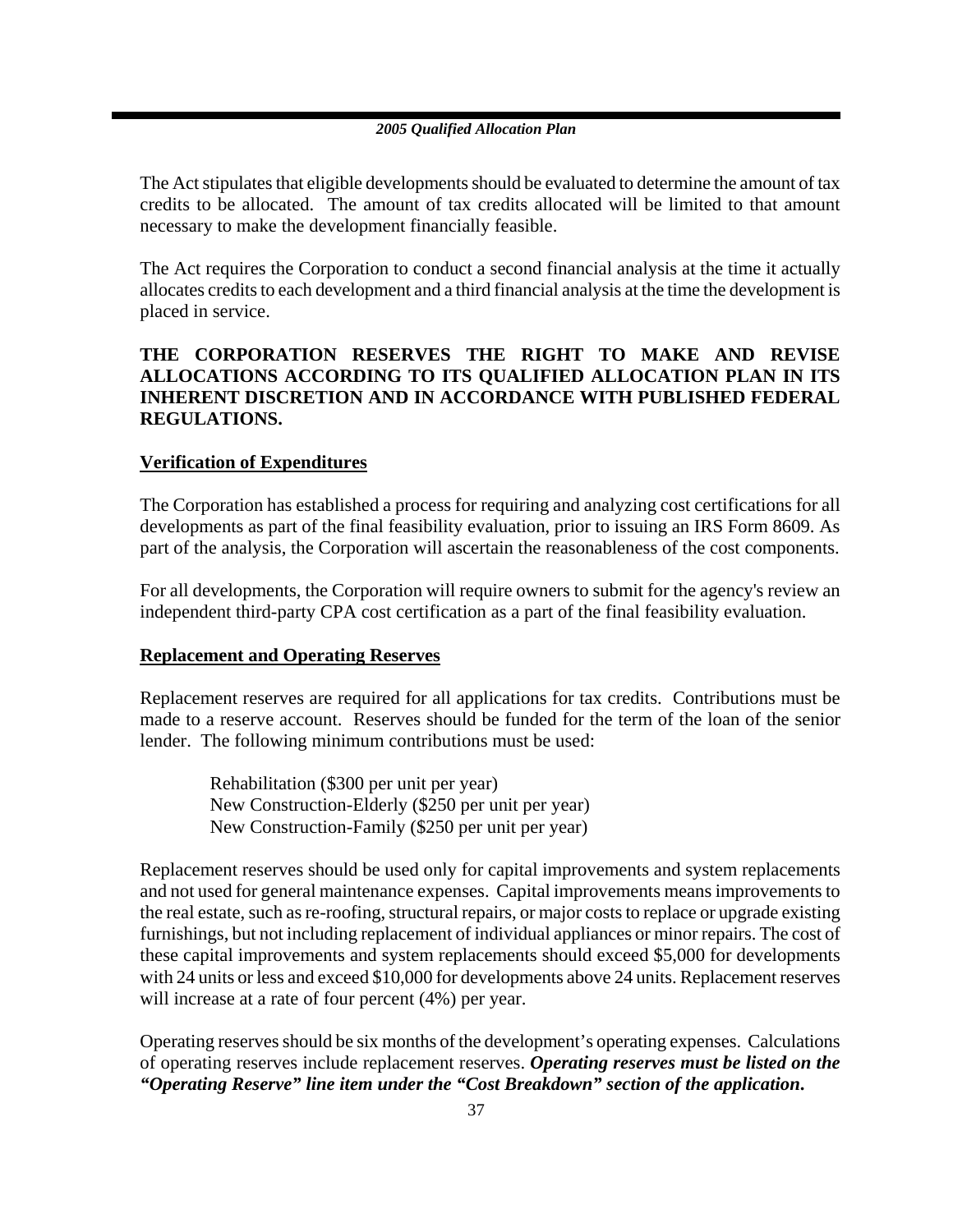The Act stipulates that eligible developments should be evaluated to determine the amount of tax credits to be allocated. The amount of tax credits allocated will be limited to that amount necessary to make the development financially feasible.

The Act requires the Corporation to conduct a second financial analysis at the time it actually allocates credits to each development and a third financial analysis at the time the development is placed in service.

**THE CORPORATION RESERVES THE RIGHT TO MAKE AND REVISE ALLOCATIONS ACCORDING TO ITS QUALIFIED ALLOCATION PLAN IN ITS INHERENT DISCRETION AND IN ACCORDANCE WITH PUBLISHED FEDERAL REGULATIONS.**

**Verification of Expenditures**

The Corporation has established a process for requiring and analyzing cost certifications for all developments as part of the final feasibility evaluation, prior to issuing an IRS Form 8609. As part of the analysis, the Corporation will ascertain the reasonableness of the cost components.

For all developments, the Corporation will require owners to submit for the agency's review an independent third-party CPA cost certification as a part of the final feasibility evaluation.

**Replacement and Operating Reserves**

Replacement reserves are required for all applications for tax credits. Contributions must be made to a reserve account. Reserves should be funded for the term of the loan of the senior lender. The following minimum contributions must be used:

Rehabilitation ($300 per unit per year)
New Construction-Elderly ($250 per unit per year)
New Construction-Family ($250 per unit per year)

Replacement reserves should be used only for capital improvements and system replacements and not used for general maintenance expenses. Capital improvements means improvements to the real estate, such as re-roofing, structural repairs, or major costs to replace or upgrade existing furnishings, but not including replacement of individual appliances or minor repairs. The cost of these capital improvements and system replacements should exceed $5,000 for developments with 24 units or less and exceed $10,000 for developments above 24 units. Replacement reserves will increase at a rate of four percent (4%) per year.

Operating reserves should be six months of the development's operating expenses. Calculations of operating reserves include replacement reserves. ***Operating reserves must be listed on the "Operating Reserve" line item under the "Cost Breakdown" section of the application.***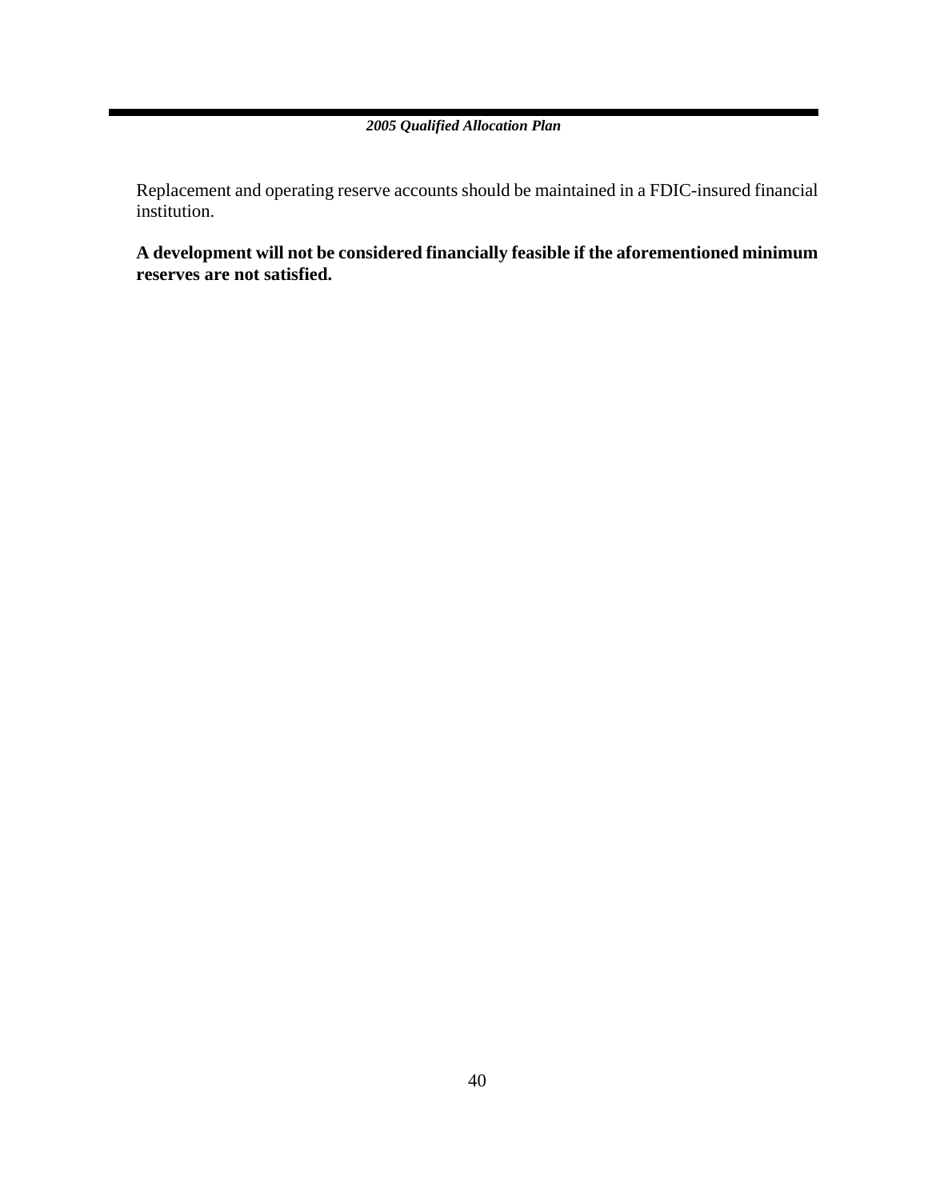Replacement and operating reserve accounts should be maintained in a FDIC-insured financial institution.

**A development will not be considered financially feasible if the aforementioned minimum reserves are not satisfied.**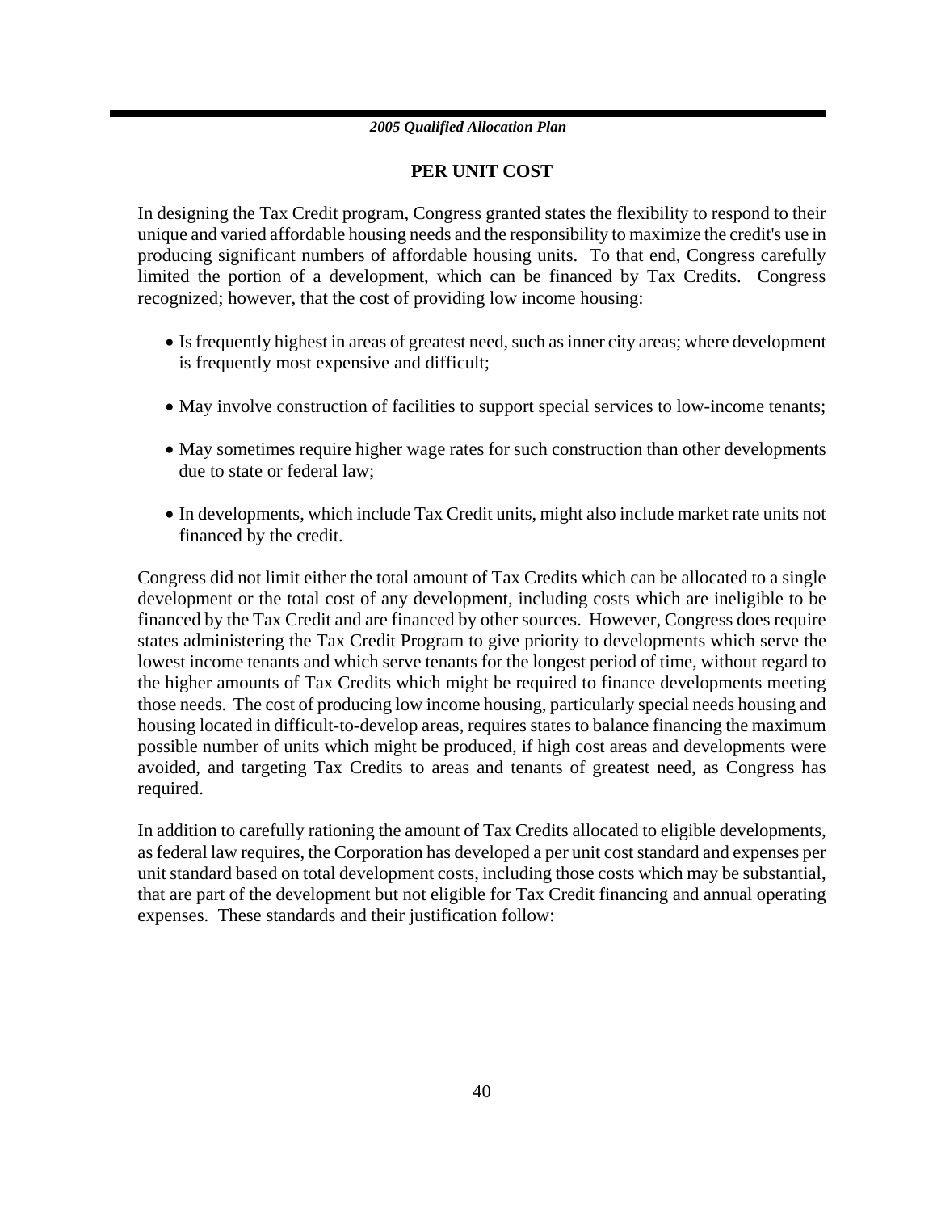## PER UNIT COST

In designing the Tax Credit program, Congress granted states the flexibility to respond to their unique and varied affordable housing needs and the responsibility to maximize the credit's use in producing significant numbers of affordable housing units. To that end, Congress carefully limited the portion of a development, which can be financed by Tax Credits. Congress recognized; however, that the cost of providing low income housing:

- Is frequently highest in areas of greatest need, such as inner city areas; where development is frequently most expensive and difficult;
- May involve construction of facilities to support special services to low-income tenants;
- May sometimes require higher wage rates for such construction than other developments due to state or federal law;
- In developments, which include Tax Credit units, might also include market rate units not financed by the credit.

Congress did not limit either the total amount of Tax Credits which can be allocated to a single development or the total cost of any development, including costs which are ineligible to be financed by the Tax Credit and are financed by other sources. However, Congress does require states administering the Tax Credit Program to give priority to developments which serve the lowest income tenants and which serve tenants for the longest period of time, without regard to the higher amounts of Tax Credits which might be required to finance developments meeting those needs. The cost of producing low income housing, particularly special needs housing and housing located in difficult-to-develop areas, requires states to balance financing the maximum possible number of units which might be produced, if high cost areas and developments were avoided, and targeting Tax Credits to areas and tenants of greatest need, as Congress has required.

In addition to carefully rationing the amount of Tax Credits allocated to eligible developments, as federal law requires, the Corporation has developed a per unit cost standard and expenses per unit standard based on total development costs, including those costs which may be substantial, that are part of the development but not eligible for Tax Credit financing and annual operating expenses. These standards and their justification follow: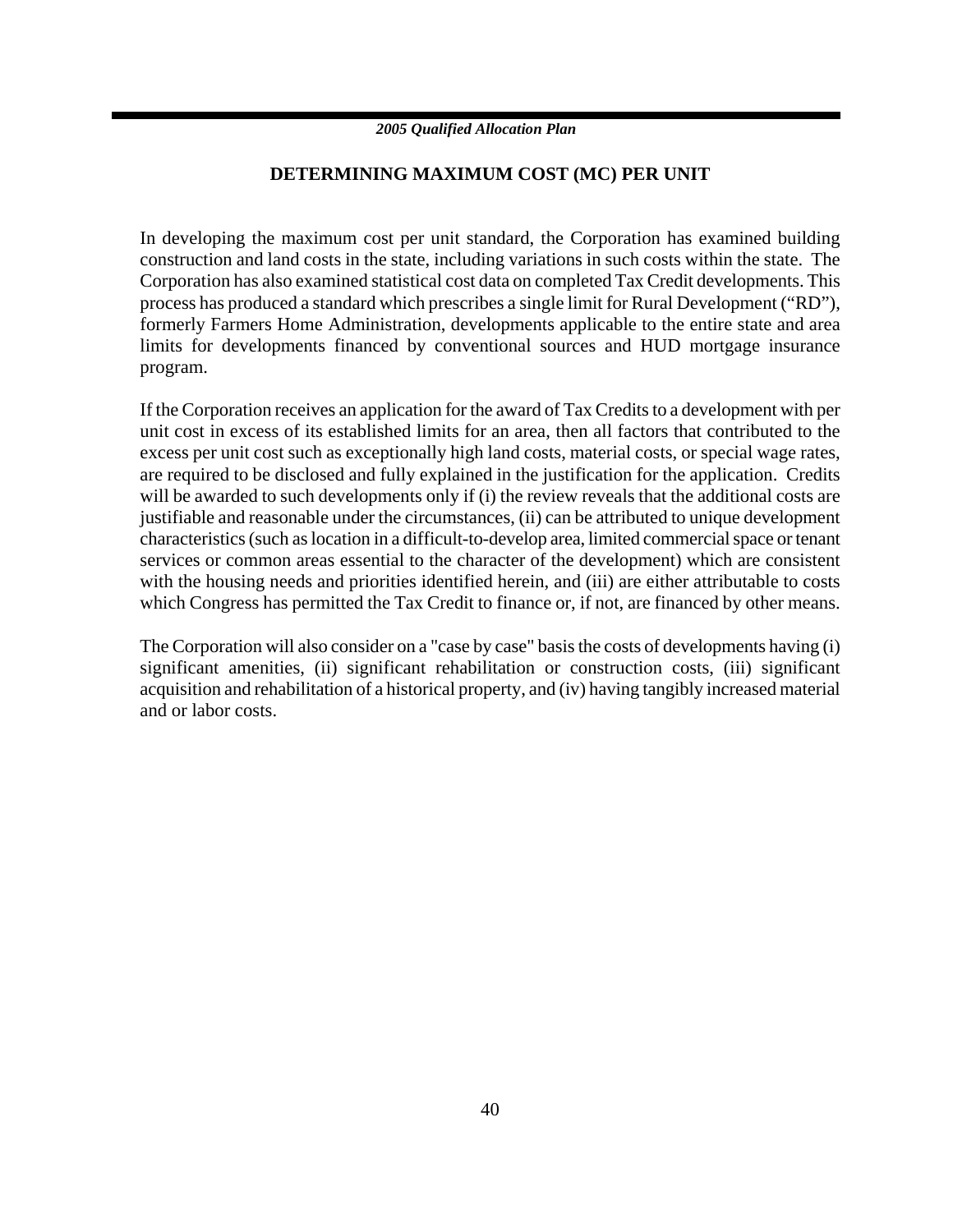## DETERMINING MAXIMUM COST (MC) PER UNIT

In developing the maximum cost per unit standard, the Corporation has examined building construction and land costs in the state, including variations in such costs within the state. The Corporation has also examined statistical cost data on completed Tax Credit developments. This process has produced a standard which prescribes a single limit for Rural Development ("RD"), formerly Farmers Home Administration, developments applicable to the entire state and area limits for developments financed by conventional sources and HUD mortgage insurance program.

If the Corporation receives an application for the award of Tax Credits to a development with per unit cost in excess of its established limits for an area, then all factors that contributed to the excess per unit cost such as exceptionally high land costs, material costs, or special wage rates, are required to be disclosed and fully explained in the justification for the application. Credits will be awarded to such developments only if (i) the review reveals that the additional costs are justifiable and reasonable under the circumstances, (ii) can be attributed to unique development characteristics (such as location in a difficult-to-develop area, limited commercial space or tenant services or common areas essential to the character of the development) which are consistent with the housing needs and priorities identified herein, and (iii) are either attributable to costs which Congress has permitted the Tax Credit to finance or, if not, are financed by other means.

The Corporation will also consider on a "case by case" basis the costs of developments having (i) significant amenities, (ii) significant rehabilitation or construction costs, (iii) significant acquisition and rehabilitation of a historical property, and (iv) having tangibly increased material and or labor costs.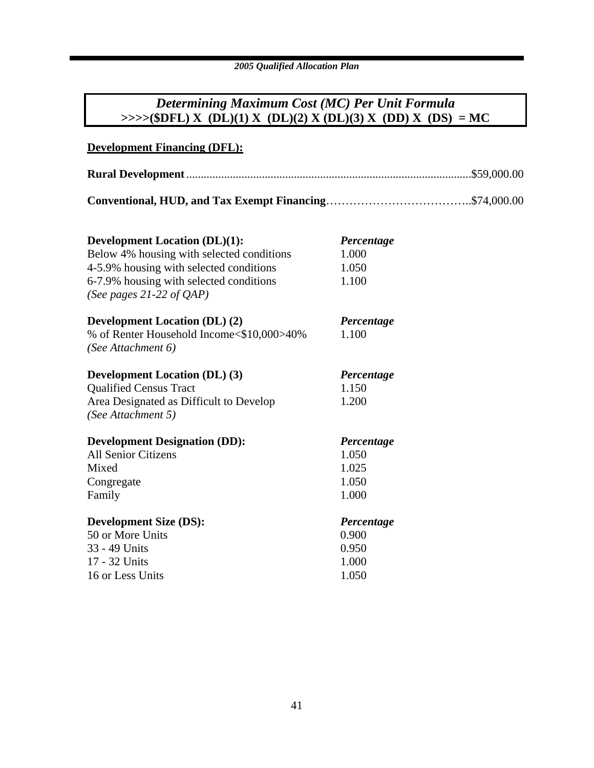## *Determining Maximum Cost (MC) Per Unit Formula*

**>>>>($DFL) X (DL)(1) X (DL)(2) X (DL)(3) X (DD) X (DS) = MC**

**Development Financing (DFL):**

**Rural Development** ................................................................................................$59,000.00

**Conventional, HUD, and Tax Exempt Financing**………………………………..$74,000.00

| **Development Location (DL)(1):** | ***Percentage*** |
|---|---|
| Below 4% housing with selected conditions | 1.000 |
| 4-5.9% housing with selected conditions | 1.050 |
| 6-7.9% housing with selected conditions | 1.100 |
| *(See pages 21-22 of QAP)* | |

| **Development Location (DL) (2)** | ***Percentage*** |
|---|---|
| % of Renter Household Income<$10,000>40% | 1.100 |
| *(See Attachment 6)* | |

| **Development Location (DL) (3)** | ***Percentage*** |
|---|---|
| Qualified Census Tract | 1.150 |
| Area Designated as Difficult to Develop | 1.200 |
| *(See Attachment 5)* | |

| **Development Designation (DD):** | ***Percentage*** |
|---|---|
| All Senior Citizens | 1.050 |
| Mixed | 1.025 |
| Congregate | 1.050 |
| Family | 1.000 |

| **Development Size (DS):** | ***Percentage*** |
|---|---|
| 50 or More Units | 0.900 |
| 33 - 49 Units | 0.950 |
| 17 - 32 Units | 1.000 |
| 16 or Less Units | 1.050 |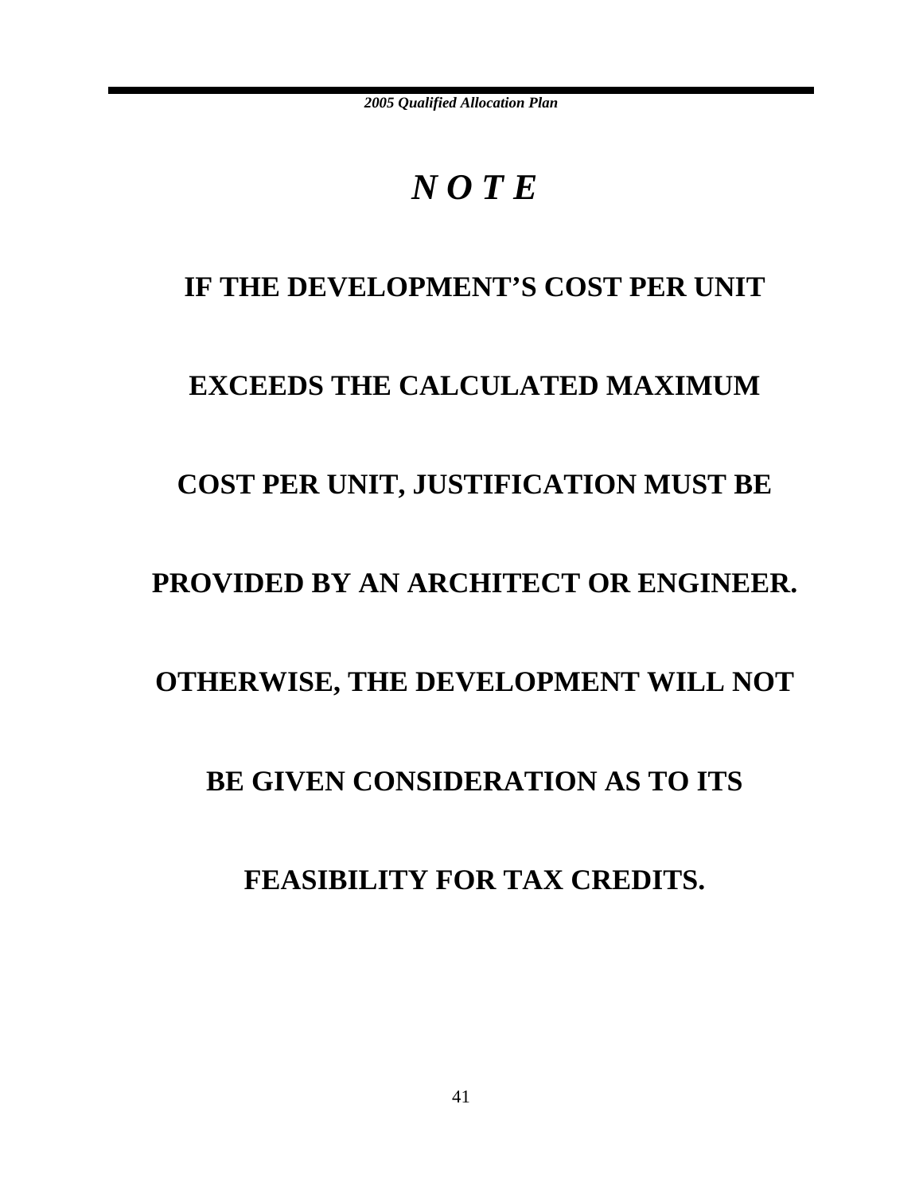# *N O T E*

**IF THE DEVELOPMENT'S COST PER UNIT EXCEEDS THE CALCULATED MAXIMUM COST PER UNIT, JUSTIFICATION MUST BE PROVIDED BY AN ARCHITECT OR ENGINEER. OTHERWISE, THE DEVELOPMENT WILL NOT BE GIVEN CONSIDERATION AS TO ITS FEASIBILITY FOR TAX CREDITS.**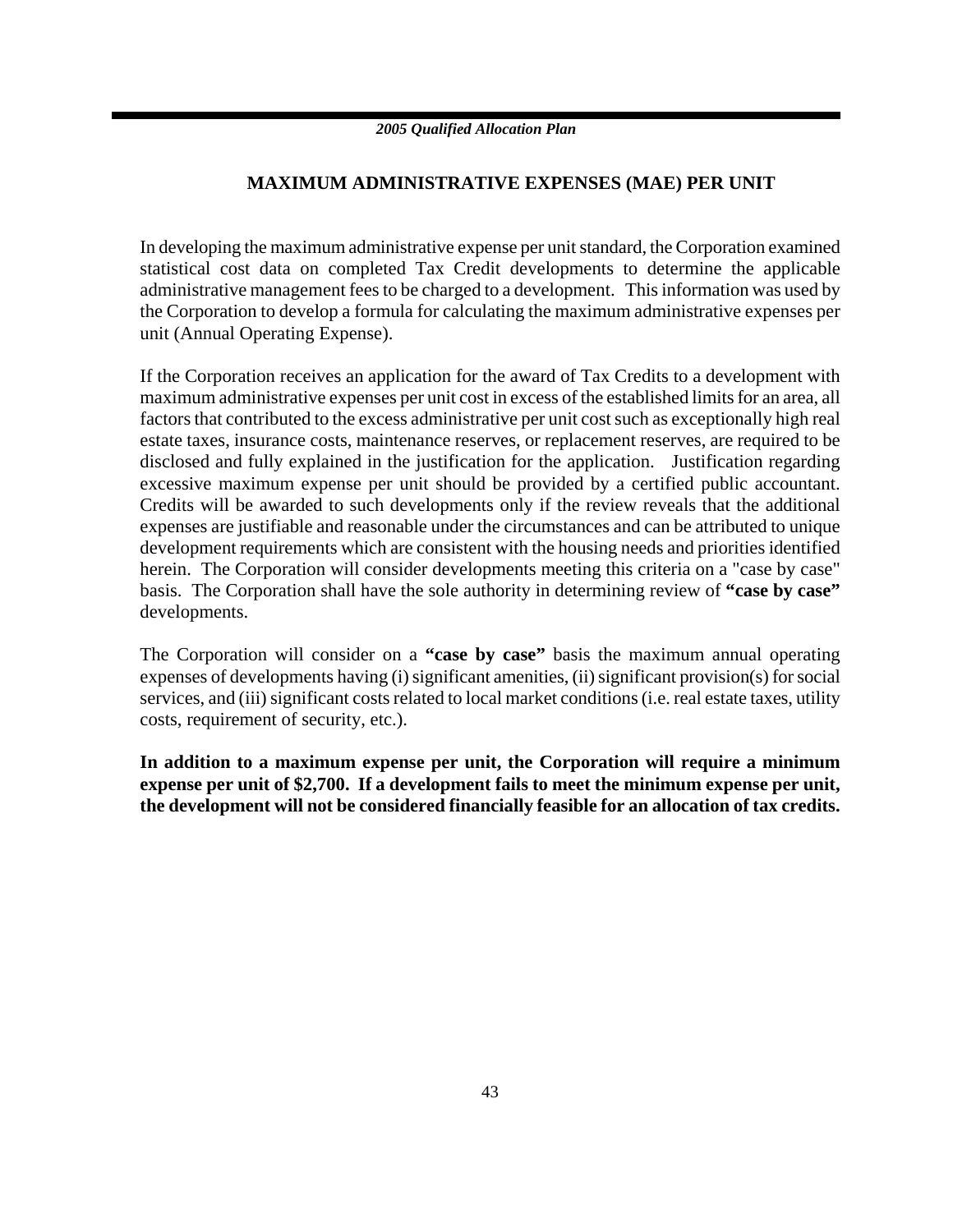## MAXIMUM ADMINISTRATIVE EXPENSES (MAE) PER UNIT

In developing the maximum administrative expense per unit standard, the Corporation examined statistical cost data on completed Tax Credit developments to determine the applicable administrative management fees to be charged to a development. This information was used by the Corporation to develop a formula for calculating the maximum administrative expenses per unit (Annual Operating Expense).

If the Corporation receives an application for the award of Tax Credits to a development with maximum administrative expenses per unit cost in excess of the established limits for an area, all factors that contributed to the excess administrative per unit cost such as exceptionally high real estate taxes, insurance costs, maintenance reserves, or replacement reserves, are required to be disclosed and fully explained in the justification for the application. Justification regarding excessive maximum expense per unit should be provided by a certified public accountant. Credits will be awarded to such developments only if the review reveals that the additional expenses are justifiable and reasonable under the circumstances and can be attributed to unique development requirements which are consistent with the housing needs and priorities identified herein. The Corporation will consider developments meeting this criteria on a "case by case" basis. The Corporation shall have the sole authority in determining review of **"case by case"** developments.

The Corporation will consider on a **"case by case"** basis the maximum annual operating expenses of developments having (i) significant amenities, (ii) significant provision(s) for social services, and (iii) significant costs related to local market conditions (i.e. real estate taxes, utility costs, requirement of security, etc.).

**In addition to a maximum expense per unit, the Corporation will require a minimum expense per unit of $2,700. If a development fails to meet the minimum expense per unit, the development will not be considered financially feasible for an allocation of tax credits.**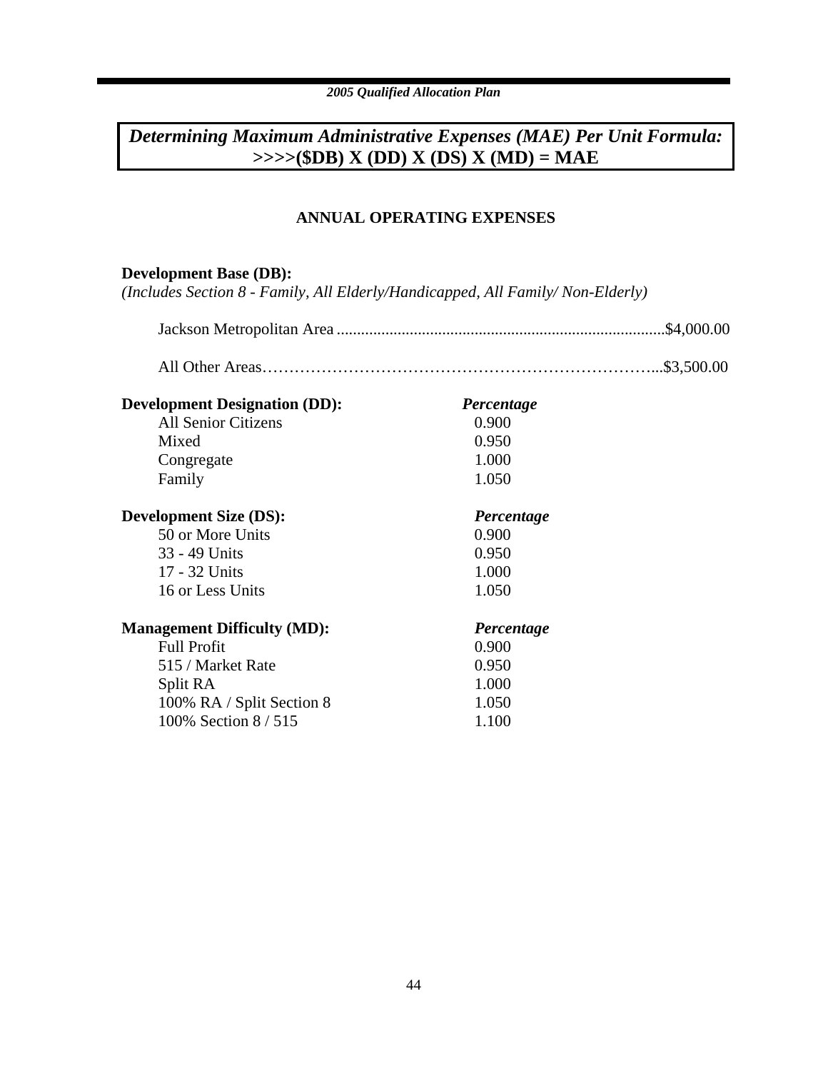## *Determining Maximum Administrative Expenses (MAE) Per Unit Formula:* **>>>>($DB) X (DD) X (DS) X (MD) = MAE**

### ANNUAL OPERATING EXPENSES

**Development Base (DB):**
*(Includes Section 8 - Family, All Elderly/Handicapped, All Family/ Non-Elderly)*

Jackson Metropolitan Area ................................................................................$4,000.00

All Other Areas………………………………………………………………...$3,500.00

| **Development Designation (DD):** | ***Percentage*** |
|---|---|
| All Senior Citizens | 0.900 |
| Mixed | 0.950 |
| Congregate | 1.000 |
| Family | 1.050 |

| **Development Size (DS):** | ***Percentage*** |
|---|---|
| 50 or More Units | 0.900 |
| 33 - 49 Units | 0.950 |
| 17 - 32 Units | 1.000 |
| 16 or Less Units | 1.050 |

| **Management Difficulty (MD):** | ***Percentage*** |
|---|---|
| Full Profit | 0.900 |
| 515 / Market Rate | 0.950 |
| Split RA | 1.000 |
| 100% RA / Split Section 8 | 1.050 |
| 100% Section 8 / 515 | 1.100 |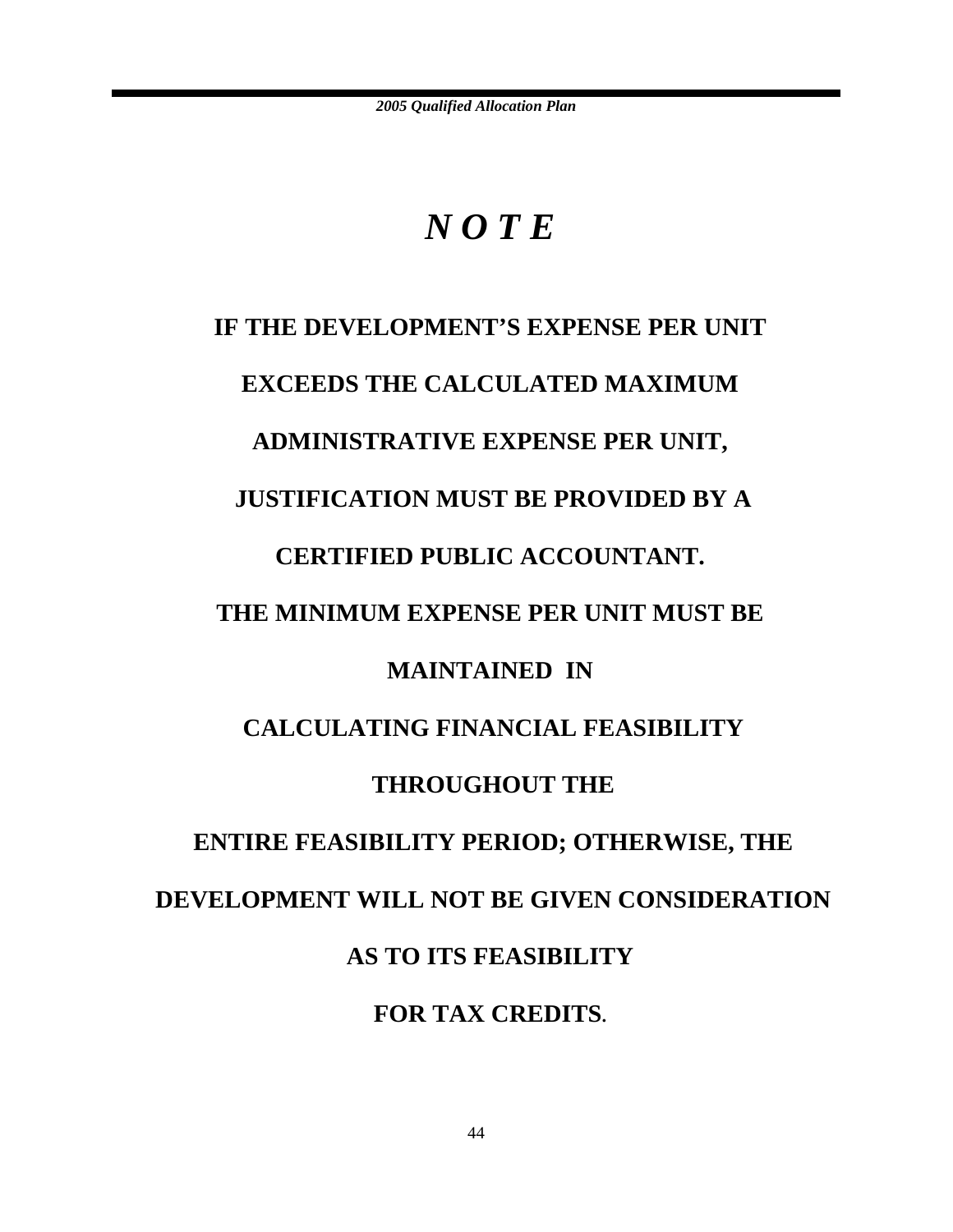# *N O T E*

**IF THE DEVELOPMENT'S EXPENSE PER UNIT EXCEEDS THE CALCULATED MAXIMUM ADMINISTRATIVE EXPENSE PER UNIT, JUSTIFICATION MUST BE PROVIDED BY A CERTIFIED PUBLIC ACCOUNTANT. THE MINIMUM EXPENSE PER UNIT MUST BE MAINTAINED IN CALCULATING FINANCIAL FEASIBILITY THROUGHOUT THE ENTIRE FEASIBILITY PERIOD; OTHERWISE, THE DEVELOPMENT WILL NOT BE GIVEN CONSIDERATION AS TO ITS FEASIBILITY FOR TAX CREDITS.**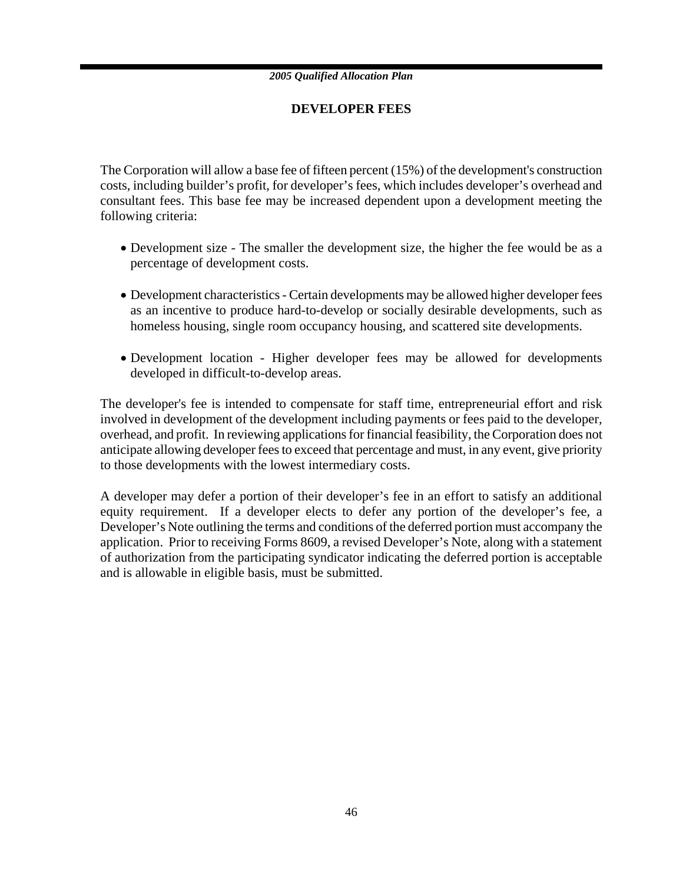# DEVELOPER FEES

The Corporation will allow a base fee of fifteen percent (15%) of the development's construction costs, including builder's profit, for developer's fees, which includes developer's overhead and consultant fees. This base fee may be increased dependent upon a development meeting the following criteria:

- Development size - The smaller the development size, the higher the fee would be as a percentage of development costs.
- Development characteristics - Certain developments may be allowed higher developer fees as an incentive to produce hard-to-develop or socially desirable developments, such as homeless housing, single room occupancy housing, and scattered site developments.
- Development location - Higher developer fees may be allowed for developments developed in difficult-to-develop areas.

The developer's fee is intended to compensate for staff time, entrepreneurial effort and risk involved in development of the development including payments or fees paid to the developer, overhead, and profit. In reviewing applications for financial feasibility, the Corporation does not anticipate allowing developer fees to exceed that percentage and must, in any event, give priority to those developments with the lowest intermediary costs.

A developer may defer a portion of their developer's fee in an effort to satisfy an additional equity requirement. If a developer elects to defer any portion of the developer's fee, a Developer's Note outlining the terms and conditions of the deferred portion must accompany the application. Prior to receiving Forms 8609, a revised Developer's Note, along with a statement of authorization from the participating syndicator indicating the deferred portion is acceptable and is allowable in eligible basis, must be submitted.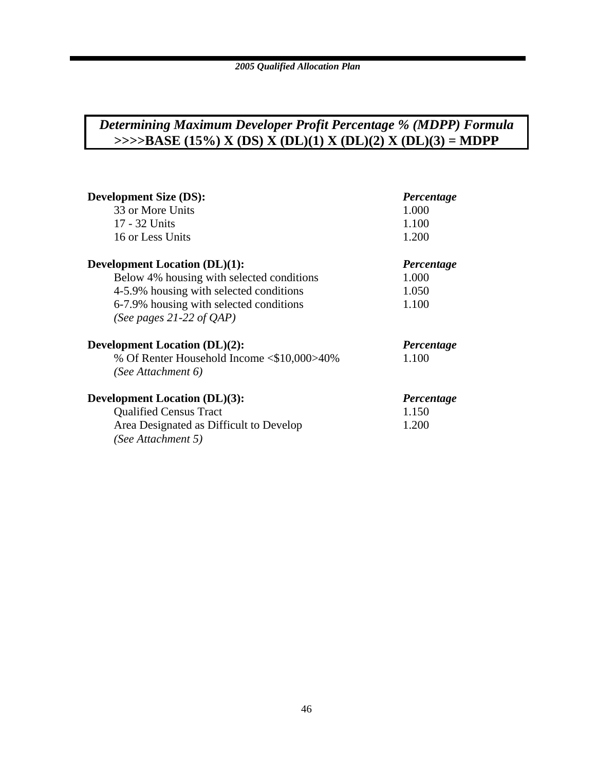## *Determining Maximum Developer Profit Percentage % (MDPP) Formula*
## **>>>>BASE (15%) X (DS) X (DL)(1) X (DL)(2) X (DL)(3) = MDPP**

| **Development Size (DS):** | ***Percentage*** |
|---|---|
| 33 or More Units | 1.000 |
| 17 - 32 Units | 1.100 |
| 16 or Less Units | 1.200 |

| **Development Location (DL)(1):** | ***Percentage*** |
|---|---|
| Below 4% housing with selected conditions | 1.000 |
| 4-5.9% housing with selected conditions | 1.050 |
| 6-7.9% housing with selected conditions | 1.100 |
| *(See pages 21-22 of QAP)* | |

| **Development Location (DL)(2):** | ***Percentage*** |
|---|---|
| % Of Renter Household Income <$10,000>40% | 1.100 |
| *(See Attachment 6)* | |

| **Development Location (DL)(3):** | ***Percentage*** |
|---|---|
| Qualified Census Tract | 1.150 |
| Area Designated as Difficult to Develop | 1.200 |
| *(See Attachment 5)* | |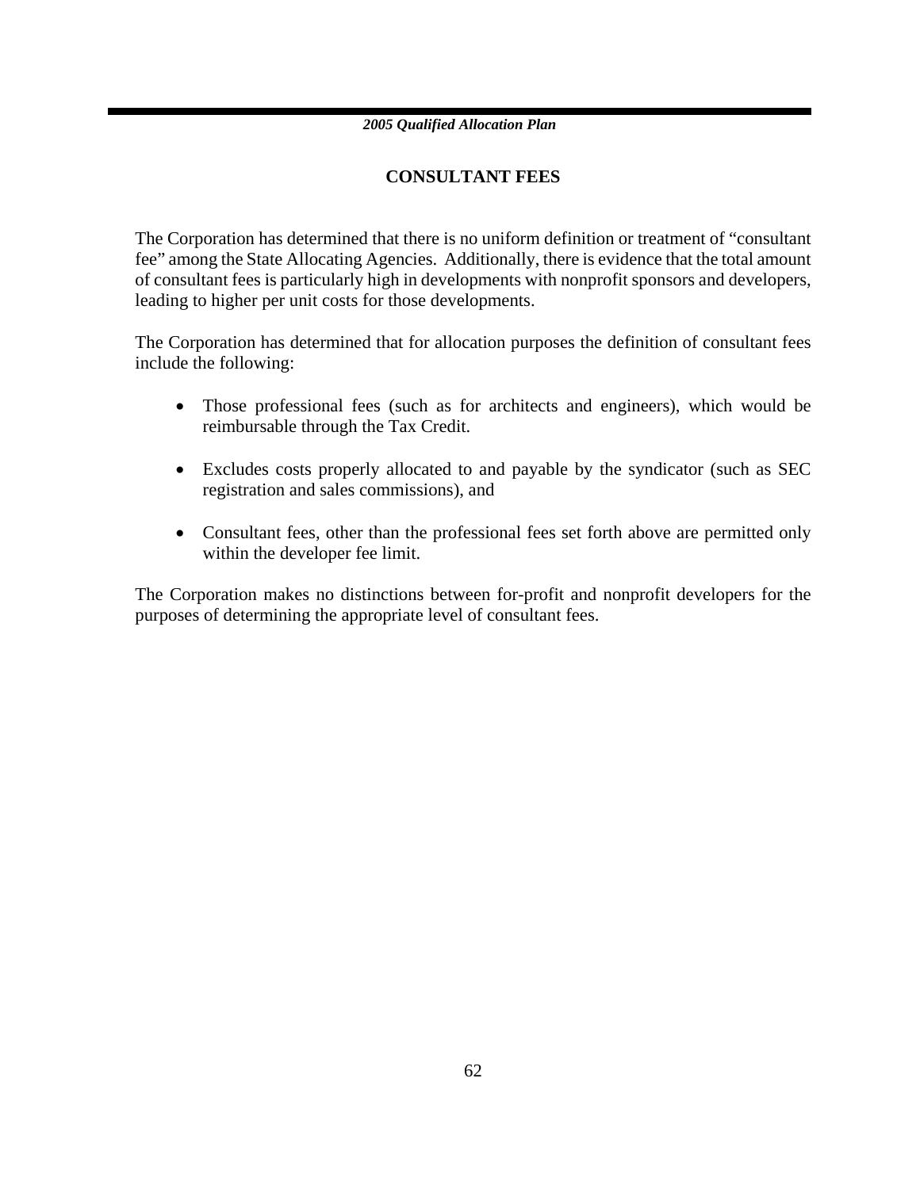## CONSULTANT FEES

The Corporation has determined that there is no uniform definition or treatment of "consultant fee" among the State Allocating Agencies. Additionally, there is evidence that the total amount of consultant fees is particularly high in developments with nonprofit sponsors and developers, leading to higher per unit costs for those developments.

The Corporation has determined that for allocation purposes the definition of consultant fees include the following:

- Those professional fees (such as for architects and engineers), which would be reimbursable through the Tax Credit.
- Excludes costs properly allocated to and payable by the syndicator (such as SEC registration and sales commissions), and
- Consultant fees, other than the professional fees set forth above are permitted only within the developer fee limit.

The Corporation makes no distinctions between for-profit and nonprofit developers for the purposes of determining the appropriate level of consultant fees.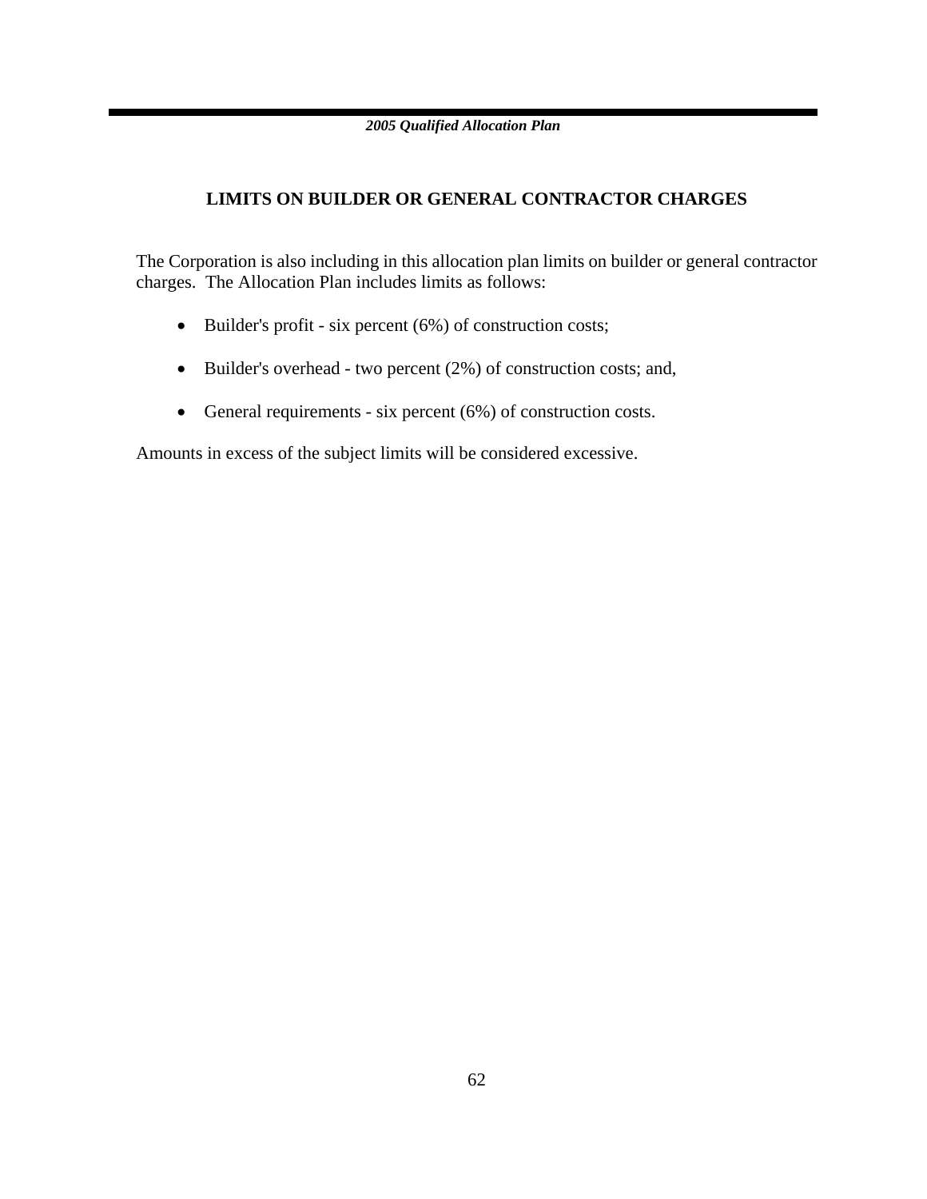## LIMITS ON BUILDER OR GENERAL CONTRACTOR CHARGES

The Corporation is also including in this allocation plan limits on builder or general contractor charges. The Allocation Plan includes limits as follows:

- Builder's profit - six percent (6%) of construction costs;

- Builder's overhead - two percent (2%) of construction costs; and,

- General requirements - six percent (6%) of construction costs.

Amounts in excess of the subject limits will be considered excessive.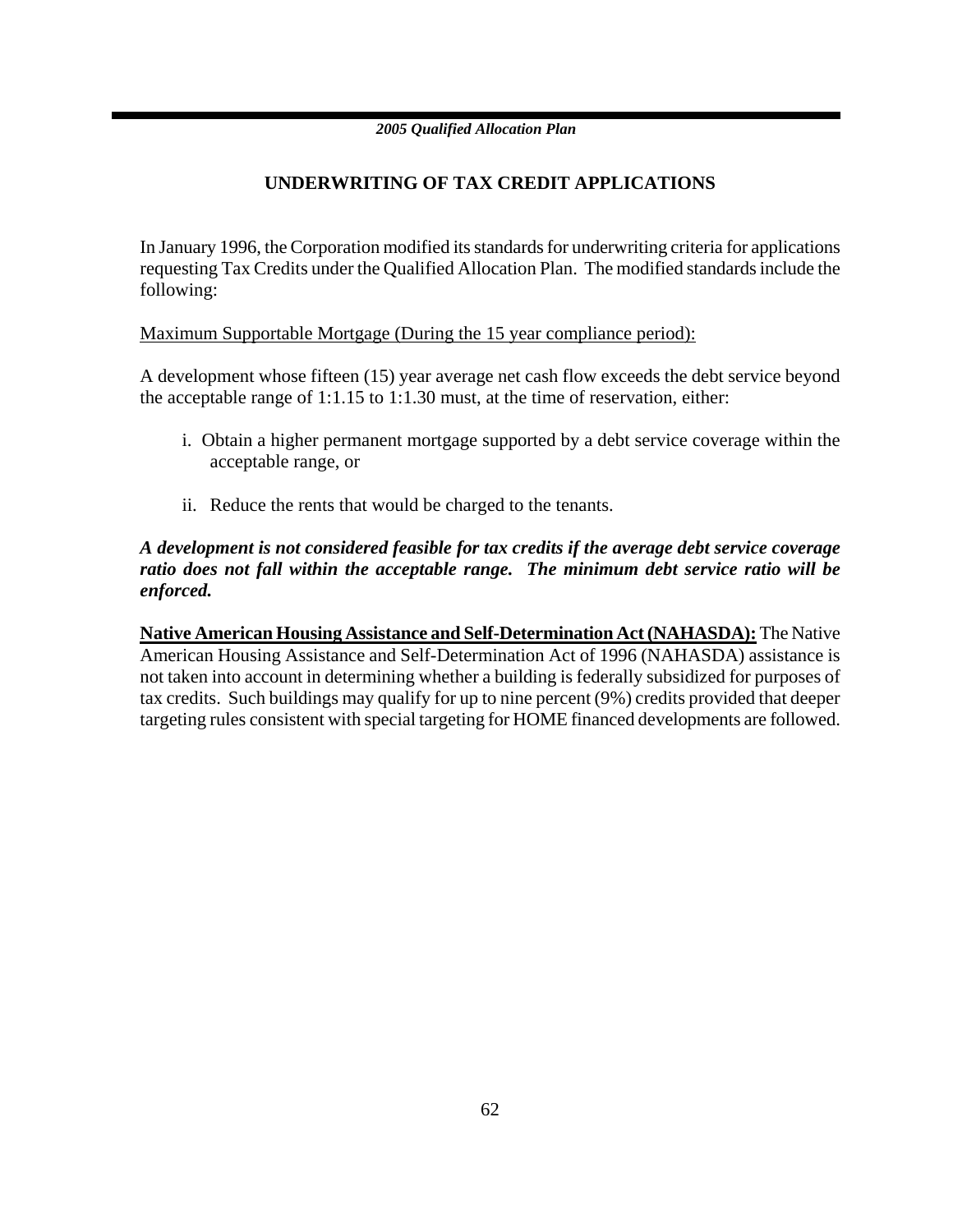## UNDERWRITING OF TAX CREDIT APPLICATIONS

In January 1996, the Corporation modified its standards for underwriting criteria for applications requesting Tax Credits under the Qualified Allocation Plan. The modified standards include the following:

Maximum Supportable Mortgage (During the 15 year compliance period):

A development whose fifteen (15) year average net cash flow exceeds the debt service beyond the acceptable range of 1:1.15 to 1:1.30 must, at the time of reservation, either:

i. Obtain a higher permanent mortgage supported by a debt service coverage within the acceptable range, or

ii. Reduce the rents that would be charged to the tenants.

***A development is not considered feasible for tax credits if the average debt service coverage ratio does not fall within the acceptable range. The minimum debt service ratio will be enforced.***

**Native American Housing Assistance and Self-Determination Act (NAHASDA):** The Native American Housing Assistance and Self-Determination Act of 1996 (NAHASDA) assistance is not taken into account in determining whether a building is federally subsidized for purposes of tax credits. Such buildings may qualify for up to nine percent (9%) credits provided that deeper targeting rules consistent with special targeting for HOME financed developments are followed.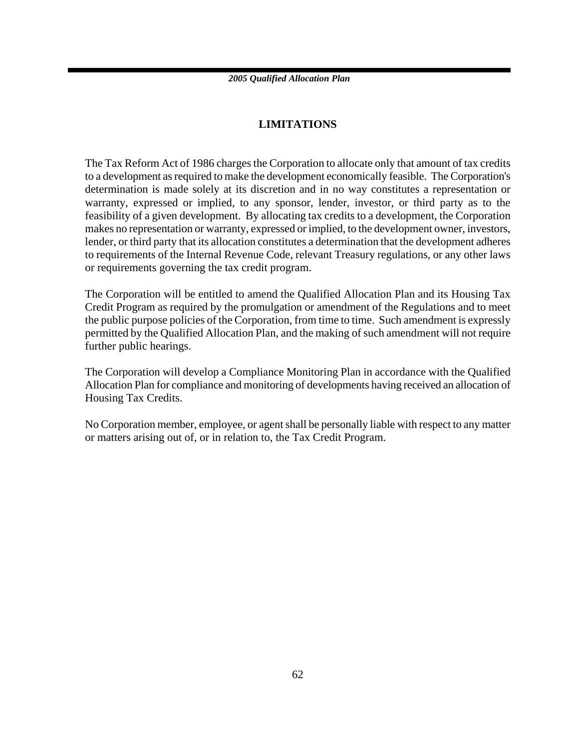## LIMITATIONS

The Tax Reform Act of 1986 charges the Corporation to allocate only that amount of tax credits to a development as required to make the development economically feasible. The Corporation's determination is made solely at its discretion and in no way constitutes a representation or warranty, expressed or implied, to any sponsor, lender, investor, or third party as to the feasibility of a given development. By allocating tax credits to a development, the Corporation makes no representation or warranty, expressed or implied, to the development owner, investors, lender, or third party that its allocation constitutes a determination that the development adheres to requirements of the Internal Revenue Code, relevant Treasury regulations, or any other laws or requirements governing the tax credit program.

The Corporation will be entitled to amend the Qualified Allocation Plan and its Housing Tax Credit Program as required by the promulgation or amendment of the Regulations and to meet the public purpose policies of the Corporation, from time to time. Such amendment is expressly permitted by the Qualified Allocation Plan, and the making of such amendment will not require further public hearings.

The Corporation will develop a Compliance Monitoring Plan in accordance with the Qualified Allocation Plan for compliance and monitoring of developments having received an allocation of Housing Tax Credits.

No Corporation member, employee, or agent shall be personally liable with respect to any matter or matters arising out of, or in relation to, the Tax Credit Program.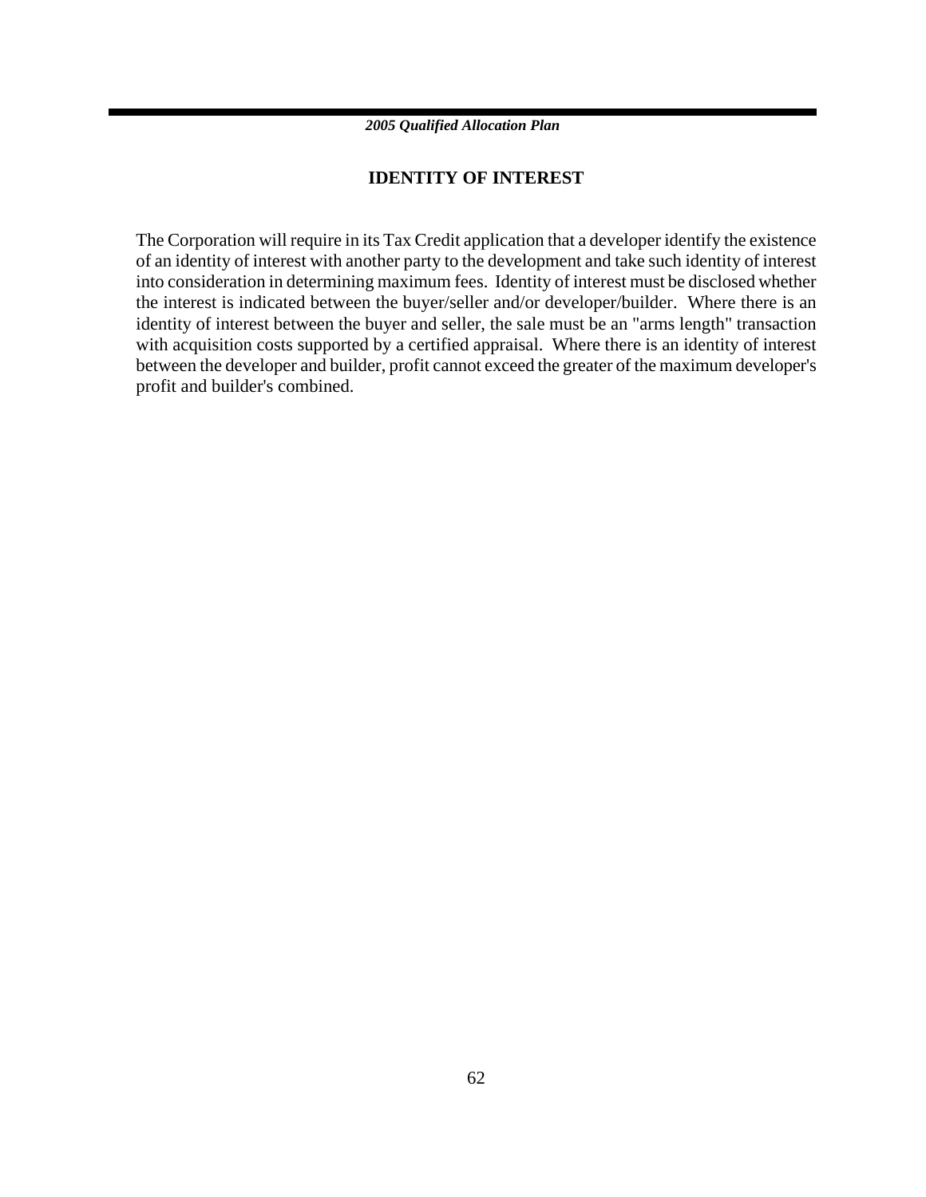## IDENTITY OF INTEREST

The Corporation will require in its Tax Credit application that a developer identify the existence of an identity of interest with another party to the development and take such identity of interest into consideration in determining maximum fees. Identity of interest must be disclosed whether the interest is indicated between the buyer/seller and/or developer/builder. Where there is an identity of interest between the buyer and seller, the sale must be an "arms length" transaction with acquisition costs supported by a certified appraisal. Where there is an identity of interest between the developer and builder, profit cannot exceed the greater of the maximum developer's profit and builder's combined.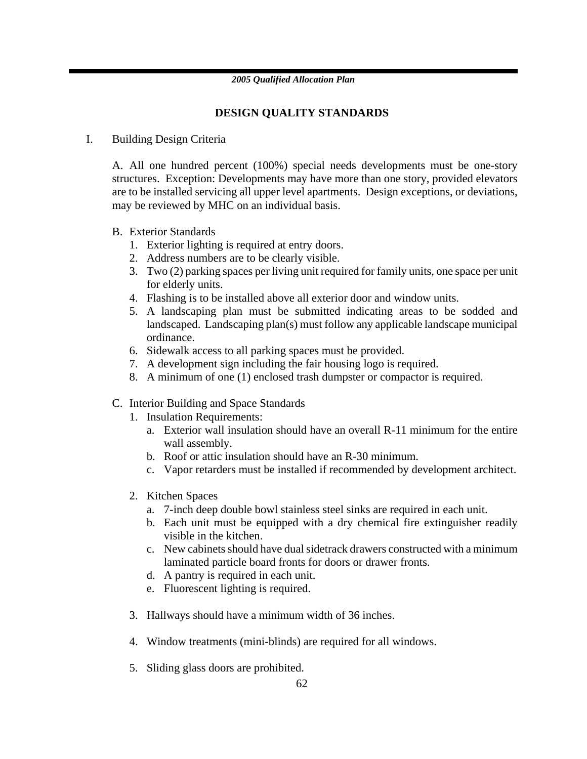## DESIGN QUALITY STANDARDS

I. Building Design Criteria

A. All one hundred percent (100%) special needs developments must be one-story structures. Exception: Developments may have more than one story, provided elevators are to be installed servicing all upper level apartments. Design exceptions, or deviations, may be reviewed by MHC on an individual basis.

B. Exterior Standards
1. Exterior lighting is required at entry doors.
2. Address numbers are to be clearly visible.
3. Two (2) parking spaces per living unit required for family units, one space per unit for elderly units.
4. Flashing is to be installed above all exterior door and window units.
5. A landscaping plan must be submitted indicating areas to be sodded and landscaped. Landscaping plan(s) must follow any applicable landscape municipal ordinance.
6. Sidewalk access to all parking spaces must be provided.
7. A development sign including the fair housing logo is required.
8. A minimum of one (1) enclosed trash dumpster or compactor is required.

C. Interior Building and Space Standards
1. Insulation Requirements:
   a. Exterior wall insulation should have an overall R-11 minimum for the entire wall assembly.
   b. Roof or attic insulation should have an R-30 minimum.
   c. Vapor retarders must be installed if recommended by development architect.

2. Kitchen Spaces
   a. 7-inch deep double bowl stainless steel sinks are required in each unit.
   b. Each unit must be equipped with a dry chemical fire extinguisher readily visible in the kitchen.
   c. New cabinets should have dual sidetrack drawers constructed with a minimum laminated particle board fronts for doors or drawer fronts.
   d. A pantry is required in each unit.
   e. Fluorescent lighting is required.

3. Hallways should have a minimum width of 36 inches.

4. Window treatments (mini-blinds) are required for all windows.

5. Sliding glass doors are prohibited.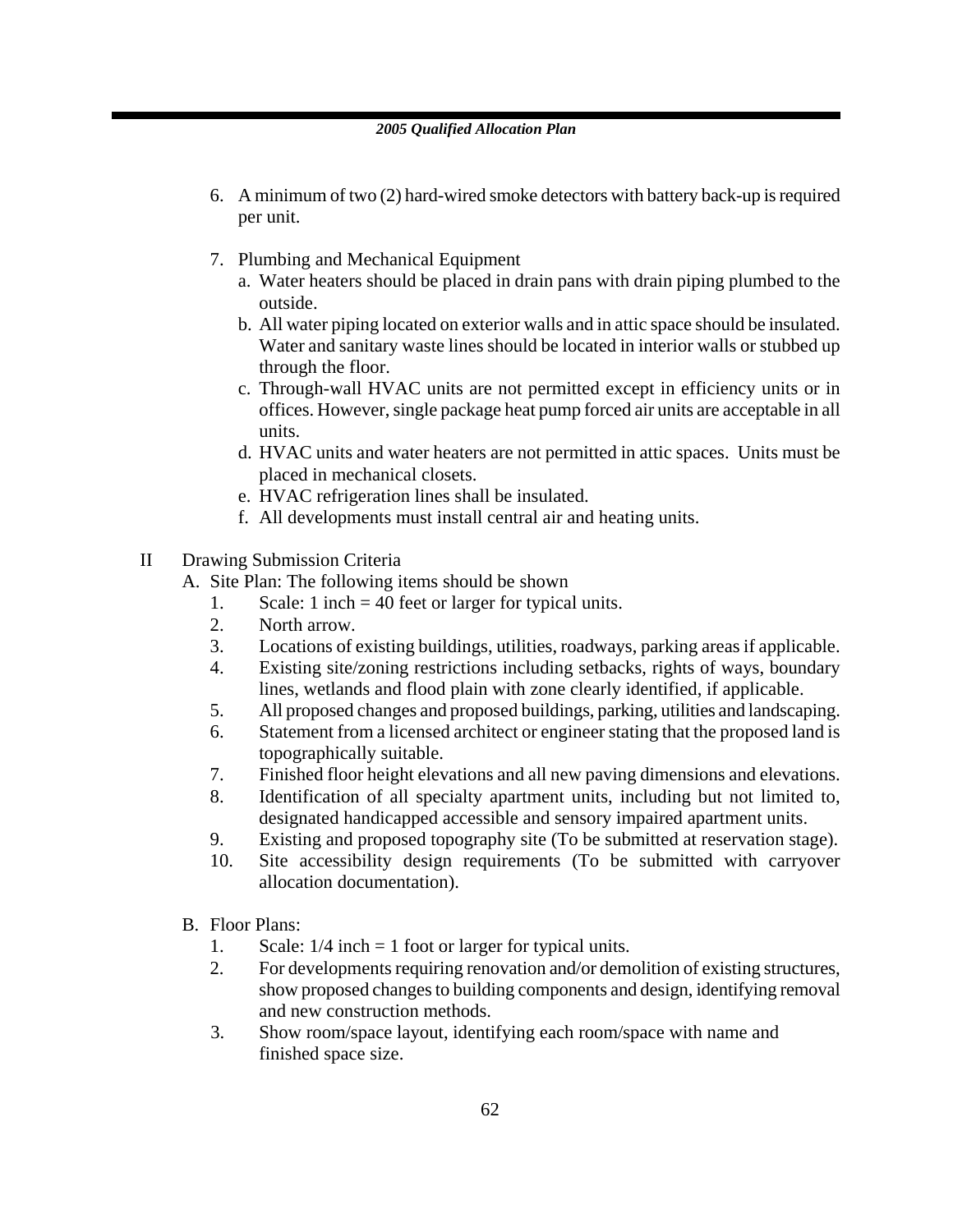6. A minimum of two (2) hard-wired smoke detectors with battery back-up is required per unit.

7. Plumbing and Mechanical Equipment
   a. Water heaters should be placed in drain pans with drain piping plumbed to the outside.
   b. All water piping located on exterior walls and in attic space should be insulated. Water and sanitary waste lines should be located in interior walls or stubbed up through the floor.
   c. Through-wall HVAC units are not permitted except in efficiency units or in offices. However, single package heat pump forced air units are acceptable in all units.
   d. HVAC units and water heaters are not permitted in attic spaces. Units must be placed in mechanical closets.
   e. HVAC refrigeration lines shall be insulated.
   f. All developments must install central air and heating units.

II Drawing Submission Criteria

A. Site Plan: The following items should be shown
   1. Scale: 1 inch = 40 feet or larger for typical units.
   2. North arrow.
   3. Locations of existing buildings, utilities, roadways, parking areas if applicable.
   4. Existing site/zoning restrictions including setbacks, rights of ways, boundary lines, wetlands and flood plain with zone clearly identified, if applicable.
   5. All proposed changes and proposed buildings, parking, utilities and landscaping.
   6. Statement from a licensed architect or engineer stating that the proposed land is topographically suitable.
   7. Finished floor height elevations and all new paving dimensions and elevations.
   8. Identification of all specialty apartment units, including but not limited to, designated handicapped accessible and sensory impaired apartment units.
   9. Existing and proposed topography site (To be submitted at reservation stage).
   10. Site accessibility design requirements (To be submitted with carryover allocation documentation).

B. Floor Plans:
   1. Scale: 1/4 inch = 1 foot or larger for typical units.
   2. For developments requiring renovation and/or demolition of existing structures, show proposed changes to building components and design, identifying removal and new construction methods.
   3. Show room/space layout, identifying each room/space with name and finished space size.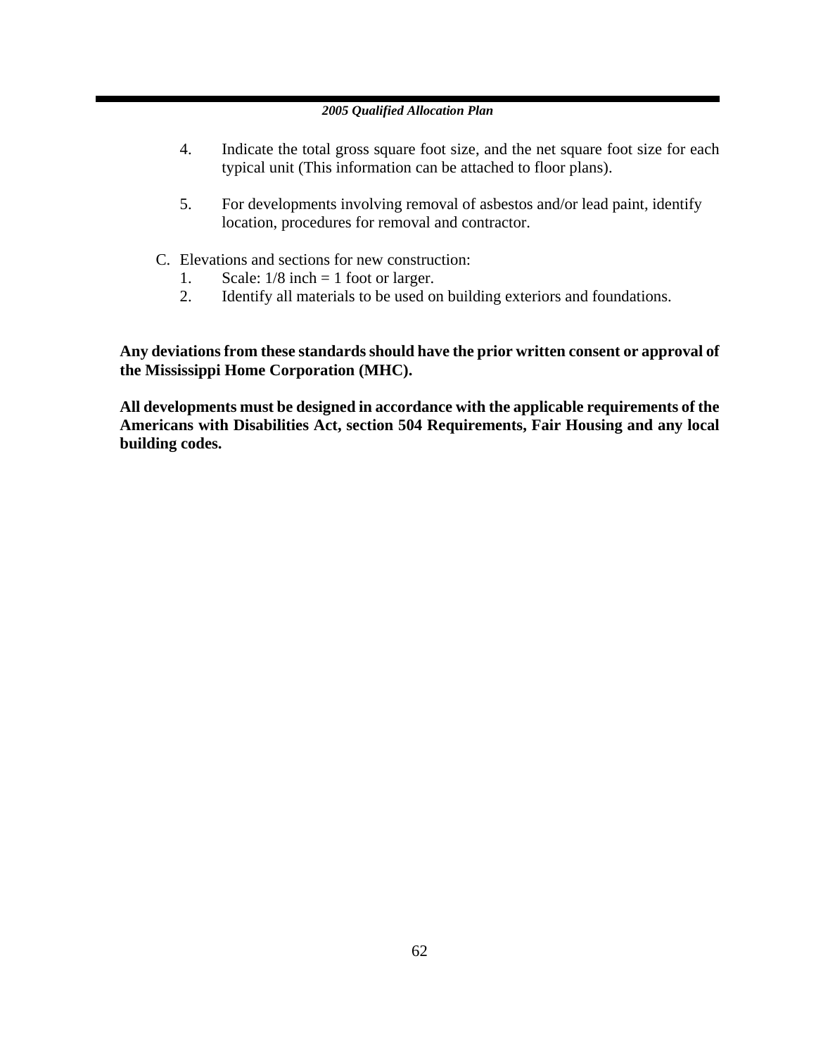4. Indicate the total gross square foot size, and the net square foot size for each typical unit (This information can be attached to floor plans).

5. For developments involving removal of asbestos and/or lead paint, identify location, procedures for removal and contractor.

C. Elevations and sections for new construction:
   1. Scale: 1/8 inch = 1 foot or larger.
   2. Identify all materials to be used on building exteriors and foundations.

**Any deviations from these standards should have the prior written consent or approval of the Mississippi Home Corporation (MHC).**

**All developments must be designed in accordance with the applicable requirements of the Americans with Disabilities Act, section 504 Requirements, Fair Housing and any local building codes.**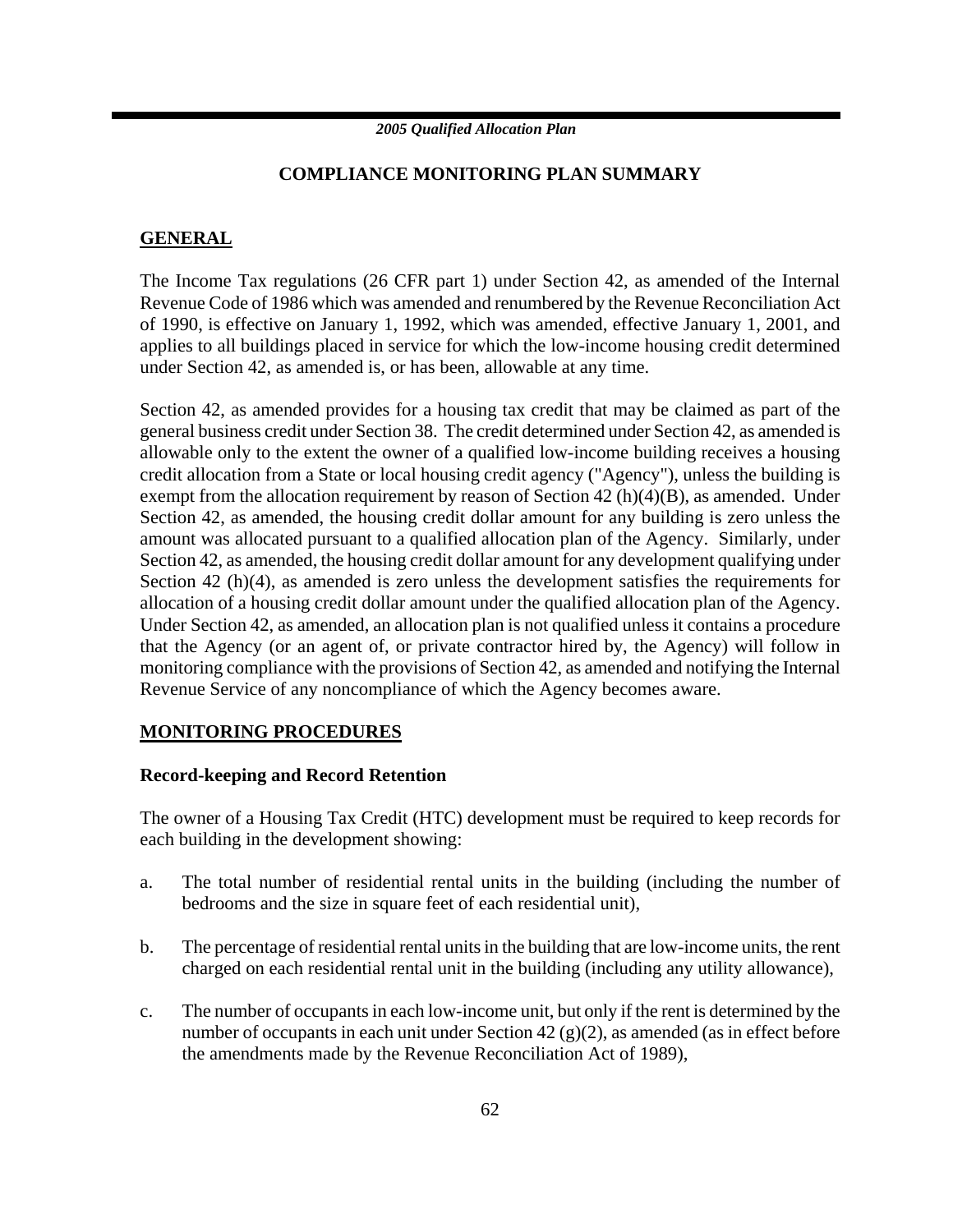# COMPLIANCE MONITORING PLAN SUMMARY

## GENERAL

The Income Tax regulations (26 CFR part 1) under Section 42, as amended of the Internal Revenue Code of 1986 which was amended and renumbered by the Revenue Reconciliation Act of 1990, is effective on January 1, 1992, which was amended, effective January 1, 2001, and applies to all buildings placed in service for which the low-income housing credit determined under Section 42, as amended is, or has been, allowable at any time.

Section 42, as amended provides for a housing tax credit that may be claimed as part of the general business credit under Section 38. The credit determined under Section 42, as amended is allowable only to the extent the owner of a qualified low-income building receives a housing credit allocation from a State or local housing credit agency ("Agency"), unless the building is exempt from the allocation requirement by reason of Section 42 (h)(4)(B), as amended. Under Section 42, as amended, the housing credit dollar amount for any building is zero unless the amount was allocated pursuant to a qualified allocation plan of the Agency. Similarly, under Section 42, as amended, the housing credit dollar amount for any development qualifying under Section 42 (h)(4), as amended is zero unless the development satisfies the requirements for allocation of a housing credit dollar amount under the qualified allocation plan of the Agency. Under Section 42, as amended, an allocation plan is not qualified unless it contains a procedure that the Agency (or an agent of, or private contractor hired by, the Agency) will follow in monitoring compliance with the provisions of Section 42, as amended and notifying the Internal Revenue Service of any noncompliance of which the Agency becomes aware.

## MONITORING PROCEDURES

### Record-keeping and Record Retention

The owner of a Housing Tax Credit (HTC) development must be required to keep records for each building in the development showing:

a. The total number of residential rental units in the building (including the number of bedrooms and the size in square feet of each residential unit),

b. The percentage of residential rental units in the building that are low-income units, the rent charged on each residential rental unit in the building (including any utility allowance),

c. The number of occupants in each low-income unit, but only if the rent is determined by the number of occupants in each unit under Section 42 (g)(2), as amended (as in effect before the amendments made by the Revenue Reconciliation Act of 1989),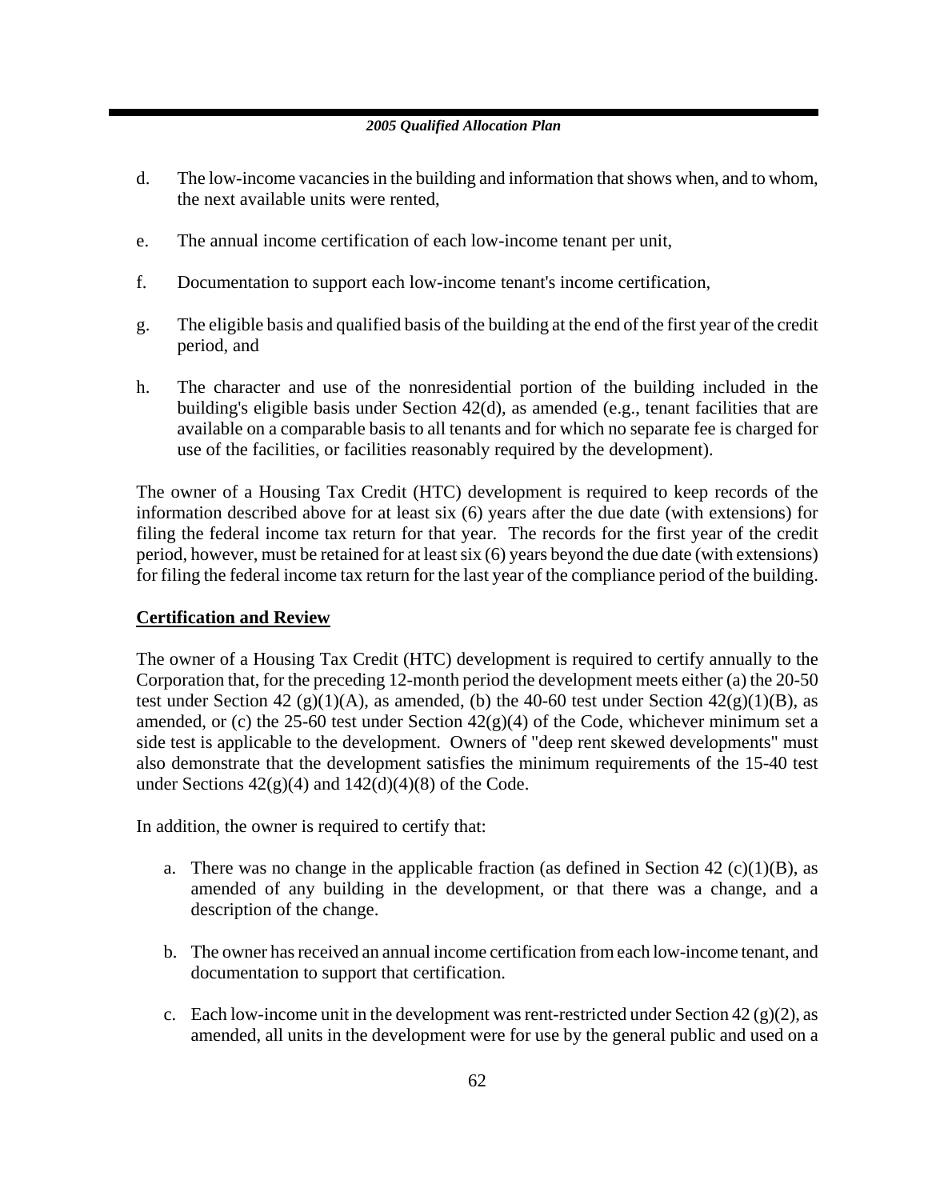d. The low-income vacancies in the building and information that shows when, and to whom, the next available units were rented,

e. The annual income certification of each low-income tenant per unit,

f. Documentation to support each low-income tenant's income certification,

g. The eligible basis and qualified basis of the building at the end of the first year of the credit period, and

h. The character and use of the nonresidential portion of the building included in the building's eligible basis under Section 42(d), as amended (e.g., tenant facilities that are available on a comparable basis to all tenants and for which no separate fee is charged for use of the facilities, or facilities reasonably required by the development).

The owner of a Housing Tax Credit (HTC) development is required to keep records of the information described above for at least six (6) years after the due date (with extensions) for filing the federal income tax return for that year. The records for the first year of the credit period, however, must be retained for at least six (6) years beyond the due date (with extensions) for filing the federal income tax return for the last year of the compliance period of the building.

**Certification and Review**

The owner of a Housing Tax Credit (HTC) development is required to certify annually to the Corporation that, for the preceding 12-month period the development meets either (a) the 20-50 test under Section 42 (g)(1)(A), as amended, (b) the 40-60 test under Section 42(g)(1)(B), as amended, or (c) the 25-60 test under Section 42(g)(4) of the Code, whichever minimum set a side test is applicable to the development. Owners of "deep rent skewed developments" must also demonstrate that the development satisfies the minimum requirements of the 15-40 test under Sections 42(g)(4) and 142(d)(4)(8) of the Code.

In addition, the owner is required to certify that:

a. There was no change in the applicable fraction (as defined in Section 42 (c)(1)(B), as amended of any building in the development, or that there was a change, and a description of the change.

b. The owner has received an annual income certification from each low-income tenant, and documentation to support that certification.

c. Each low-income unit in the development was rent-restricted under Section 42 (g)(2), as amended, all units in the development were for use by the general public and used on a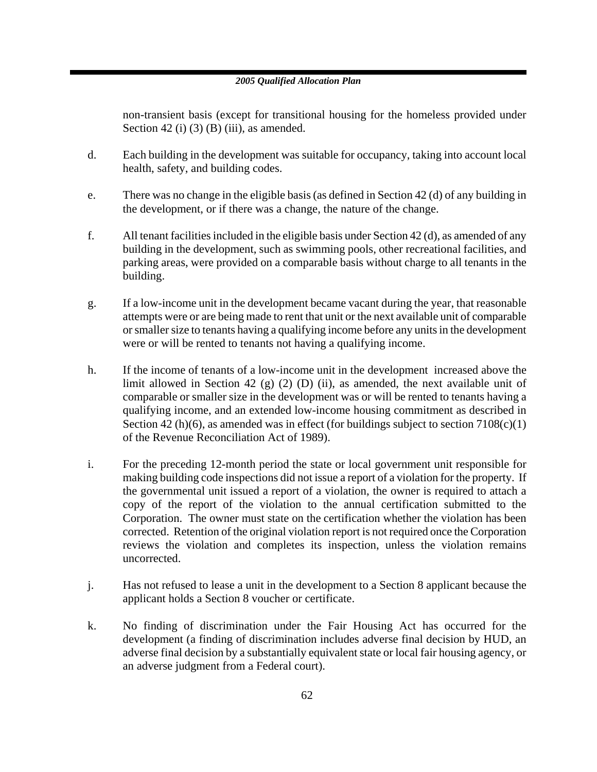non-transient basis (except for transitional housing for the homeless provided under Section 42 (i) (3) (B) (iii), as amended.

d. Each building in the development was suitable for occupancy, taking into account local health, safety, and building codes.

e. There was no change in the eligible basis (as defined in Section 42 (d) of any building in the development, or if there was a change, the nature of the change.

f. All tenant facilities included in the eligible basis under Section 42 (d), as amended of any building in the development, such as swimming pools, other recreational facilities, and parking areas, were provided on a comparable basis without charge to all tenants in the building.

g. If a low-income unit in the development became vacant during the year, that reasonable attempts were or are being made to rent that unit or the next available unit of comparable or smaller size to tenants having a qualifying income before any units in the development were or will be rented to tenants not having a qualifying income.

h. If the income of tenants of a low-income unit in the development increased above the limit allowed in Section 42 (g) (2) (D) (ii), as amended, the next available unit of comparable or smaller size in the development was or will be rented to tenants having a qualifying income, and an extended low-income housing commitment as described in Section 42 (h)(6), as amended was in effect (for buildings subject to section 7108(c)(1) of the Revenue Reconciliation Act of 1989).

i. For the preceding 12-month period the state or local government unit responsible for making building code inspections did not issue a report of a violation for the property. If the governmental unit issued a report of a violation, the owner is required to attach a copy of the report of the violation to the annual certification submitted to the Corporation. The owner must state on the certification whether the violation has been corrected. Retention of the original violation report is not required once the Corporation reviews the violation and completes its inspection, unless the violation remains uncorrected.

j. Has not refused to lease a unit in the development to a Section 8 applicant because the applicant holds a Section 8 voucher or certificate.

k. No finding of discrimination under the Fair Housing Act has occurred for the development (a finding of discrimination includes adverse final decision by HUD, an adverse final decision by a substantially equivalent state or local fair housing agency, or an adverse judgment from a Federal court).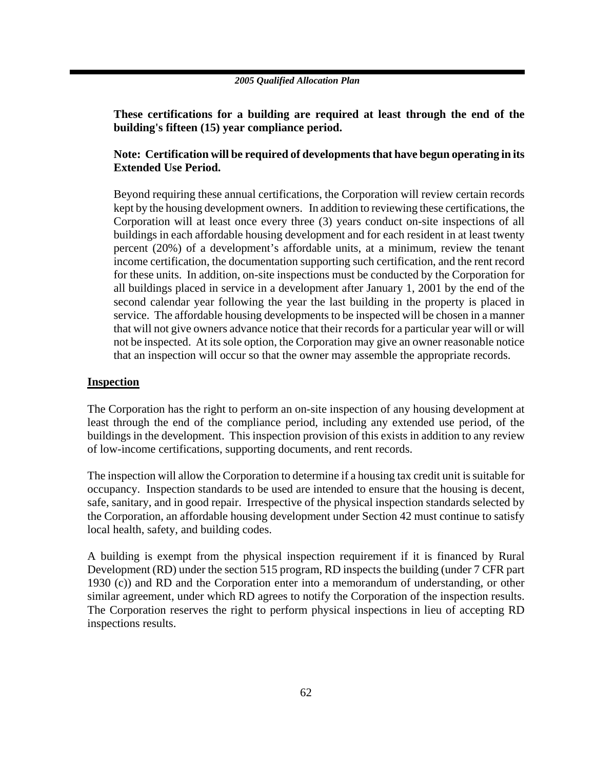**These certifications for a building are required at least through the end of the building's fifteen (15) year compliance period.**

**Note: Certification will be required of developments that have begun operating in its Extended Use Period.**

Beyond requiring these annual certifications, the Corporation will review certain records kept by the housing development owners. In addition to reviewing these certifications, the Corporation will at least once every three (3) years conduct on-site inspections of all buildings in each affordable housing development and for each resident in at least twenty percent (20%) of a development's affordable units, at a minimum, review the tenant income certification, the documentation supporting such certification, and the rent record for these units. In addition, on-site inspections must be conducted by the Corporation for all buildings placed in service in a development after January 1, 2001 by the end of the second calendar year following the year the last building in the property is placed in service. The affordable housing developments to be inspected will be chosen in a manner that will not give owners advance notice that their records for a particular year will or will not be inspected. At its sole option, the Corporation may give an owner reasonable notice that an inspection will occur so that the owner may assemble the appropriate records.

**Inspection**

The Corporation has the right to perform an on-site inspection of any housing development at least through the end of the compliance period, including any extended use period, of the buildings in the development. This inspection provision of this exists in addition to any review of low-income certifications, supporting documents, and rent records.

The inspection will allow the Corporation to determine if a housing tax credit unit is suitable for occupancy. Inspection standards to be used are intended to ensure that the housing is decent, safe, sanitary, and in good repair. Irrespective of the physical inspection standards selected by the Corporation, an affordable housing development under Section 42 must continue to satisfy local health, safety, and building codes.

A building is exempt from the physical inspection requirement if it is financed by Rural Development (RD) under the section 515 program, RD inspects the building (under 7 CFR part 1930 (c)) and RD and the Corporation enter into a memorandum of understanding, or other similar agreement, under which RD agrees to notify the Corporation of the inspection results. The Corporation reserves the right to perform physical inspections in lieu of accepting RD inspections results.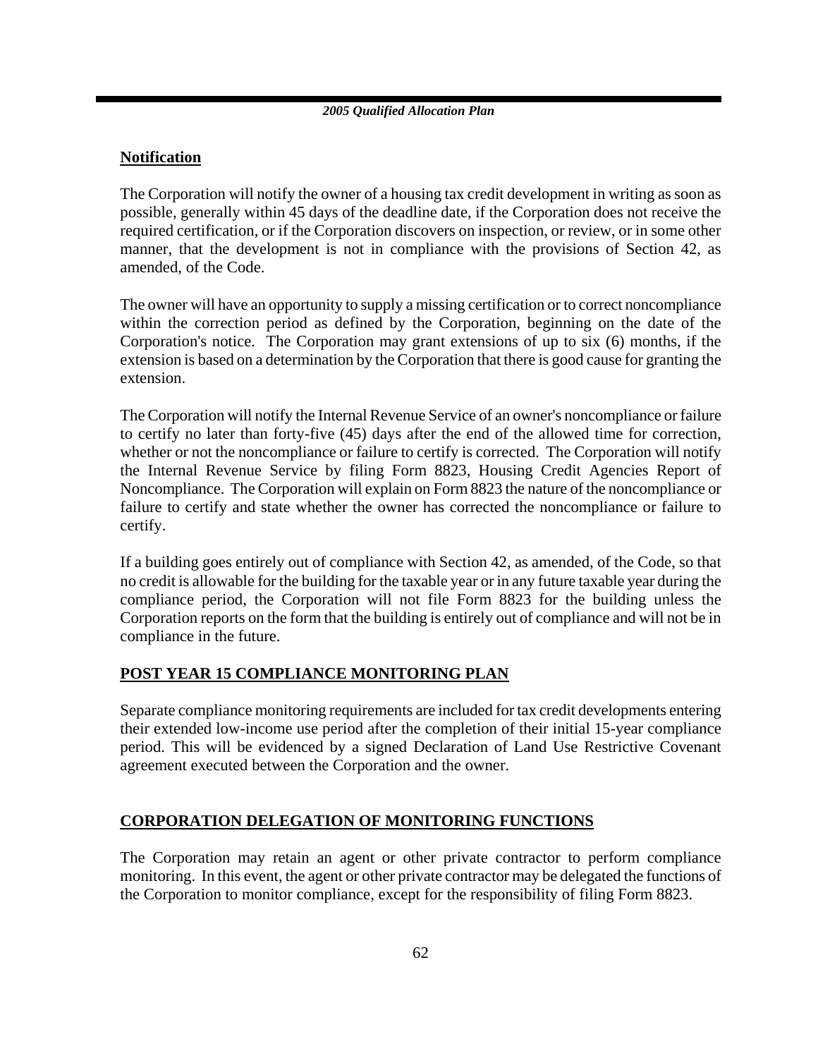## Notification

The Corporation will notify the owner of a housing tax credit development in writing as soon as possible, generally within 45 days of the deadline date, if the Corporation does not receive the required certification, or if the Corporation discovers on inspection, or review, or in some other manner, that the development is not in compliance with the provisions of Section 42, as amended, of the Code.

The owner will have an opportunity to supply a missing certification or to correct noncompliance within the correction period as defined by the Corporation, beginning on the date of the Corporation's notice. The Corporation may grant extensions of up to six (6) months, if the extension is based on a determination by the Corporation that there is good cause for granting the extension.

The Corporation will notify the Internal Revenue Service of an owner's noncompliance or failure to certify no later than forty-five (45) days after the end of the allowed time for correction, whether or not the noncompliance or failure to certify is corrected. The Corporation will notify the Internal Revenue Service by filing Form 8823, Housing Credit Agencies Report of Noncompliance. The Corporation will explain on Form 8823 the nature of the noncompliance or failure to certify and state whether the owner has corrected the noncompliance or failure to certify.

If a building goes entirely out of compliance with Section 42, as amended, of the Code, so that no credit is allowable for the building for the taxable year or in any future taxable year during the compliance period, the Corporation will not file Form 8823 for the building unless the Corporation reports on the form that the building is entirely out of compliance and will not be in compliance in the future.

## POST YEAR 15 COMPLIANCE MONITORING PLAN

Separate compliance monitoring requirements are included for tax credit developments entering their extended low-income use period after the completion of their initial 15-year compliance period. This will be evidenced by a signed Declaration of Land Use Restrictive Covenant agreement executed between the Corporation and the owner.

## CORPORATION DELEGATION OF MONITORING FUNCTIONS

The Corporation may retain an agent or other private contractor to perform compliance monitoring. In this event, the agent or other private contractor may be delegated the functions of the Corporation to monitor compliance, except for the responsibility of filing Form 8823.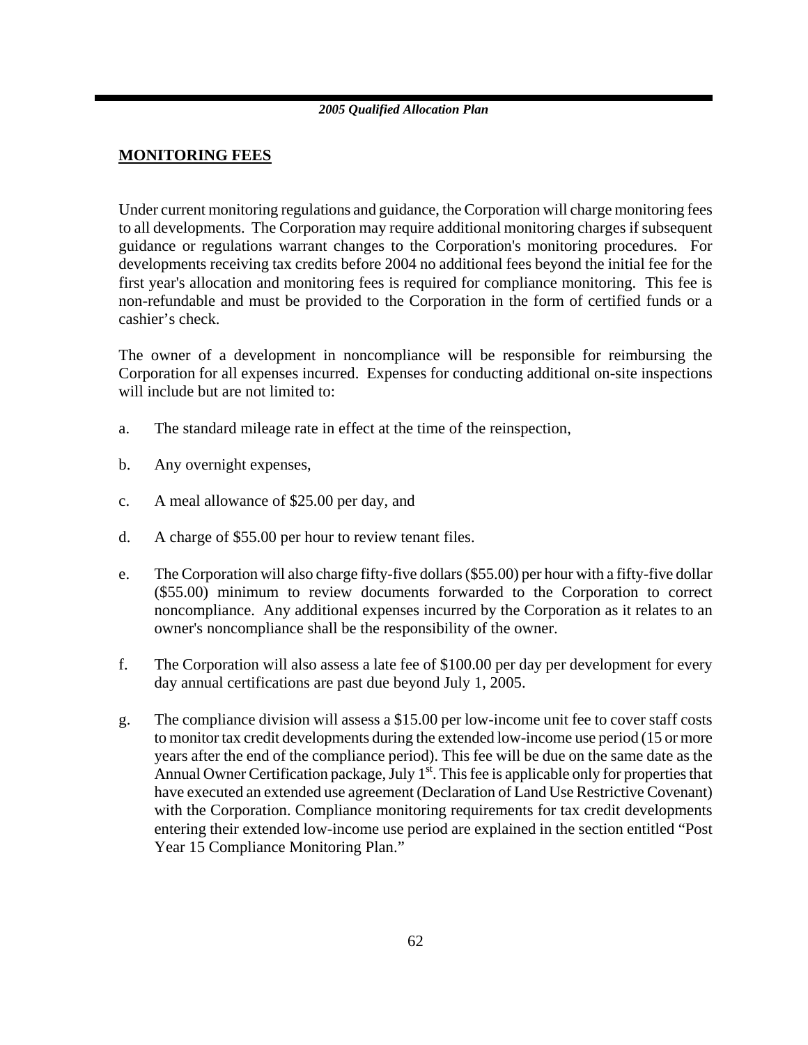## MONITORING FEES

Under current monitoring regulations and guidance, the Corporation will charge monitoring fees to all developments. The Corporation may require additional monitoring charges if subsequent guidance or regulations warrant changes to the Corporation's monitoring procedures. For developments receiving tax credits before 2004 no additional fees beyond the initial fee for the first year's allocation and monitoring fees is required for compliance monitoring. This fee is non-refundable and must be provided to the Corporation in the form of certified funds or a cashier's check.

The owner of a development in noncompliance will be responsible for reimbursing the Corporation for all expenses incurred. Expenses for conducting additional on-site inspections will include but are not limited to:

a. The standard mileage rate in effect at the time of the reinspection,

b. Any overnight expenses,

c. A meal allowance of $25.00 per day, and

d. A charge of $55.00 per hour to review tenant files.

e. The Corporation will also charge fifty-five dollars ($55.00) per hour with a fifty-five dollar ($55.00) minimum to review documents forwarded to the Corporation to correct noncompliance. Any additional expenses incurred by the Corporation as it relates to an owner's noncompliance shall be the responsibility of the owner.

f. The Corporation will also assess a late fee of $100.00 per day per development for every day annual certifications are past due beyond July 1, 2005.

g. The compliance division will assess a $15.00 per low-income unit fee to cover staff costs to monitor tax credit developments during the extended low-income use period (15 or more years after the end of the compliance period). This fee will be due on the same date as the Annual Owner Certification package, July 1st. This fee is applicable only for properties that have executed an extended use agreement (Declaration of Land Use Restrictive Covenant) with the Corporation. Compliance monitoring requirements for tax credit developments entering their extended low-income use period are explained in the section entitled "Post Year 15 Compliance Monitoring Plan."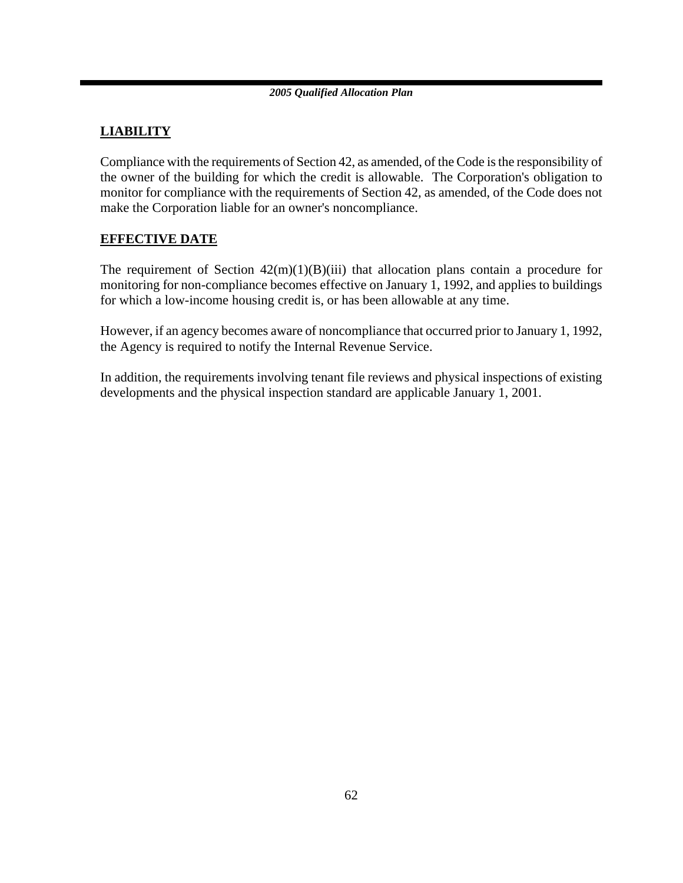## LIABILITY

Compliance with the requirements of Section 42, as amended, of the Code is the responsibility of the owner of the building for which the credit is allowable. The Corporation's obligation to monitor for compliance with the requirements of Section 42, as amended, of the Code does not make the Corporation liable for an owner's noncompliance.

## EFFECTIVE DATE

The requirement of Section 42(m)(1)(B)(iii) that allocation plans contain a procedure for monitoring for non-compliance becomes effective on January 1, 1992, and applies to buildings for which a low-income housing credit is, or has been allowable at any time.

However, if an agency becomes aware of noncompliance that occurred prior to January 1, 1992, the Agency is required to notify the Internal Revenue Service.

In addition, the requirements involving tenant file reviews and physical inspections of existing developments and the physical inspection standard are applicable January 1, 2001.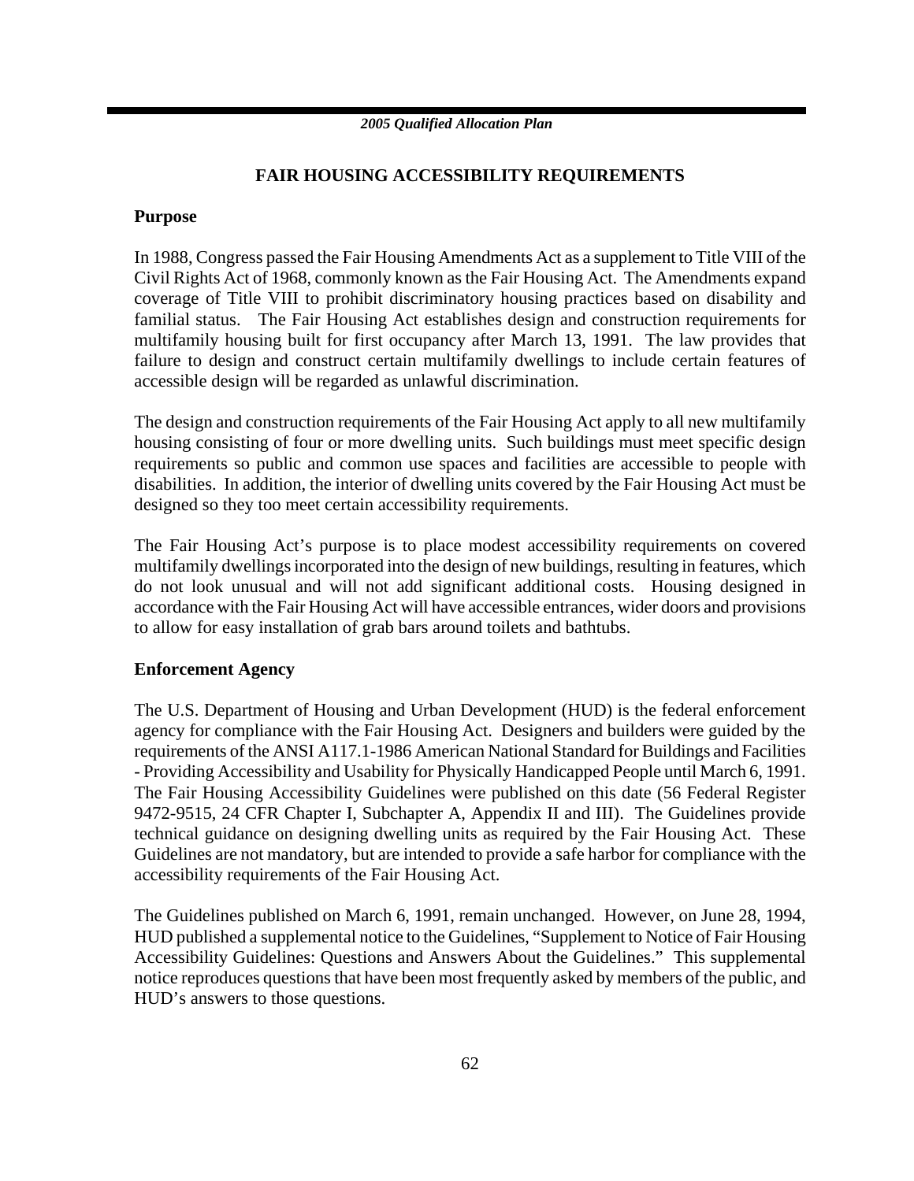## FAIR HOUSING ACCESSIBILITY REQUIREMENTS

### Purpose

In 1988, Congress passed the Fair Housing Amendments Act as a supplement to Title VIII of the Civil Rights Act of 1968, commonly known as the Fair Housing Act. The Amendments expand coverage of Title VIII to prohibit discriminatory housing practices based on disability and familial status. The Fair Housing Act establishes design and construction requirements for multifamily housing built for first occupancy after March 13, 1991. The law provides that failure to design and construct certain multifamily dwellings to include certain features of accessible design will be regarded as unlawful discrimination.

The design and construction requirements of the Fair Housing Act apply to all new multifamily housing consisting of four or more dwelling units. Such buildings must meet specific design requirements so public and common use spaces and facilities are accessible to people with disabilities. In addition, the interior of dwelling units covered by the Fair Housing Act must be designed so they too meet certain accessibility requirements.

The Fair Housing Act's purpose is to place modest accessibility requirements on covered multifamily dwellings incorporated into the design of new buildings, resulting in features, which do not look unusual and will not add significant additional costs. Housing designed in accordance with the Fair Housing Act will have accessible entrances, wider doors and provisions to allow for easy installation of grab bars around toilets and bathtubs.

### Enforcement Agency

The U.S. Department of Housing and Urban Development (HUD) is the federal enforcement agency for compliance with the Fair Housing Act. Designers and builders were guided by the requirements of the ANSI A117.1-1986 American National Standard for Buildings and Facilities - Providing Accessibility and Usability for Physically Handicapped People until March 6, 1991. The Fair Housing Accessibility Guidelines were published on this date (56 Federal Register 9472-9515, 24 CFR Chapter I, Subchapter A, Appendix II and III). The Guidelines provide technical guidance on designing dwelling units as required by the Fair Housing Act. These Guidelines are not mandatory, but are intended to provide a safe harbor for compliance with the accessibility requirements of the Fair Housing Act.

The Guidelines published on March 6, 1991, remain unchanged. However, on June 28, 1994, HUD published a supplemental notice to the Guidelines, "Supplement to Notice of Fair Housing Accessibility Guidelines: Questions and Answers About the Guidelines." This supplemental notice reproduces questions that have been most frequently asked by members of the public, and HUD's answers to those questions.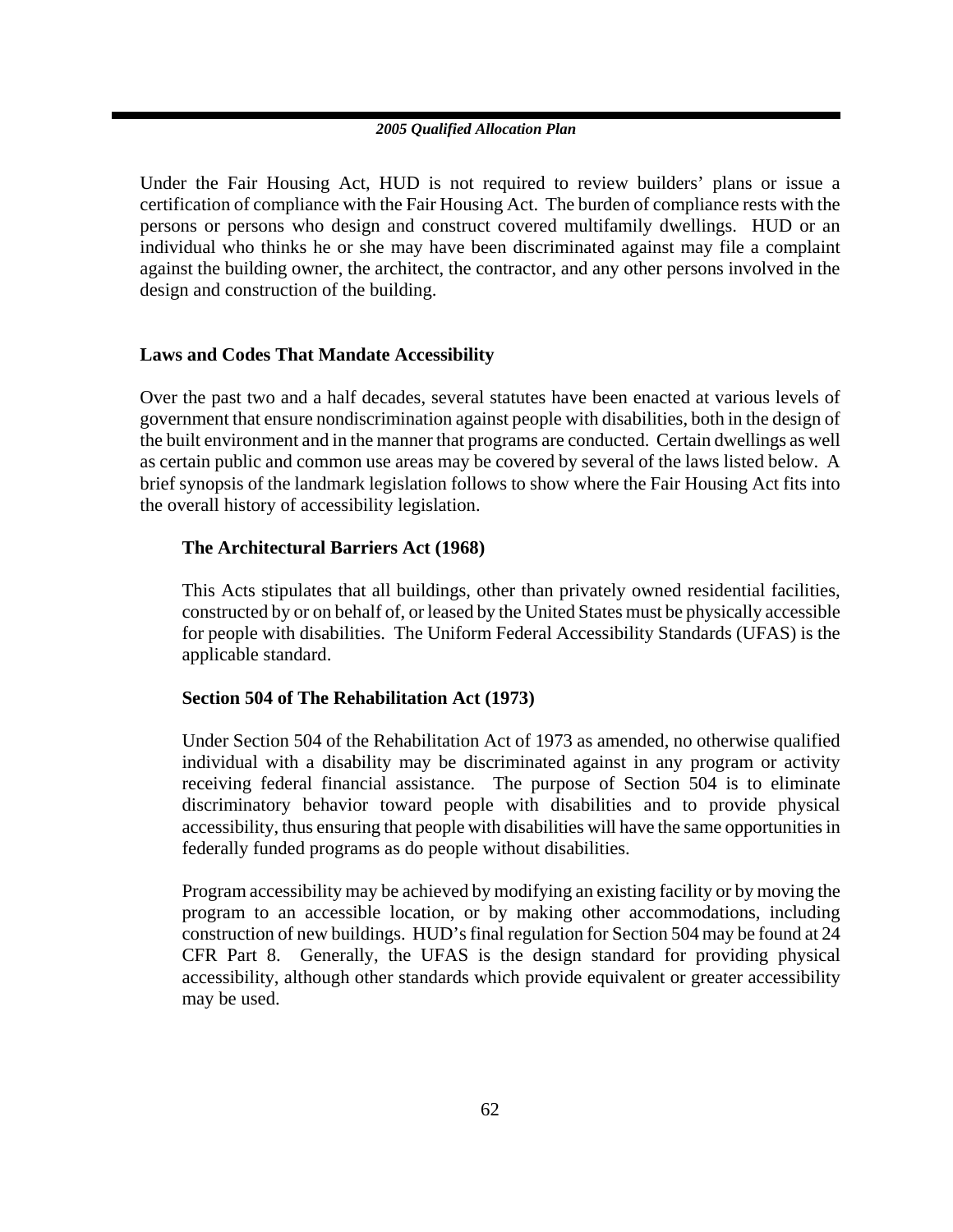Under the Fair Housing Act, HUD is not required to review builders' plans or issue a certification of compliance with the Fair Housing Act. The burden of compliance rests with the persons or persons who design and construct covered multifamily dwellings. HUD or an individual who thinks he or she may have been discriminated against may file a complaint against the building owner, the architect, the contractor, and any other persons involved in the design and construction of the building.

## Laws and Codes That Mandate Accessibility

Over the past two and a half decades, several statutes have been enacted at various levels of government that ensure nondiscrimination against people with disabilities, both in the design of the built environment and in the manner that programs are conducted. Certain dwellings as well as certain public and common use areas may be covered by several of the laws listed below. A brief synopsis of the landmark legislation follows to show where the Fair Housing Act fits into the overall history of accessibility legislation.

### The Architectural Barriers Act (1968)

This Acts stipulates that all buildings, other than privately owned residential facilities, constructed by or on behalf of, or leased by the United States must be physically accessible for people with disabilities. The Uniform Federal Accessibility Standards (UFAS) is the applicable standard.

### Section 504 of The Rehabilitation Act (1973)

Under Section 504 of the Rehabilitation Act of 1973 as amended, no otherwise qualified individual with a disability may be discriminated against in any program or activity receiving federal financial assistance. The purpose of Section 504 is to eliminate discriminatory behavior toward people with disabilities and to provide physical accessibility, thus ensuring that people with disabilities will have the same opportunities in federally funded programs as do people without disabilities.

Program accessibility may be achieved by modifying an existing facility or by moving the program to an accessible location, or by making other accommodations, including construction of new buildings. HUD's final regulation for Section 504 may be found at 24 CFR Part 8. Generally, the UFAS is the design standard for providing physical accessibility, although other standards which provide equivalent or greater accessibility may be used.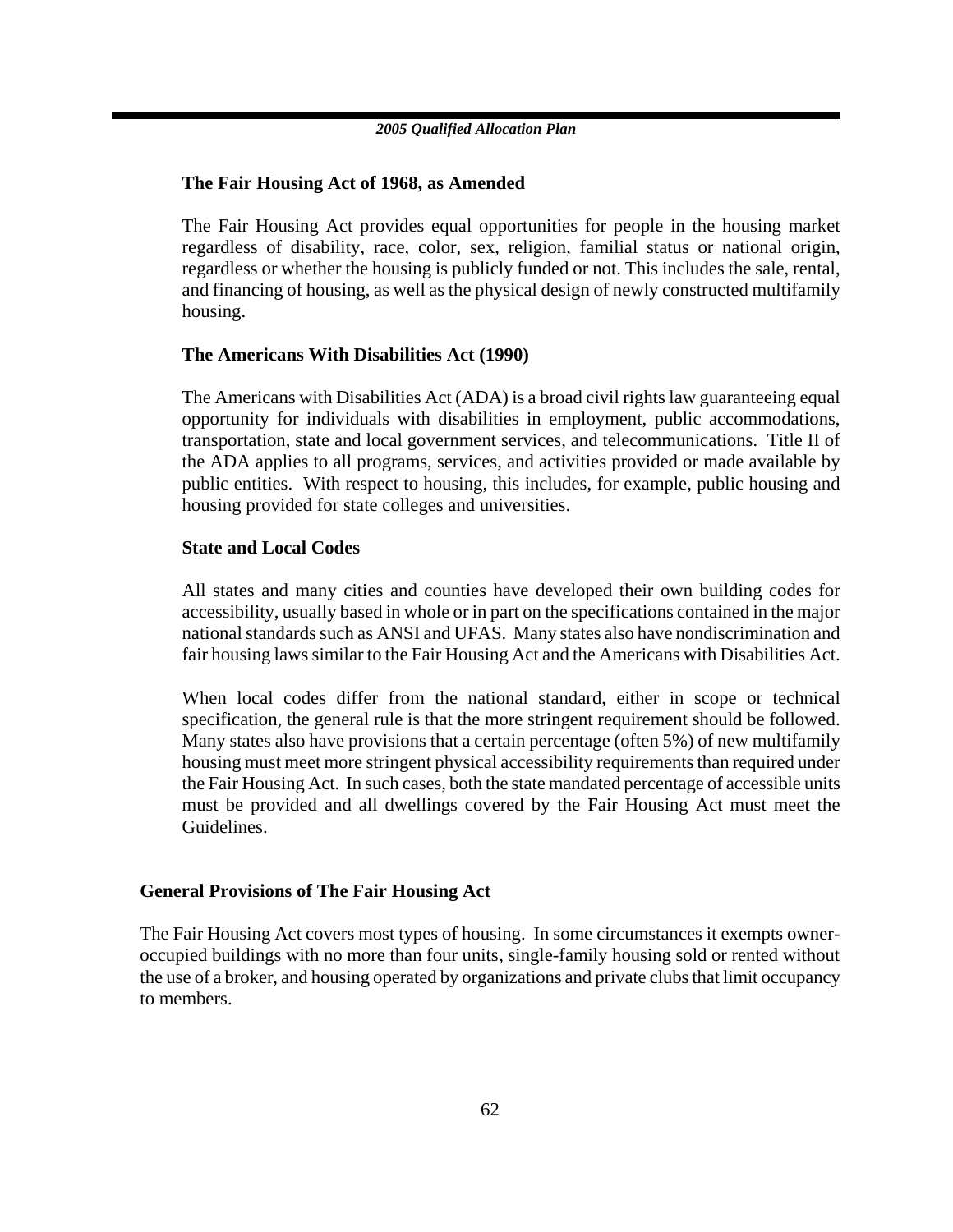### The Fair Housing Act of 1968, as Amended

The Fair Housing Act provides equal opportunities for people in the housing market regardless of disability, race, color, sex, religion, familial status or national origin, regardless or whether the housing is publicly funded or not. This includes the sale, rental, and financing of housing, as well as the physical design of newly constructed multifamily housing.

### The Americans With Disabilities Act (1990)

The Americans with Disabilities Act (ADA) is a broad civil rights law guaranteeing equal opportunity for individuals with disabilities in employment, public accommodations, transportation, state and local government services, and telecommunications. Title II of the ADA applies to all programs, services, and activities provided or made available by public entities. With respect to housing, this includes, for example, public housing and housing provided for state colleges and universities.

### State and Local Codes

All states and many cities and counties have developed their own building codes for accessibility, usually based in whole or in part on the specifications contained in the major national standards such as ANSI and UFAS. Many states also have nondiscrimination and fair housing laws similar to the Fair Housing Act and the Americans with Disabilities Act.

When local codes differ from the national standard, either in scope or technical specification, the general rule is that the more stringent requirement should be followed. Many states also have provisions that a certain percentage (often 5%) of new multifamily housing must meet more stringent physical accessibility requirements than required under the Fair Housing Act. In such cases, both the state mandated percentage of accessible units must be provided and all dwellings covered by the Fair Housing Act must meet the Guidelines.

## General Provisions of The Fair Housing Act

The Fair Housing Act covers most types of housing. In some circumstances it exempts owner-occupied buildings with no more than four units, single-family housing sold or rented without the use of a broker, and housing operated by organizations and private clubs that limit occupancy to members.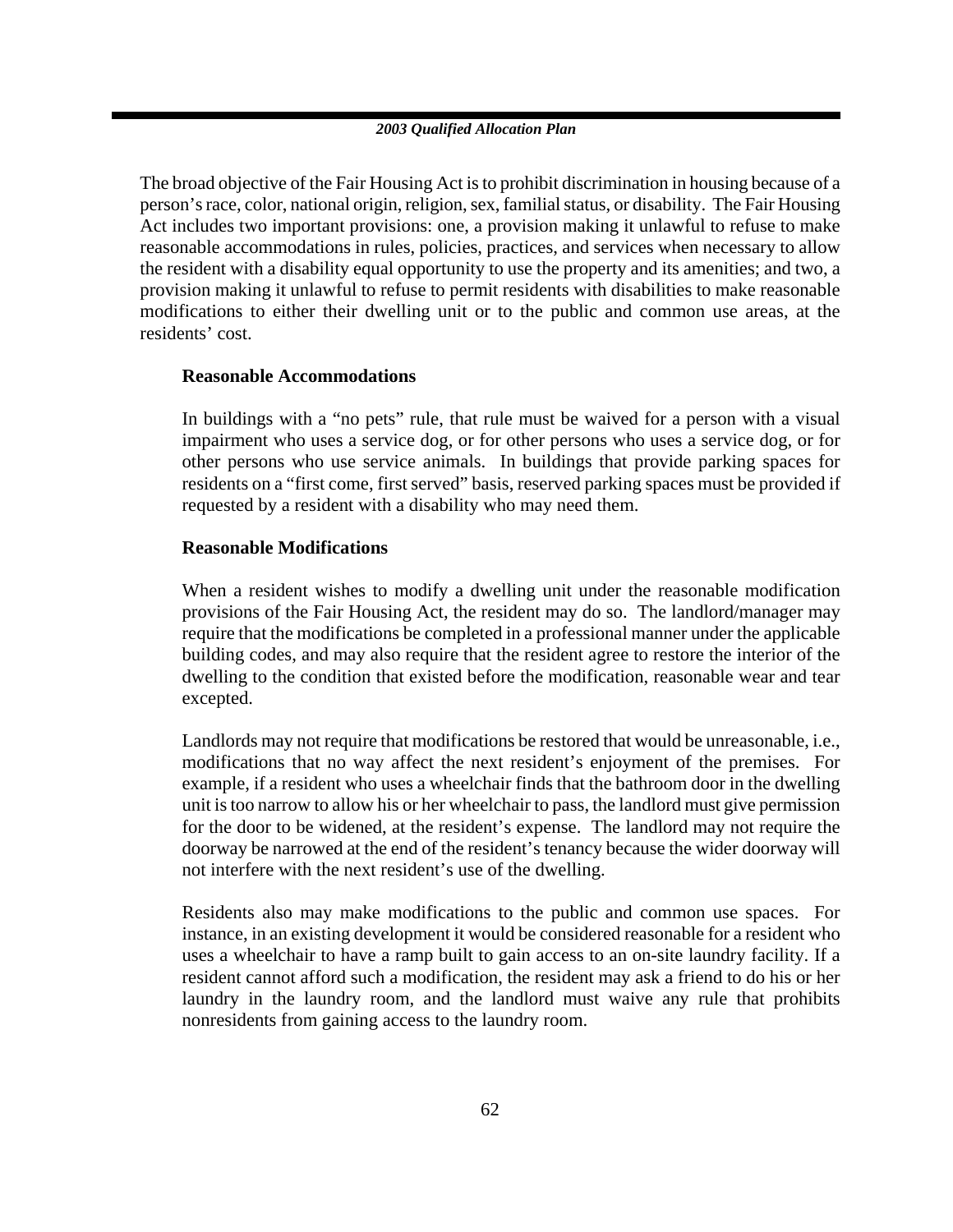The broad objective of the Fair Housing Act is to prohibit discrimination in housing because of a person's race, color, national origin, religion, sex, familial status, or disability. The Fair Housing Act includes two important provisions: one, a provision making it unlawful to refuse to make reasonable accommodations in rules, policies, practices, and services when necessary to allow the resident with a disability equal opportunity to use the property and its amenities; and two, a provision making it unlawful to refuse to permit residents with disabilities to make reasonable modifications to either their dwelling unit or to the public and common use areas, at the residents' cost.

**Reasonable Accommodations**

In buildings with a "no pets" rule, that rule must be waived for a person with a visual impairment who uses a service dog, or for other persons who uses a service dog, or for other persons who use service animals. In buildings that provide parking spaces for residents on a "first come, first served" basis, reserved parking spaces must be provided if requested by a resident with a disability who may need them.

**Reasonable Modifications**

When a resident wishes to modify a dwelling unit under the reasonable modification provisions of the Fair Housing Act, the resident may do so. The landlord/manager may require that the modifications be completed in a professional manner under the applicable building codes, and may also require that the resident agree to restore the interior of the dwelling to the condition that existed before the modification, reasonable wear and tear excepted.

Landlords may not require that modifications be restored that would be unreasonable, i.e., modifications that no way affect the next resident's enjoyment of the premises. For example, if a resident who uses a wheelchair finds that the bathroom door in the dwelling unit is too narrow to allow his or her wheelchair to pass, the landlord must give permission for the door to be widened, at the resident's expense. The landlord may not require the doorway be narrowed at the end of the resident's tenancy because the wider doorway will not interfere with the next resident's use of the dwelling.

Residents also may make modifications to the public and common use spaces. For instance, in an existing development it would be considered reasonable for a resident who uses a wheelchair to have a ramp built to gain access to an on-site laundry facility. If a resident cannot afford such a modification, the resident may ask a friend to do his or her laundry in the laundry room, and the landlord must waive any rule that prohibits nonresidents from gaining access to the laundry room.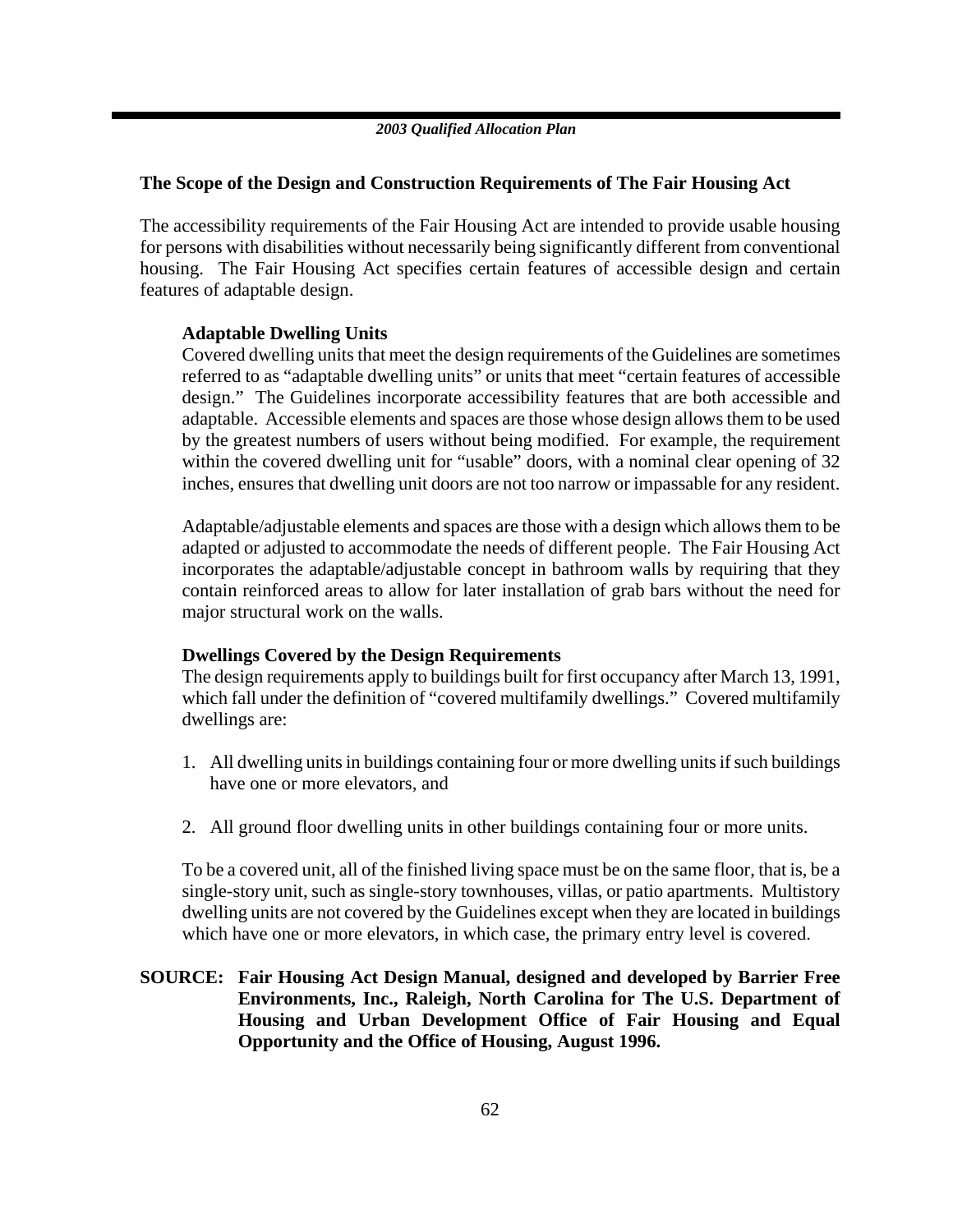## The Scope of the Design and Construction Requirements of The Fair Housing Act

The accessibility requirements of the Fair Housing Act are intended to provide usable housing for persons with disabilities without necessarily being significantly different from conventional housing. The Fair Housing Act specifies certain features of accessible design and certain features of adaptable design.

### Adaptable Dwelling Units

Covered dwelling units that meet the design requirements of the Guidelines are sometimes referred to as "adaptable dwelling units" or units that meet "certain features of accessible design." The Guidelines incorporate accessibility features that are both accessible and adaptable. Accessible elements and spaces are those whose design allows them to be used by the greatest numbers of users without being modified. For example, the requirement within the covered dwelling unit for "usable" doors, with a nominal clear opening of 32 inches, ensures that dwelling unit doors are not too narrow or impassable for any resident.

Adaptable/adjustable elements and spaces are those with a design which allows them to be adapted or adjusted to accommodate the needs of different people. The Fair Housing Act incorporates the adaptable/adjustable concept in bathroom walls by requiring that they contain reinforced areas to allow for later installation of grab bars without the need for major structural work on the walls.

### Dwellings Covered by the Design Requirements

The design requirements apply to buildings built for first occupancy after March 13, 1991, which fall under the definition of "covered multifamily dwellings." Covered multifamily dwellings are:

1. All dwelling units in buildings containing four or more dwelling units if such buildings have one or more elevators, and

2. All ground floor dwelling units in other buildings containing four or more units.

To be a covered unit, all of the finished living space must be on the same floor, that is, be a single-story unit, such as single-story townhouses, villas, or patio apartments. Multistory dwelling units are not covered by the Guidelines except when they are located in buildings which have one or more elevators, in which case, the primary entry level is covered.

**SOURCE: Fair Housing Act Design Manual, designed and developed by Barrier Free Environments, Inc., Raleigh, North Carolina for The U.S. Department of Housing and Urban Development Office of Fair Housing and Equal Opportunity and the Office of Housing, August 1996.**